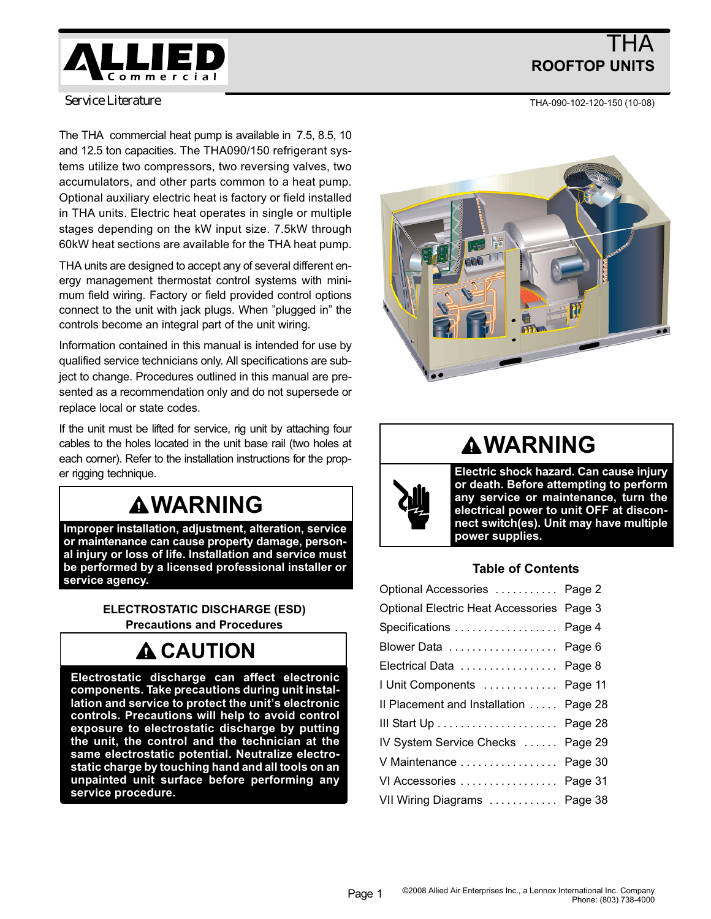# THA ROOFTOP UNITS

Service Literature

THA-090-102-120-150 (10-08)

The THA commercial heat pump is available in 7.5, 8.5, 10 and 12.5 ton capacities. The THA090/150 refrigerant systems utilize two compressors, two reversing valves, two accumulators, and other parts common to a heat pump. Optional auxiliary electric heat is factory or field installed in THA units. Electric heat operates in single or multiple stages depending on the kW input size. 7.5kW through 60kW heat sections are available for the THA heat pump.

THA units are designed to accept any of several different energy management thermostat control systems with minimum field wiring. Factory or field provided control options connect to the unit with jack plugs. When "plugged in" the controls become an integral part of the unit wiring.

Information contained in this manual is intended for use by qualified service technicians only. All specifications are subject to change. Procedures outlined in this manual are presented as a recommendation only and do not supersede or replace local or state codes.

If the unit must be lifted for service, rig unit by attaching four cables to the holes located in the unit base rail (two holes at each corner). Refer to the installation instructions for the proper rigging technique.

## ⚠WARNING

**Improper installation, adjustment, alteration, service or maintenance can cause property damage, personal injury or loss of life. Installation and service must be performed by a licensed professional installer or service agency.**

### ELECTROSTATIC DISCHARGE (ESD) Precautions and Procedures

## ⚠ CAUTION

**Electrostatic discharge can affect electronic components. Take precautions during unit installation and service to protect the unit's electronic controls. Precautions will help to avoid control exposure to electrostatic discharge by putting the unit, the control and the technician at the same electrostatic potential. Neutralize electrostatic charge by touching hand and all tools on an unpainted unit surface before performing any service procedure.**

## ⚠WARNING

**Electric shock hazard. Can cause injury or death. Before attempting to perform any service or maintenance, turn the electrical power to unit OFF at disconnect switch(es). Unit may have multiple power supplies.**

### Table of Contents

| | |
|---|---|
| Optional Accessories | Page 2 |
| Optional Electric Heat Accessories | Page 3 |
| Specifications | Page 4 |
| Blower Data | Page 6 |
| Electrical Data | Page 8 |
| I Unit Components | Page 11 |
| II Placement and Installation | Page 28 |
| III Start Up | Page 28 |
| IV System Service Checks | Page 29 |
| V Maintenance | Page 30 |
| VI Accessories | Page 31 |
| VII Wiring Diagrams | Page 38 |

©2008 Allied Air Enterprises Inc., a Lennox International Inc. Company
Phone: (803) 738-4000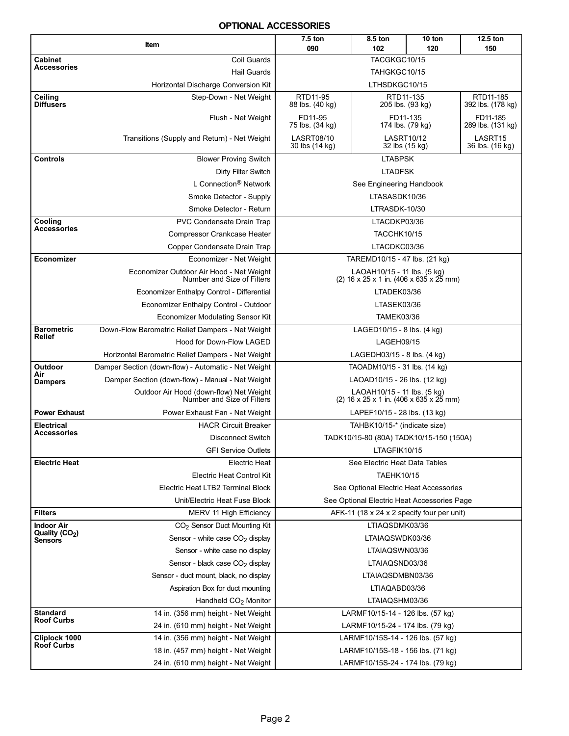## OPTIONAL ACCESSORIES

| Item | | 7.5 ton 090 | 8.5 ton 102 | 10 ton 120 | 12.5 ton 150 |
|---|---|---|---|---|---|
| **Cabinet Accessories** | Coil Guards | TACGKGC10/15 | | | |
| | Hail Guards | TAHGKGC10/15 | | | |
| | Horizontal Discharge Conversion Kit | LTHSDKGC10/15 | | | |
| **Ceiling Diffusers** | Step-Down - Net Weight | RTD11-95 88 lbs. (40 kg) | RTD11-135 205 lbs. (93 kg) | | RTD11-185 392 lbs. (178 kg) |
| | Flush - Net Weight | FD11-95 75 lbs. (34 kg) | FD11-135 174 lbs. (79 kg) | | FD11-185 289 lbs. (131 kg) |
| | Transitions (Supply and Return) - Net Weight | LASRT08/10 30 lbs (14 kg) | LASRT10/12 32 lbs (15 kg) | | LASRT15 36 lbs. (16 kg) |
| **Controls** | Blower Proving Switch | LTABPSK | | | |
| | Dirty Filter Switch | LTADFSK | | | |
| | L Connection® Network | See Engineering Handbook | | | |
| | Smoke Detector - Supply | LTASASDK10/36 | | | |
| | Smoke Detector - Return | LTRASDK-10/30 | | | |
| **Cooling Accessories** | PVC Condensate Drain Trap | LTACDKP03/36 | | | |
| | Compressor Crankcase Heater | TACCHK10/15 | | | |
| | Copper Condensate Drain Trap | LTACDKC03/36 | | | |
| **Economizer** | Economizer - Net Weight | TAREMD10/15 - 47 lbs. (21 kg) | | | |
| | Economizer Outdoor Air Hood - Net Weight Number and Size of Filters | LAOAH10/15 - 11 lbs. (5 kg) (2) 16 x 25 x 1 in. (406 x 635 x 25 mm) | | | |
| | Economizer Enthalpy Control - Differential | LTADEK03/36 | | | |
| | Economizer Enthalpy Control - Outdoor | LTASEK03/36 | | | |
| | Economizer Modulating Sensor Kit | TAMEK03/36 | | | |
| **Barometric Relief** | Down-Flow Barometric Relief Dampers - Net Weight | LAGED10/15 - 8 lbs. (4 kg) | | | |
| | Hood for Down-Flow LAGED | LAGEH09/15 | | | |
| | Horizontal Barometric Relief Dampers - Net Weight | LAGEDH03/15 - 8 lbs. (4 kg) | | | |
| **Outdoor Air Dampers** | Damper Section (down-flow) - Automatic - Net Weight | TAOADM10/15 - 31 lbs. (14 kg) | | | |
| | Damper Section (down-flow) - Manual - Net Weight | LAOAD10/15 - 26 lbs. (12 kg) | | | |
| | Outdoor Air Hood (down-flow) Net Weight Number and Size of Filters | LAOAH10/15 - 11 lbs. (5 kg) (2) 16 x 25 x 1 in. (406 x 635 x 25 mm) | | | |
| **Power Exhaust** | Power Exhaust Fan - Net Weight | LAPEF10/15 - 28 lbs. (13 kg) | | | |
| **Electrical Accessories** | HACR Circuit Breaker | TAHBK10/15-* (indicate size) | | | |
| | Disconnect Switch | TADK10/15-80 (80A) TADK10/15-150 (150A) | | | |
| | GFI Service Outlets | LTAGFIK10/15 | | | |
| **Electric Heat** | Electric Heat | See Electric Heat Data Tables | | | |
| | Electric Heat Control Kit | TAEHK10/15 | | | |
| | Electric Heat LTB2 Terminal Block | See Optional Electric Heat Accessories | | | |
| | Unit/Electric Heat Fuse Block | See Optional Electric Heat Accessories Page | | | |
| **Filters** | MERV 11 High Efficiency | AFK-11 (18 x 24 x 2 specify four per unit) | | | |
| **Indoor Air Quality ($CO_2$) Sensors** | $CO_2$ Sensor Duct Mounting Kit | LTIAQSDMK03/36 | | | |
| | Sensor - white case $CO_2$ display | LTAIAQSWDK03/36 | | | |
| | Sensor - white case no display | LTAIAQSWN03/36 | | | |
| | Sensor - black case $CO_2$ display | LTAIAQSND03/36 | | | |
| | Sensor - duct mount, black, no display | LTAIAQSDMBN03/36 | | | |
| | Aspiration Box for duct mounting | LTIAQABD03/36 | | | |
| | Handheld $CO_2$ Monitor | LTAIAQSHM03/36 | | | |
| **Standard Roof Curbs** | 14 in. (356 mm) height - Net Weight | LARMF10/15-14 - 126 lbs. (57 kg) | | | |
| | 24 in. (610 mm) height - Net Weight | LARMF10/15-24 - 174 lbs. (79 kg) | | | |
| **Cliplock 1000 Roof Curbs** | 14 in. (356 mm) height - Net Weight | LARMF10/15S-14 - 126 lbs. (57 kg) | | | |
| | 18 in. (457 mm) height - Net Weight | LARMF10/15S-18 - 156 lbs. (71 kg) | | | |
| | 24 in. (610 mm) height - Net Weight | LARMF10/15S-24 - 174 lbs. (79 kg) | | | |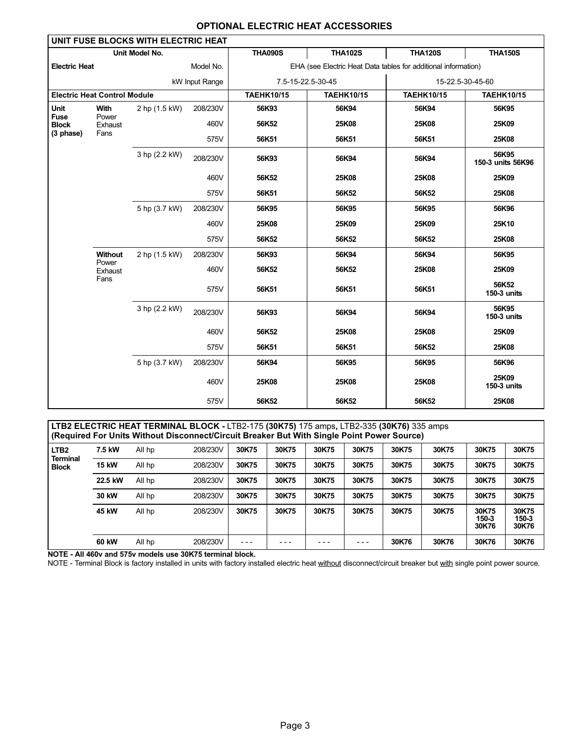## OPTIONAL ELECTRIC HEAT ACCESSORIES

| UNIT FUSE BLOCKS WITH ELECTRIC HEAT | | | | | | | |
|---|---|---|---|---|---|---|---|
| Unit Model No. | | | | THA090S | THA102S | THA120S | THA150S |
| Electric Heat | | | Model No. | EHA (see Electric Heat Data tables for additional information) | | | |
| | | | kW Input Range | 7.5-15-22.5-30-45 | | 15-22.5-30-45-60 | |
| Electric Heat Control Module | | | | TAEHK10/15 | TAEHK10/15 | TAEHK10/15 | TAEHK10/15 |
| Unit Fuse Block (3 phase) | With Power Exhaust Fans | 2 hp (1.5 kW) | 208/230V | 56K93 | 56K94 | 56K94 | 56K95 |
| | | | 460V | 56K52 | 25K08 | 25K08 | 25K09 |
| | | | 575V | 56K51 | 56K51 | 56K51 | 25K08 |
| | | 3 hp (2.2 kW) | 208/230V | 56K93 | 56K94 | 56K94 | 56K95 150-3 units 56K96 |
| | | | 460V | 56K52 | 25K08 | 25K08 | 25K09 |
| | | | 575V | 56K51 | 56K52 | 56K52 | 25K08 |
| | | 5 hp (3.7 kW) | 208/230V | 56K95 | 56K95 | 56K95 | 56K96 |
| | | | 460V | 25K08 | 25K09 | 25K09 | 25K10 |
| | | | 575V | 56K52 | 56K52 | 56K52 | 25K08 |
| | Without Power Exhaust Fans | 2 hp (1.5 kW) | 208/230V | 56K93 | 56K94 | 56K94 | 56K95 |
| | | | 460V | 56K52 | 56K52 | 25K08 | 25K09 |
| | | | 575V | 56K51 | 56K51 | 56K51 | 56K52 150-3 units |
| | | 3 hp (2.2 kW) | 208/230V | 56K93 | 56K94 | 56K94 | 56K95 150-3 units |
| | | | 460V | 56K52 | 25K08 | 25K08 | 25K09 |
| | | | 575V | 56K51 | 56K51 | 56K52 | 25K08 |
| | | 5 hp (3.7 kW) | 208/230V | 56K94 | 56K95 | 56K95 | 56K96 |
| | | | 460V | 25K08 | 25K08 | 25K08 | 25K09 150-3 units |
| | | | 575V | 56K52 | 56K52 | 56K52 | 25K08 |

| **LTB2 ELECTRIC HEAT TERMINAL BLOCK -** LTB2-175 **(30K75)** 175 amps**,** LTB2-335 **(30K76)** 335 amps **(Required For Units Without Disconnect/Circuit Breaker But With Single Point Power Source)** | | | | | | | | | | | |
|---|---|---|---|---|---|---|---|---|---|---|---|
| LTB2 Terminal Block | 7.5 kW | All hp | 208/230V | 30K75 | 30K75 | 30K75 | 30K75 | 30K75 | 30K75 | 30K75 | 30K75 |
| | 15 kW | All hp | 208/230V | 30K75 | 30K75 | 30K75 | 30K75 | 30K75 | 30K75 | 30K75 | 30K75 |
| | 22.5 kW | All hp | 208/230V | 30K75 | 30K75 | 30K75 | 30K75 | 30K75 | 30K75 | 30K75 | 30K75 |
| | 30 kW | All hp | 208/230V | 30K75 | 30K75 | 30K75 | 30K75 | 30K75 | 30K75 | 30K75 | 30K75 |
| | 45 kW | All hp | 208/230V | 30K75 | 30K75 | 30K75 | 30K75 | 30K75 | 30K75 | 30K75 150-3 30K76 | 30K75 150-3 30K76 |
| | 60 kW | All hp | 208/230V | - - - | - - - | - - - | - - - | 30K76 | 30K76 | 30K76 | 30K76 |

**NOTE - All 460v and 575v models use 30K75 terminal block.**

NOTE - Terminal Block is factory installed in units with factory installed electric heat without disconnect/circuit breaker but with single point power source.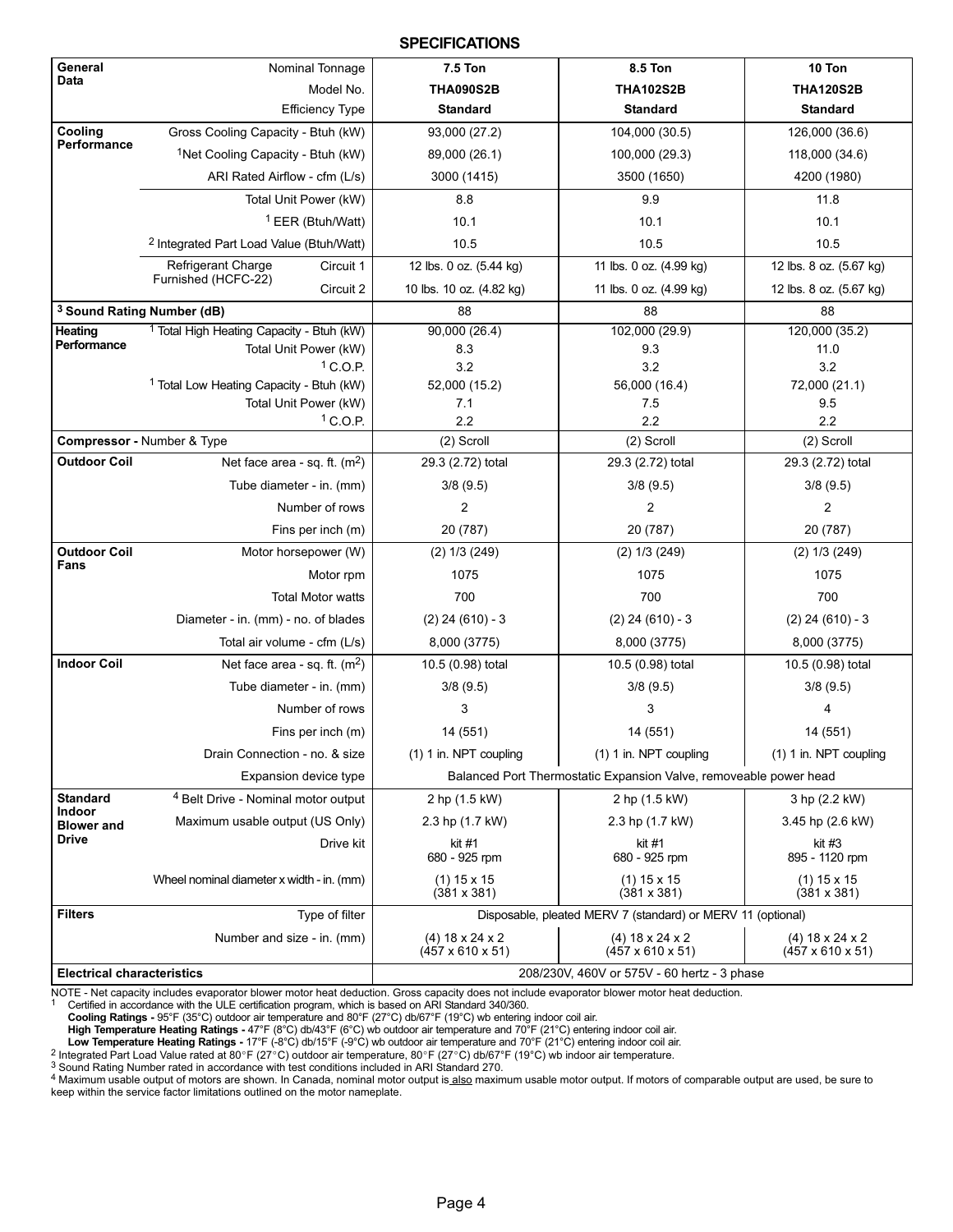## SPECIFICATIONS

| General Data | | 7.5 Ton | 8.5 Ton | 10 Ton |
|---|---|---|---|---|
| | Nominal Tonnage | 7.5 Ton | 8.5 Ton | 10 Ton |
| | Model No. | **THA090S2B** | **THA102S2B** | **THA120S2B** |
| | Efficiency Type | **Standard** | **Standard** | **Standard** |
| **Cooling Performance** | Gross Cooling Capacity - Btuh (kW) | 93,000 (27.2) | 104,000 (30.5) | 126,000 (36.6) |
| | [1]Net Cooling Capacity - Btuh (kW) | 89,000 (26.1) | 100,000 (29.3) | 118,000 (34.6) |
| | ARI Rated Airflow - cfm (L/s) | 3000 (1415) | 3500 (1650) | 4200 (1980) |
| | Total Unit Power (kW) | 8.8 | 9.9 | 11.8 |
| | [1] EER (Btuh/Watt) | 10.1 | 10.1 | 10.1 |
| | [2] Integrated Part Load Value (Btuh/Watt) | 10.5 | 10.5 | 10.5 |
| | Refrigerant Charge Furnished (HCFC-22) Circuit 1 | 12 lbs. 0 oz. (5.44 kg) | 11 lbs. 0 oz. (4.99 kg) | 12 lbs. 8 oz. (5.67 kg) |
| | Refrigerant Charge Furnished (HCFC-22) Circuit 2 | 10 lbs. 10 oz. (4.82 kg) | 11 lbs. 0 oz. (4.99 kg) | 12 lbs. 8 oz. (5.67 kg) |
| **[3] Sound Rating Number (dB)** | | 88 | 88 | 88 |
| **Heating Performance** | [1] Total High Heating Capacity - Btuh (kW) | 90,000 (26.4) | 102,000 (29.9) | 120,000 (35.2) |
| | Total Unit Power (kW) | 8.3 | 9.3 | 11.0 |
| | [1] C.O.P. | 3.2 | 3.2 | 3.2 |
| | [1] Total Low Heating Capacity - Btuh (kW) | 52,000 (15.2) | 56,000 (16.4) | 72,000 (21.1) |
| | Total Unit Power (kW) | 7.1 | 7.5 | 9.5 |
| | [1] C.O.P. | 2.2 | 2.2 | 2.2 |
| **Compressor -** Number & Type | | (2) Scroll | (2) Scroll | (2) Scroll |
| **Outdoor Coil** | Net face area - sq. ft. ($m^2$) | 29.3 (2.72) total | 29.3 (2.72) total | 29.3 (2.72) total |
| | Tube diameter - in. (mm) | 3/8 (9.5) | 3/8 (9.5) | 3/8 (9.5) |
| | Number of rows | 2 | 2 | 2 |
| | Fins per inch (m) | 20 (787) | 20 (787) | 20 (787) |
| **Outdoor Coil Fans** | Motor horsepower (W) | (2) 1/3 (249) | (2) 1/3 (249) | (2) 1/3 (249) |
| | Motor rpm | 1075 | 1075 | 1075 |
| | Total Motor watts | 700 | 700 | 700 |
| | Diameter - in. (mm) - no. of blades | (2) 24 (610) - 3 | (2) 24 (610) - 3 | (2) 24 (610) - 3 |
| | Total air volume - cfm (L/s) | 8,000 (3775) | 8,000 (3775) | 8,000 (3775) |
| **Indoor Coil** | Net face area - sq. ft. ($m^2$) | 10.5 (0.98) total | 10.5 (0.98) total | 10.5 (0.98) total |
| | Tube diameter - in. (mm) | 3/8 (9.5) | 3/8 (9.5) | 3/8 (9.5) |
| | Number of rows | 3 | 3 | 4 |
| | Fins per inch (m) | 14 (551) | 14 (551) | 14 (551) |
| | Drain Connection - no. & size | (1) 1 in. NPT coupling | (1) 1 in. NPT coupling | (1) 1 in. NPT coupling |
| | Expansion device type | Balanced Port Thermostatic Expansion Valve, removeable power head | | |
| **Standard Indoor Blower and Drive** | [4] Belt Drive - Nominal motor output | 2 hp (1.5 kW) | 2 hp (1.5 kW) | 3 hp (2.2 kW) |
| | Maximum usable output (US Only) | 2.3 hp (1.7 kW) | 2.3 hp (1.7 kW) | 3.45 hp (2.6 kW) |
| | Drive kit | kit #1 680 - 925 rpm | kit #1 680 - 925 rpm | kit #3 895 - 1120 rpm |
| | Wheel nominal diameter x width - in. (mm) | (1) 15 x 15 (381 x 381) | (1) 15 x 15 (381 x 381) | (1) 15 x 15 (381 x 381) |
| **Filters** | Type of filter | Disposable, pleated MERV 7 (standard) or MERV 11 (optional) | | |
| | Number and size - in. (mm) | (4) 18 x 24 x 2 (457 x 610 x 51) | (4) 18 x 24 x 2 (457 x 610 x 51) | (4) 18 x 24 x 2 (457 x 610 x 51) |
| **Electrical characteristics** | | 208/230V, 460V or 575V - 60 hertz - 3 phase | | |

NOTE - Net capacity includes evaporator blower motor heat deduction. Gross capacity does not include evaporator blower motor heat deduction.

[1] Certified in accordance with the ULE certification program, which is based on ARI Standard 340/360.
**Cooling Ratings -** 95°F (35°C) outdoor air temperature and 80°F (27°C) db/67°F (19°C) wb entering indoor coil air.
**High Temperature Heating Ratings -** 47°F (8°C) db/43°F (6°C) wb outdoor air temperature and 70°F (21°C) entering indoor coil air.
**Low Temperature Heating Ratings -** 17°F (-8°C) db/15°F (-9°C) wb outdoor air temperature and 70°F (21°C) entering indoor coil air.

[2] Integrated Part Load Value rated at 80°F (27°C) outdoor air temperature, 80°F (27°C) db/67°F (19°C) wb indoor air temperature.

[3] Sound Rating Number rated in accordance with test conditions included in ARI Standard 270.

[4] Maximum usable output of motors are shown. In Canada, nominal motor output is also maximum usable motor output. If motors of comparable output are used, be sure to keep within the service factor limitations outlined on the motor nameplate.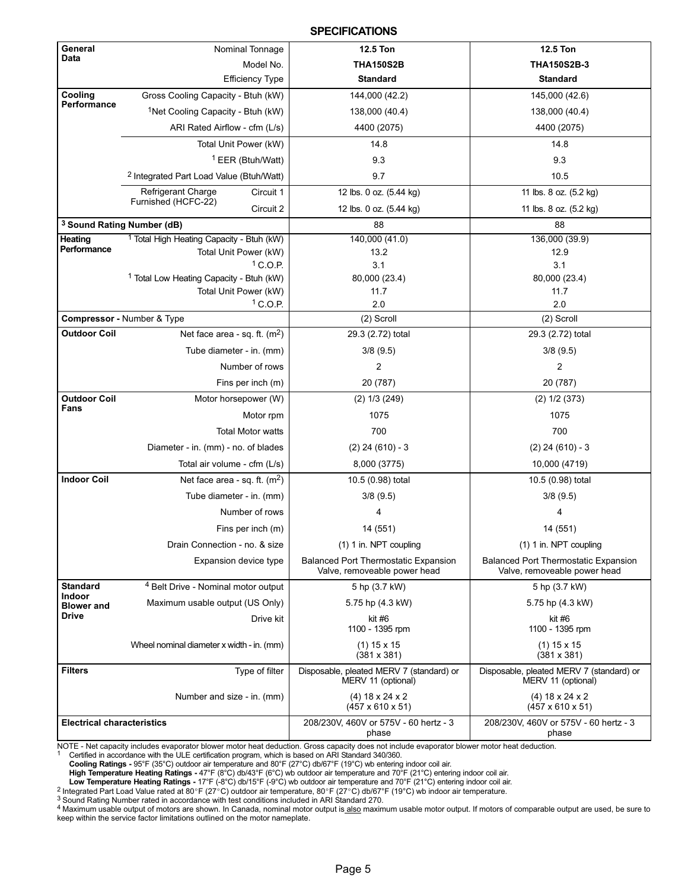## SPECIFICATIONS

| | | | |
|---|---|---|---|
| **General Data** | Nominal Tonnage | **12.5 Ton** | **12.5 Ton** |
| | Model No. | **THA150S2B** | **THA150S2B-3** |
| | Efficiency Type | **Standard** | **Standard** |
| **Cooling Performance** | Gross Cooling Capacity - Btuh (kW) | 144,000 (42.2) | 145,000 (42.6) |
| | [1]Net Cooling Capacity - Btuh (kW) | 138,000 (40.4) | 138,000 (40.4) |
| | ARI Rated Airflow - cfm (L/s) | 4400 (2075) | 4400 (2075) |
| | Total Unit Power (kW) | 14.8 | 14.8 |
| | [1] EER (Btuh/Watt) | 9.3 | 9.3 |
| | [2] Integrated Part Load Value (Btuh/Watt) | 9.7 | 10.5 |
| | Refrigerant Charge Furnished (HCFC-22) Circuit 1 | 12 lbs. 0 oz. (5.44 kg) | 11 lbs. 8 oz. (5.2 kg) |
| | Refrigerant Charge Furnished (HCFC-22) Circuit 2 | 12 lbs. 0 oz. (5.44 kg) | 11 lbs. 8 oz. (5.2 kg) |
| **[3] Sound Rating Number (dB)** | | 88 | 88 |
| **Heating Performance** | [1] Total High Heating Capacity - Btuh (kW) | 140,000 (41.0) | 136,000 (39.9) |
| | Total Unit Power (kW) | 13.2 | 12.9 |
| | [1] C.O.P. | 3.1 | 3.1 |
| | [1] Total Low Heating Capacity - Btuh (kW) | 80,000 (23.4) | 80,000 (23.4) |
| | Total Unit Power (kW) | 11.7 | 11.7 |
| | [1] C.O.P. | 2.0 | 2.0 |
| **Compressor -** Number & Type | | (2) Scroll | (2) Scroll |
| **Outdoor Coil** | Net face area - sq. ft. ($m^2$) | 29.3 (2.72) total | 29.3 (2.72) total |
| | Tube diameter - in. (mm) | 3/8 (9.5) | 3/8 (9.5) |
| | Number of rows | 2 | 2 |
| | Fins per inch (m) | 20 (787) | 20 (787) |
| **Outdoor Coil Fans** | Motor horsepower (W) | (2) 1/3 (249) | (2) 1/2 (373) |
| | Motor rpm | 1075 | 1075 |
| | Total Motor watts | 700 | 700 |
| | Diameter - in. (mm) - no. of blades | (2) 24 (610) - 3 | (2) 24 (610) - 3 |
| | Total air volume - cfm (L/s) | 8,000 (3775) | 10,000 (4719) |
| **Indoor Coil** | Net face area - sq. ft. ($m^2$) | 10.5 (0.98) total | 10.5 (0.98) total |
| | Tube diameter - in. (mm) | 3/8 (9.5) | 3/8 (9.5) |
| | Number of rows | 4 | 4 |
| | Fins per inch (m) | 14 (551) | 14 (551) |
| | Drain Connection - no. & size | (1) 1 in. NPT coupling | (1) 1 in. NPT coupling |
| | Expansion device type | Balanced Port Thermostatic Expansion Valve, removeable power head | Balanced Port Thermostatic Expansion Valve, removeable power head |
| **Standard Indoor Blower and Drive** | [4] Belt Drive - Nominal motor output | 5 hp (3.7 kW) | 5 hp (3.7 kW) |
| | Maximum usable output (US Only) | 5.75 hp (4.3 kW) | 5.75 hp (4.3 kW) |
| | Drive kit | kit #6 1100 - 1395 rpm | kit #6 1100 - 1395 rpm |
| | Wheel nominal diameter x width - in. (mm) | (1) 15 x 15 (381 x 381) | (1) 15 x 15 (381 x 381) |
| **Filters** | Type of filter | Disposable, pleated MERV 7 (standard) or MERV 11 (optional) | Disposable, pleated MERV 7 (standard) or MERV 11 (optional) |
| | Number and size - in. (mm) | (4) 18 x 24 x 2 (457 x 610 x 51) | (4) 18 x 24 x 2 (457 x 610 x 51) |
| **Electrical characteristics** | | 208/230V, 460V or 575V - 60 hertz - 3 phase | 208/230V, 460V or 575V - 60 hertz - 3 phase |

NOTE - Net capacity includes evaporator blower motor heat deduction. Gross capacity does not include evaporator blower motor heat deduction.

[1] Certified in accordance with the ULE certification program, which is based on ARI Standard 340/360.
**Cooling Ratings -** 95°F (35°C) outdoor air temperature and 80°F (27°C) db/67°F (19°C) wb entering indoor coil air.
**High Temperature Heating Ratings -** 47°F (8°C) db/43°F (6°C) wb outdoor air temperature and 70°F (21°C) entering indoor coil air.
**Low Temperature Heating Ratings -** 17°F (-8°C) db/15°F (-9°C) wb outdoor air temperature and 70°F (21°C) entering indoor coil air.

[2] Integrated Part Load Value rated at 80°F (27°C) outdoor air temperature, 80°F (27°C) db/67°F (19°C) wb indoor air temperature.

[3] Sound Rating Number rated in accordance with test conditions included in ARI Standard 270.

[4] Maximum usable output of motors are shown. In Canada, nominal motor output is also maximum usable motor output. If motors of comparable output are used, be sure to keep within the service factor limitations outlined on the motor nameplate.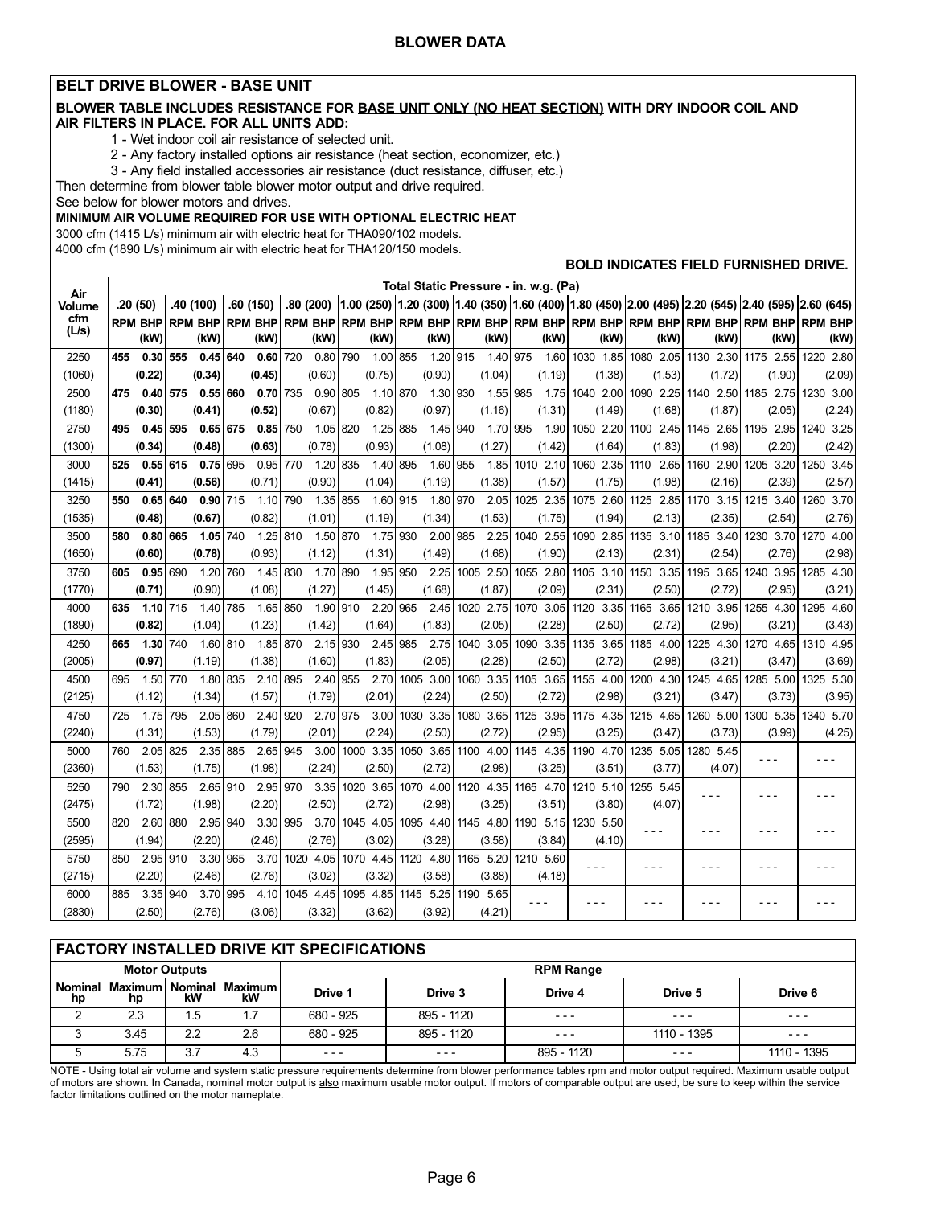## BLOWER DATA

### BELT DRIVE BLOWER - BASE UNIT

**BLOWER TABLE INCLUDES RESISTANCE FOR BASE UNIT ONLY (NO HEAT SECTION) WITH DRY INDOOR COIL AND AIR FILTERS IN PLACE. FOR ALL UNITS ADD:**

1 - Wet indoor coil air resistance of selected unit.

2 - Any factory installed options air resistance (heat section, economizer, etc.)

3 - Any field installed accessories air resistance (duct resistance, diffuser, etc.)

Then determine from blower table blower motor output and drive required.

See below for blower motors and drives.

**MINIMUM AIR VOLUME REQUIRED FOR USE WITH OPTIONAL ELECTRIC HEAT**

3000 cfm (1415 L/s) minimum air with electric heat for THA090/102 models.

4000 cfm (1890 L/s) minimum air with electric heat for THA120/150 models.

**BOLD INDICATES FIELD FURNISHED DRIVE.**

| Air Volume cfm (L/s) | Total Static Pressure - in. w.g. (Pa) | | | | | | | | | | | | | | | | | | | | | | | | | | | |
|---|---|---|---|---|---|---|---|---|---|---|---|---|---|---|---|---|---|---|---|---|---|---|---|---|---|---|---|---|
| | .20 (50) | | .40 (100) | | .60 (150) | | .80 (200) | | 1.00 (250) | | 1.20 (300) | | 1.40 (350) | | 1.60 (400) | | 1.80 (450) | | 2.00 (495) | | 2.20 (545) | | 2.40 (595) | | 2.60 (645) | |
| | RPM | BHP (kW) | RPM | BHP (kW) | RPM | BHP (kW) | RPM | BHP (kW) | RPM | BHP (kW) | RPM | BHP (kW) | RPM | BHP (kW) | RPM | BHP (kW) | RPM | BHP (kW) | RPM | BHP (kW) | RPM | BHP (kW) | RPM | BHP (kW) | RPM | BHP (kW) |
| 2250 (1060) | **455** | **0.30 (0.22)** | **555** | **0.45 (0.34)** | **640** | **0.60 (0.45)** | 720 | 0.80 (0.60) | 790 | 1.00 (0.75) | 855 | 1.20 (0.90) | 915 | 1.40 (1.04) | 975 | 1.60 (1.19) | 1030 | 1.85 (1.38) | 1080 | 2.05 (1.53) | 1130 | 2.30 (1.72) | 1175 | 2.55 (1.90) | 1220 | 2.80 (2.09) |
| 2500 (1180) | **475** | **0.40 (0.30)** | **575** | **0.55 (0.41)** | **660** | **0.70 (0.52)** | 735 | 0.90 (0.67) | 805 | 1.10 (0.82) | 870 | 1.30 (0.97) | 930 | 1.55 (1.16) | 985 | 1.75 (1.31) | 1040 | 2.00 (1.49) | 1090 | 2.25 (1.68) | 1140 | 2.50 (1.87) | 1185 | 2.75 (2.05) | 1230 | 3.00 (2.24) |
| 2750 (1300) | **495** | **0.45 (0.34)** | **595** | **0.65 (0.48)** | **675** | **0.85 (0.63)** | 750 | 1.05 (0.78) | 820 | 1.25 (0.93) | 885 | 1.45 (1.08) | 940 | 1.70 (1.27) | 995 | 1.90 (1.42) | 1050 | 2.20 (1.64) | 1100 | 2.45 (1.83) | 1145 | 2.65 (1.98) | 1195 | 2.95 (2.20) | 1240 | 3.25 (2.42) |
| 3000 (1415) | **525** | **0.55 (0.41)** | **615** | **0.75 (0.56)** | 695 | 0.95 (0.71) | 770 | 1.20 (0.90) | 835 | 1.40 (1.04) | 895 | 1.60 (1.19) | 955 | 1.85 (1.38) | 1010 | 2.10 (1.57) | 1060 | 2.35 (1.75) | 1110 | 2.65 (1.98) | 1160 | 2.90 (2.16) | 1205 | 3.20 (2.39) | 1250 | 3.45 (2.57) |
| 3250 (1535) | **550** | **0.65 (0.48)** | **640** | **0.90 (0.67)** | 715 | 1.10 (0.82) | 790 | 1.35 (1.01) | 855 | 1.60 (1.19) | 915 | 1.80 (1.34) | 970 | 2.05 (1.53) | 1025 | 2.35 (1.75) | 1075 | 2.60 (1.94) | 1125 | 2.85 (2.13) | 1170 | 3.15 (2.35) | 1215 | 3.40 (2.54) | 1260 | 3.70 (2.76) |
| 3500 (1650) | **580** | **0.80 (0.60)** | **665** | **1.05 (0.78)** | 740 | 1.25 (0.93) | 810 | 1.50 (1.12) | 870 | 1.75 (1.31) | 930 | 2.00 (1.49) | 985 | 2.25 (1.68) | 1040 | 2.55 (1.90) | 1090 | 2.85 (2.13) | 1135 | 3.10 (2.31) | 1185 | 3.40 (2.54) | 1230 | 3.70 (2.76) | 1270 | 4.00 (2.98) |
| 3750 (1770) | **605** | **0.95 (0.71)** | 690 | 1.20 (0.90) | 760 | 1.45 (1.08) | 830 | 1.70 (1.27) | 890 | 1.95 (1.45) | 950 | 2.25 (1.68) | 1005 | 2.50 (1.87) | 1055 | 2.80 (2.09) | 1105 | 3.10 (2.31) | 1150 | 3.35 (2.50) | 1195 | 3.65 (2.72) | 1240 | 3.95 (2.95) | 1285 | 4.30 (3.21) |
| 4000 (1890) | **635** | **1.10 (0.82)** | 715 | 1.40 (1.04) | 785 | 1.65 (1.23) | 850 | 1.90 (1.42) | 910 | 2.20 (1.64) | 965 | 2.45 (1.83) | 1020 | 2.75 (2.05) | 1070 | 3.05 (2.28) | 1120 | 3.35 (2.50) | 1165 | 3.65 (2.72) | 1210 | 3.95 (2.95) | 1255 | 4.30 (3.21) | 1295 | 4.60 (3.43) |
| 4250 (2005) | **665** | **1.30 (0.97)** | 740 | 1.60 (1.19) | 810 | 1.85 (1.38) | 870 | 2.15 (1.60) | 930 | 2.45 (1.83) | 985 | 2.75 (2.05) | 1040 | 3.05 (2.28) | 1090 | 3.35 (2.50) | 1135 | 3.65 (2.72) | 1185 | 4.00 (2.98) | 1225 | 4.30 (3.21) | 1270 | 4.65 (3.47) | 1310 | 4.95 (3.69) |
| 4500 (2125) | 695 | 1.50 (1.12) | 770 | 1.80 (1.34) | 835 | 2.10 (1.57) | 895 | 2.40 (1.79) | 955 | 2.70 (2.01) | 1005 | 3.00 (2.24) | 1060 | 3.35 (2.50) | 1105 | 3.65 (2.72) | 1155 | 4.00 (2.98) | 1200 | 4.30 (3.21) | 1245 | 4.65 (3.47) | 1285 | 5.00 (3.73) | 1325 | 5.30 (3.95) |
| 4750 (2240) | 725 | 1.75 (1.31) | 795 | 2.05 (1.53) | 860 | 2.40 (1.79) | 920 | 2.70 (2.01) | 975 | 3.00 (2.24) | 1030 | 3.35 (2.50) | 1080 | 3.65 (2.72) | 1125 | 3.95 (2.95) | 1175 | 4.35 (3.25) | 1215 | 4.65 (3.47) | 1260 | 5.00 (3.73) | 1300 | 5.35 (3.99) | 1340 | 5.70 (4.25) |
| 5000 (2360) | 760 | 2.05 (1.53) | 825 | 2.35 (1.75) | 885 | 2.65 (1.98) | 945 | 3.00 (2.24) | 1000 | 3.35 (2.50) | 1050 | 3.65 (2.72) | 1100 | 4.00 (2.98) | 1145 | 4.35 (3.25) | 1190 | 4.70 (3.51) | 1235 | 5.05 (3.77) | 1280 | 5.45 (4.07) | --- | | --- | |
| 5250 (2475) | 790 | 2.30 (1.72) | 855 | 2.65 (1.98) | 910 | 2.95 (2.20) | 970 | 3.35 (2.50) | 1020 | 3.65 (2.72) | 1070 | 4.00 (2.98) | 1120 | 4.35 (3.25) | 1165 | 4.70 (3.51) | 1210 | 5.10 (3.80) | 1255 | 5.45 (4.07) | --- | | --- | | --- | |
| 5500 (2595) | 820 | 2.60 (1.94) | 880 | 2.95 (2.20) | 940 | 3.30 (2.46) | 995 | 3.70 (2.76) | 1045 | 4.05 (3.02) | 1095 | 4.40 (3.28) | 1145 | 4.80 (3.58) | 1190 | 5.15 (3.84) | 1230 | 5.50 (4.10) | --- | | --- | | --- | | --- | |
| 5750 (2715) | 850 | 2.95 (2.20) | 910 | 3.30 (2.46) | 965 | 3.70 (2.76) | 1020 | 4.05 (3.02) | 1070 | 4.45 (3.32) | 1120 | 4.80 (3.58) | 1165 | 5.20 (3.88) | 1210 | 5.60 (4.18) | --- | | --- | | --- | | --- | | --- | |
| 6000 (2830) | 885 | 3.35 (2.50) | 940 | 3.70 (2.76) | 995 | 4.10 (3.06) | 1045 | 4.45 (3.32) | 1095 | 4.85 (3.62) | 1145 | 5.25 (3.92) | 1190 | 5.65 (4.21) | --- | | --- | | --- | | --- | | --- | | --- | |

### FACTORY INSTALLED DRIVE KIT SPECIFICATIONS

| Motor Outputs | | | | RPM Range | | | | |
|---|---|---|---|---|---|---|---|---|
| Nominal hp | Maximum hp | Nominal kW | Maximum kW | Drive 1 | Drive 3 | Drive 4 | Drive 5 | Drive 6 |
| 2 | 2.3 | 1.5 | 1.7 | 680 - 925 | 895 - 1120 | --- | --- | --- |
| 3 | 3.45 | 2.2 | 2.6 | 680 - 925 | 895 - 1120 | --- | 1110 - 1395 | --- |
| 5 | 5.75 | 3.7 | 4.3 | --- | --- | 895 - 1120 | --- | 1110 - 1395 |

NOTE - Using total air volume and system static pressure requirements determine from blower performance tables rpm and motor output required. Maximum usable output of motors are shown. In Canada, nominal motor output is also maximum usable motor output. If motors of comparable output are used, be sure to keep within the service factor limitations outlined on the motor nameplate.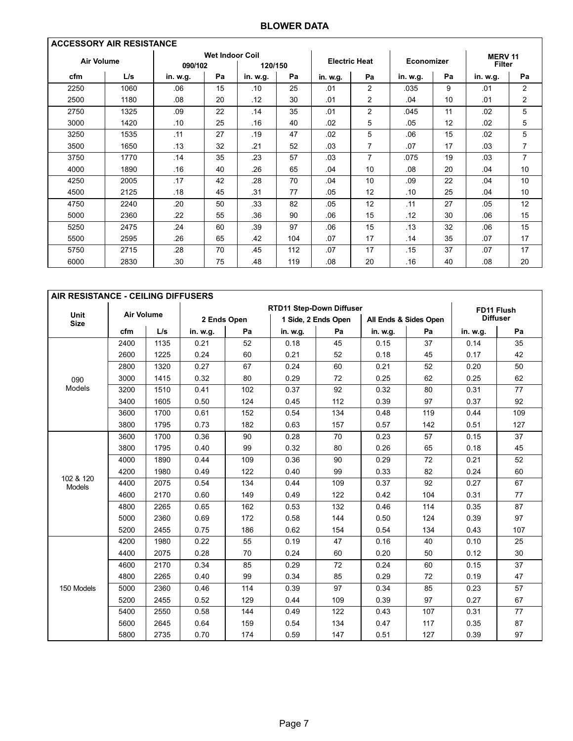## BLOWER DATA

| ACCESSORY AIR RESISTANCE | | | | | | | | | | | |
|---|---|---|---|---|---|---|---|---|---|---|---|
| Air Volume | | Wet Indoor Coil | | | | Electric Heat | | Economizer | | MERV 11 Filter | |
| | | 090/102 | | 120/150 | | | | | | | |
| cfm | L/s | in. w.g. | Pa | in. w.g. | Pa | in. w.g. | Pa | in. w.g. | Pa | in. w.g. | Pa |
| 2250 | 1060 | .06 | 15 | .10 | 25 | .01 | 2 | .035 | 9 | .01 | 2 |
| 2500 | 1180 | .08 | 20 | .12 | 30 | .01 | 2 | .04 | 10 | .01 | 2 |
| 2750 | 1325 | .09 | 22 | .14 | 35 | .01 | 2 | .045 | 11 | .02 | 5 |
| 3000 | 1420 | .10 | 25 | .16 | 40 | .02 | 5 | .05 | 12 | .02 | 5 |
| 3250 | 1535 | .11 | 27 | .19 | 47 | .02 | 5 | .06 | 15 | .02 | 5 |
| 3500 | 1650 | .13 | 32 | .21 | 52 | .03 | 7 | .07 | 17 | .03 | 7 |
| 3750 | 1770 | .14 | 35 | .23 | 57 | .03 | 7 | .075 | 19 | .03 | 7 |
| 4000 | 1890 | .16 | 40 | .26 | 65 | .04 | 10 | .08 | 20 | .04 | 10 |
| 4250 | 2005 | .17 | 42 | .28 | 70 | .04 | 10 | .09 | 22 | .04 | 10 |
| 4500 | 2125 | .18 | 45 | .31 | 77 | .05 | 12 | .10 | 25 | .04 | 10 |
| 4750 | 2240 | .20 | 50 | .33 | 82 | .05 | 12 | .11 | 27 | .05 | 12 |
| 5000 | 2360 | .22 | 55 | .36 | 90 | .06 | 15 | .12 | 30 | .06 | 15 |
| 5250 | 2475 | .24 | 60 | .39 | 97 | .06 | 15 | .13 | 32 | .06 | 15 |
| 5500 | 2595 | .26 | 65 | .42 | 104 | .07 | 17 | .14 | 35 | .07 | 17 |
| 5750 | 2715 | .28 | 70 | .45 | 112 | .07 | 17 | .15 | 37 | .07 | 17 |
| 6000 | 2830 | .30 | 75 | .48 | 119 | .08 | 20 | .16 | 40 | .08 | 20 |

| AIR RESISTANCE - CEILING DIFFUSERS | | | | | | | | | | |
|---|---|---|---|---|---|---|---|---|---|---|
| Unit Size | Air Volume | | RTD11 Step-Down Diffuser | | | | | | FD11 Flush Diffuser | |
| | | | 2 Ends Open | | 1 Side, 2 Ends Open | | All Ends & Sides Open | | | |
| | cfm | L/s | in. w.g. | Pa | in. w.g. | Pa | in. w.g. | Pa | in. w.g. | Pa |
| 090 Models | 2400 | 1135 | 0.21 | 52 | 0.18 | 45 | 0.15 | 37 | 0.14 | 35 |
| | 2600 | 1225 | 0.24 | 60 | 0.21 | 52 | 0.18 | 45 | 0.17 | 42 |
| | 2800 | 1320 | 0.27 | 67 | 0.24 | 60 | 0.21 | 52 | 0.20 | 50 |
| | 3000 | 1415 | 0.32 | 80 | 0.29 | 72 | 0.25 | 62 | 0.25 | 62 |
| | 3200 | 1510 | 0.41 | 102 | 0.37 | 92 | 0.32 | 80 | 0.31 | 77 |
| | 3400 | 1605 | 0.50 | 124 | 0.45 | 112 | 0.39 | 97 | 0.37 | 92 |
| | 3600 | 1700 | 0.61 | 152 | 0.54 | 134 | 0.48 | 119 | 0.44 | 109 |
| | 3800 | 1795 | 0.73 | 182 | 0.63 | 157 | 0.57 | 142 | 0.51 | 127 |
| 102 & 120 Models | 3600 | 1700 | 0.36 | 90 | 0.28 | 70 | 0.23 | 57 | 0.15 | 37 |
| | 3800 | 1795 | 0.40 | 99 | 0.32 | 80 | 0.26 | 65 | 0.18 | 45 |
| | 4000 | 1890 | 0.44 | 109 | 0.36 | 90 | 0.29 | 72 | 0.21 | 52 |
| | 4200 | 1980 | 0.49 | 122 | 0.40 | 99 | 0.33 | 82 | 0.24 | 60 |
| | 4400 | 2075 | 0.54 | 134 | 0.44 | 109 | 0.37 | 92 | 0.27 | 67 |
| | 4600 | 2170 | 0.60 | 149 | 0.49 | 122 | 0.42 | 104 | 0.31 | 77 |
| | 4800 | 2265 | 0.65 | 162 | 0.53 | 132 | 0.46 | 114 | 0.35 | 87 |
| | 5000 | 2360 | 0.69 | 172 | 0.58 | 144 | 0.50 | 124 | 0.39 | 97 |
| | 5200 | 2455 | 0.75 | 186 | 0.62 | 154 | 0.54 | 134 | 0.43 | 107 |
| 150 Models | 4200 | 1980 | 0.22 | 55 | 0.19 | 47 | 0.16 | 40 | 0.10 | 25 |
| | 4400 | 2075 | 0.28 | 70 | 0.24 | 60 | 0.20 | 50 | 0.12 | 30 |
| | 4600 | 2170 | 0.34 | 85 | 0.29 | 72 | 0.24 | 60 | 0.15 | 37 |
| | 4800 | 2265 | 0.40 | 99 | 0.34 | 85 | 0.29 | 72 | 0.19 | 47 |
| | 5000 | 2360 | 0.46 | 114 | 0.39 | 97 | 0.34 | 85 | 0.23 | 57 |
| | 5200 | 2455 | 0.52 | 129 | 0.44 | 109 | 0.39 | 97 | 0.27 | 67 |
| | 5400 | 2550 | 0.58 | 144 | 0.49 | 122 | 0.43 | 107 | 0.31 | 77 |
| | 5600 | 2645 | 0.64 | 159 | 0.54 | 134 | 0.47 | 117 | 0.35 | 87 |
| | 5800 | 2735 | 0.70 | 174 | 0.59 | 147 | 0.51 | 127 | 0.39 | 97 |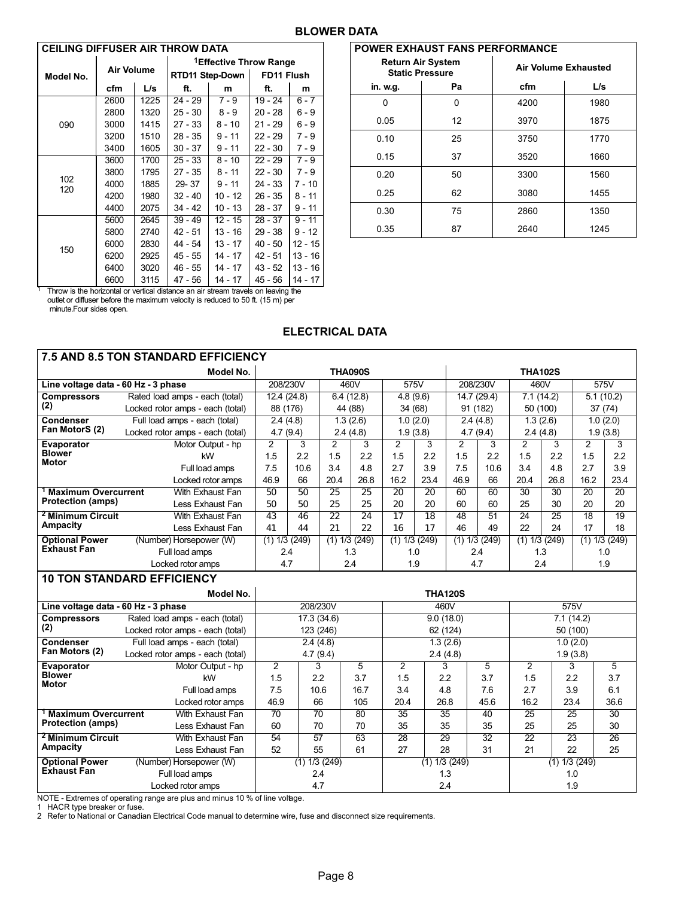## BLOWER DATA

| CEILING DIFFUSER AIR THROW DATA | | | | | | |
|---|---|---|---|---|---|---|
| Model No. | Air Volume | | [1]Effective Throw Range | | | |
| | | | RTD11 Step-Down | | FD11 Flush | |
| | cfm | L/s | ft. | m | ft. | m |
| 090 | 2600 | 1225 | 24 - 29 | 7 - 9 | 19 - 24 | 6 - 7 |
| | 2800 | 1320 | 25 - 30 | 8 - 9 | 20 - 28 | 6 - 9 |
| | 3000 | 1415 | 27 - 33 | 8 - 10 | 21 - 29 | 6 - 9 |
| | 3200 | 1510 | 28 - 35 | 9 - 11 | 22 - 29 | 7 - 9 |
| | 3400 | 1605 | 30 - 37 | 9 - 11 | 22 - 30 | 7 - 9 |
| 102 120 | 3600 | 1700 | 25 - 33 | 8 - 10 | 22 - 29 | 7 - 9 |
| | 3800 | 1795 | 27 - 35 | 8 - 11 | 22 - 30 | 7 - 9 |
| | 4000 | 1885 | 29- 37 | 9 - 11 | 24 - 33 | 7 - 10 |
| | 4200 | 1980 | 32 - 40 | 10 - 12 | 26 - 35 | 8 - 11 |
| | 4400 | 2075 | 34 - 42 | 10 - 13 | 28 - 37 | 9 - 11 |
| 150 | 5600 | 2645 | 39 - 49 | 12 - 15 | 28 - 37 | 9 - 11 |
| | 5800 | 2740 | 42 - 51 | 13 - 16 | 29 - 38 | 9 - 12 |
| | 6000 | 2830 | 44 - 54 | 13 - 17 | 40 - 50 | 12 - 15 |
| | 6200 | 2925 | 45 - 55 | 14 - 17 | 42 - 51 | 13 - 16 |
| | 6400 | 3020 | 46 - 55 | 14 - 17 | 43 - 52 | 13 - 16 |
| | 6600 | 3115 | 47 - 56 | 14 - 17 | 45 - 56 | 14 - 17 |

[1] Throw is the horizontal or vertical distance an air stream travels on leaving the outlet or diffuser before the maximum velocity is reduced to 50 ft. (15 m) per minute.Four sides open.

| POWER EXHAUST FANS PERFORMANCE | | | |
|---|---|---|---|
| Return Air System Static Pressure | | Air Volume Exhausted | |
| in. w.g. | Pa | cfm | L/s |
| 0 | 0 | 4200 | 1980 |
| 0.05 | 12 | 3970 | 1875 |
| 0.10 | 25 | 3750 | 1770 |
| 0.15 | 37 | 3520 | 1660 |
| 0.20 | 50 | 3300 | 1560 |
| 0.25 | 62 | 3080 | 1455 |
| 0.30 | 75 | 2860 | 1350 |
| 0.35 | 87 | 2640 | 1245 |

## ELECTRICAL DATA

### 7.5 AND 8.5 TON STANDARD EFFICIENCY

| | Model No. | THA090S | | | | | | THA102S | | | | | |
|---|---|---|---|---|---|---|---|---|---|---|---|---|---|
| Line voltage data - 60 Hz - 3 phase | | 208/230V | | 460V | | 575V | | 208/230V | | 460V | | 575V | |
| Compressors (2) | Rated load amps - each (total) | 12.4 (24.8) | | 6.4 (12.8) | | 4.8 (9.6) | | 14.7 (29.4) | | 7.1 (14.2) | | 5.1 (10.2) | |
| | Locked rotor amps - each (total) | 88 (176) | | 44 (88) | | 34 (68) | | 91 (182) | | 50 (100) | | 37 (74) | |
| Condenser Fan MotorS (2) | Full load amps - each (total) | 2.4 (4.8) | | 1.3 (2.6) | | 1.0 (2.0) | | 2.4 (4.8) | | 1.3 (2.6) | | 1.0 (2.0) | |
| | Locked rotor amps - each (total) | 4.7 (9.4) | | 2.4 (4.8) | | 1.9 (3.8) | | 4.7 (9.4) | | 2.4 (4.8) | | 1.9 (3.8) | |
| Evaporator Blower Motor | Motor Output - hp | 2 | 3 | 2 | 3 | 2 | 3 | 2 | 3 | 2 | 3 | 2 | 3 |
| | kW | 1.5 | 2.2 | 1.5 | 2.2 | 1.5 | 2.2 | 1.5 | 2.2 | 1.5 | 2.2 | 1.5 | 2.2 |
| | Full load amps | 7.5 | 10.6 | 3.4 | 4.8 | 2.7 | 3.9 | 7.5 | 10.6 | 3.4 | 4.8 | 2.7 | 3.9 |
| | Locked rotor amps | 46.9 | 66 | 20.4 | 26.8 | 16.2 | 23.4 | 46.9 | 66 | 20.4 | 26.8 | 16.2 | 23.4 |
| [1] Maximum Overcurrent Protection (amps) | With Exhaust Fan | 50 | 50 | 25 | 25 | 20 | 20 | 60 | 60 | 30 | 30 | 20 | 20 |
| | Less Exhaust Fan | 50 | 50 | 25 | 25 | 20 | 20 | 60 | 60 | 25 | 30 | 20 | 20 |
| [2] Minimum Circuit Ampacity | With Exhaust Fan | 43 | 46 | 22 | 24 | 17 | 18 | 48 | 51 | 24 | 25 | 18 | 19 |
| | Less Exhaust Fan | 41 | 44 | 21 | 22 | 16 | 17 | 46 | 49 | 22 | 24 | 17 | 18 |
| Optional Power Exhaust Fan | (Number) Horsepower (W) | (1) 1/3 (249) | | (1) 1/3 (249) | | (1) 1/3 (249) | | (1) 1/3 (249) | | (1) 1/3 (249) | | (1) 1/3 (249) | |
| | Full load amps | 2.4 | | 1.3 | | 1.0 | | 2.4 | | 1.3 | | 1.0 | |
| | Locked rotor amps | 4.7 | | 2.4 | | 1.9 | | 4.7 | | 2.4 | | 1.9 | |

### 10 TON STANDARD EFFICIENCY

| | Model No. | THA120S | | | | | | | | |
|---|---|---|---|---|---|---|---|---|---|---|
| Line voltage data - 60 Hz - 3 phase | | 208/230V | | | 460V | | | 575V | | |
| Compressors (2) | Rated load amps - each (total) | 17.3 (34.6) | | | 9.0 (18.0) | | | 7.1 (14.2) | | |
| | Locked rotor amps - each (total) | 123 (246) | | | 62 (124) | | | 50 (100) | | |
| Condenser Fan Motors (2) | Full load amps - each (total) | 2.4 (4.8) | | | 1.3 (2.6) | | | 1.0 (2.0) | | |
| | Locked rotor amps - each (total) | 4.7 (9.4) | | | 2.4 (4.8) | | | 1.9 (3.8) | | |
| Evaporator Blower Motor | Motor Output - hp | 2 | 3 | 5 | 2 | 3 | 5 | 2 | 3 | 5 |
| | kW | 1.5 | 2.2 | 3.7 | 1.5 | 2.2 | 3.7 | 1.5 | 2.2 | 3.7 |
| | Full load amps | 7.5 | 10.6 | 16.7 | 3.4 | 4.8 | 7.6 | 2.7 | 3.9 | 6.1 |
| | Locked rotor amps | 46.9 | 66 | 105 | 20.4 | 26.8 | 45.6 | 16.2 | 23.4 | 36.6 |
| [1] Maximum Overcurrent Protection (amps) | With Exhaust Fan | 70 | 70 | 80 | 35 | 35 | 40 | 25 | 25 | 30 |
| | Less Exhaust Fan | 60 | 70 | 70 | 35 | 35 | 35 | 25 | 25 | 30 |
| [2] Minimum Circuit Ampacity | With Exhaust Fan | 54 | 57 | 63 | 28 | 29 | 32 | 22 | 23 | 26 |
| | Less Exhaust Fan | 52 | 55 | 61 | 27 | 28 | 31 | 21 | 22 | 25 |
| Optional Power Exhaust Fan | (Number) Horsepower (W) | (1) 1/3 (249) | | | (1) 1/3 (249) | | | (1) 1/3 (249) | | |
| | Full load amps | 2.4 | | | 1.3 | | | 1.0 | | |
| | Locked rotor amps | 4.7 | | | 2.4 | | | 1.9 | | |

NOTE - Extremes of operating range are plus and minus 10 % of line voltage.
1 HACR type breaker or fuse.
2 Refer to National or Canadian Electrical Code manual to determine wire, fuse and disconnect size requirements.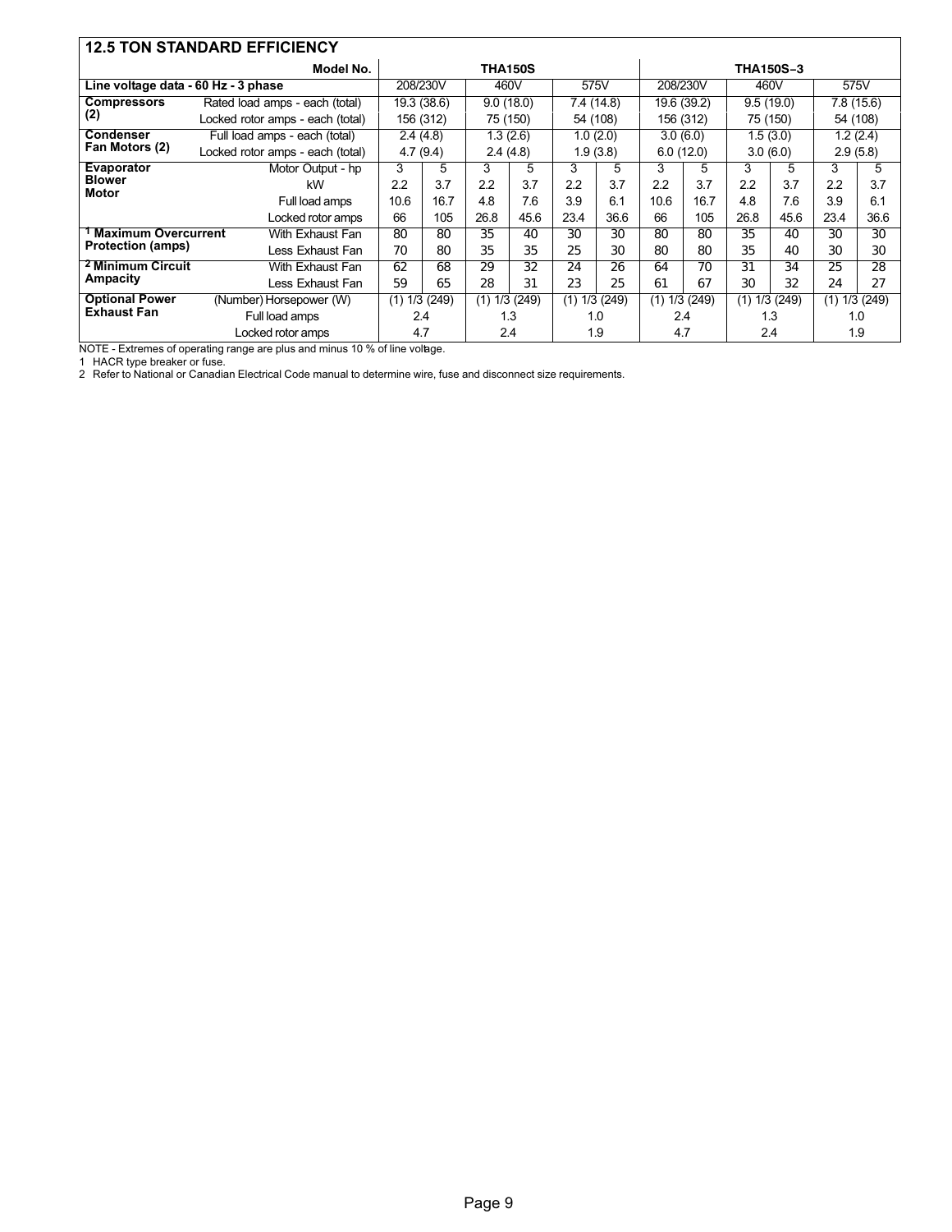| 12.5 TON STANDARD EFFICIENCY | | | | | | | | | | | | | | |
|---|---|---|---|---|---|---|---|---|---|---|---|---|---|---|
| | Model No. | THA150S | | | | | | THA150S−3 | | | | | | |
| Line voltage data - 60 Hz - 3 phase | | 208/230V | | 460V | | 575V | | 208/230V | | 460V | | 575V | | |
| Compressors (2) | Rated load amps - each (total) | 19.3 (38.6) | | 9.0 (18.0) | | 7.4 (14.8) | | 19.6 (39.2) | | 9.5 (19.0) | | 7.8 (15.6) | | |
| | Locked rotor amps - each (total) | 156 (312) | | 75 (150) | | 54 (108) | | 156 (312) | | 75 (150) | | 54 (108) | | |
| Condenser Fan Motors (2) | Full load amps - each (total) | 2.4 (4.8) | | 1.3 (2.6) | | 1.0 (2.0) | | 3.0 (6.0) | | 1.5 (3.0) | | 1.2 (2.4) | | |
| | Locked rotor amps - each (total) | 4.7 (9.4) | | 2.4 (4.8) | | 1.9 (3.8) | | 6.0 (12.0) | | 3.0 (6.0) | | 2.9 (5.8) | | |
| Evaporator Blower Motor | Motor Output - hp | 3 | 5 | 3 | 5 | 3 | 5 | 3 | 5 | 3 | 5 | 3 | 5 | |
| | kW | 2.2 | 3.7 | 2.2 | 3.7 | 2.2 | 3.7 | 2.2 | 3.7 | 2.2 | 3.7 | 2.2 | 3.7 | |
| | Full load amps | 10.6 | 16.7 | 4.8 | 7.6 | 3.9 | 6.1 | 10.6 | 16.7 | 4.8 | 7.6 | 3.9 | 6.1 | |
| | Locked rotor amps | 66 | 105 | 26.8 | 45.6 | 23.4 | 36.6 | 66 | 105 | 26.8 | 45.6 | 23.4 | 36.6 | |
| [1] Maximum Overcurrent Protection (amps) | With Exhaust Fan | 80 | 80 | 35 | 40 | 30 | 30 | 80 | 80 | 35 | 40 | 30 | 30 | |
| | Less Exhaust Fan | 70 | 80 | 35 | 35 | 25 | 30 | 80 | 80 | 35 | 40 | 30 | 30 | |
| [2] Minimum Circuit Ampacity | With Exhaust Fan | 62 | 68 | 29 | 32 | 24 | 26 | 64 | 70 | 31 | 34 | 25 | 28 | |
| | Less Exhaust Fan | 59 | 65 | 28 | 31 | 23 | 25 | 61 | 67 | 30 | 32 | 24 | 27 | |
| Optional Power Exhaust Fan | (Number) Horsepower (W) | (1) 1/3 (249) | | (1) 1/3 (249) | | (1) 1/3 (249) | | (1) 1/3 (249) | | (1) 1/3 (249) | | (1) 1/3 (249) | | |
| | Full load amps | 2.4 | | 1.3 | | 1.0 | | 2.4 | | 1.3 | | 1.0 | | |
| | Locked rotor amps | 4.7 | | 2.4 | | 1.9 | | 4.7 | | 2.4 | | 1.9 | | |

NOTE - Extremes of operating range are plus and minus 10 % of line voltage.

1 HACR type breaker or fuse.

2 Refer to National or Canadian Electrical Code manual to determine wire, fuse and disconnect size requirements.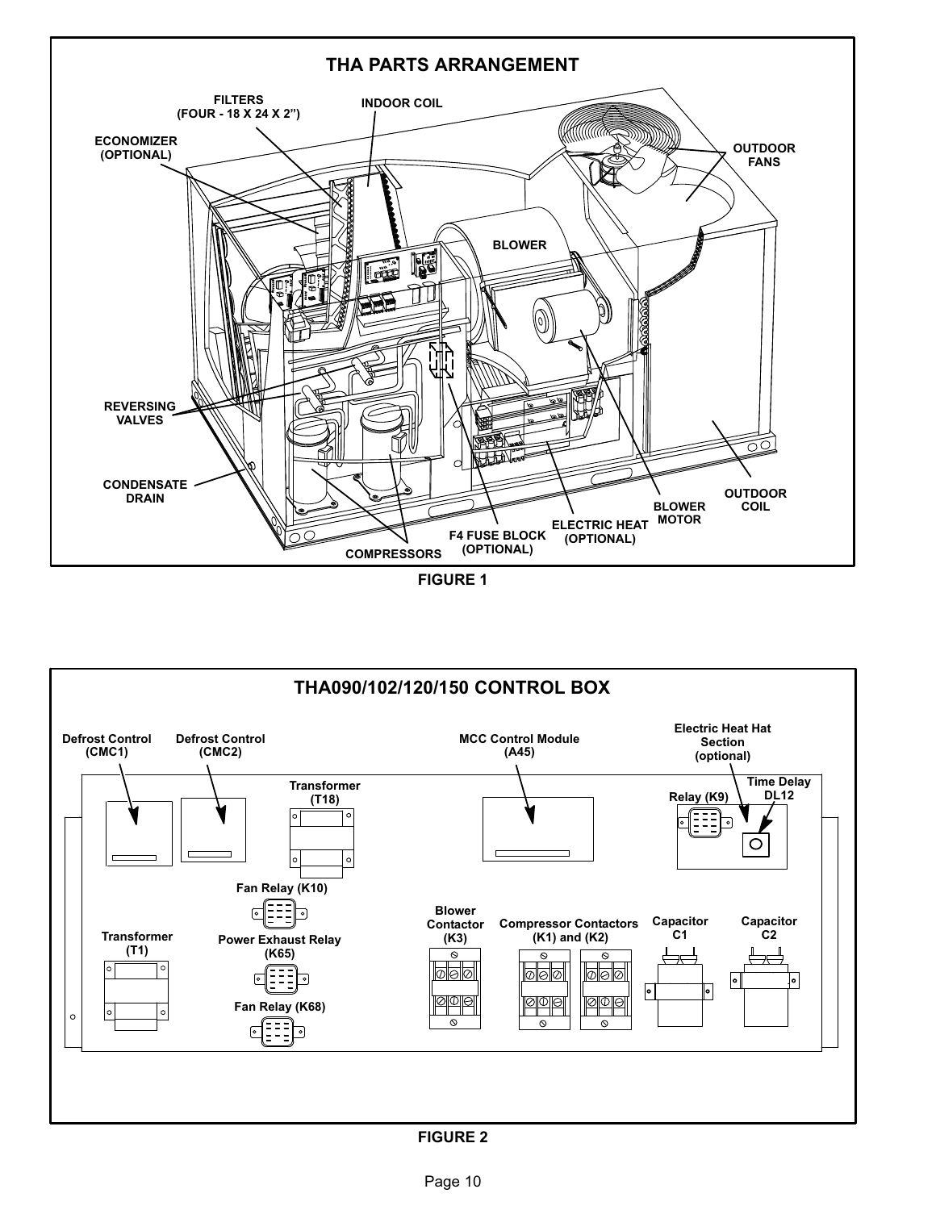## THA PARTS ARRANGEMENT

FILTERS (FOUR - 18 X 24 X 2”)

INDOOR COIL

ECONOMIZER (OPTIONAL)

OUTDOOR FANS

BLOWER

REVERSING VALVES

CONDENSATE DRAIN

OUTDOOR COIL

BLOWER MOTOR

ELECTRIC HEAT (OPTIONAL)

F4 FUSE BLOCK (OPTIONAL)

COMPRESSORS

FIGURE 1

## THA090/102/120/150 CONTROL BOX

Defrost Control (CMC1)

Defrost Control (CMC2)

MCC Control Module (A45)

Electric Heat Hat Section (optional)

Transformer (T18)

Relay (K9)

Time Delay DL12

Fan Relay (K10)

Blower Contactor (K3)

Compressor Contactors (K1) and (K2)

Capacitor C1

Capacitor C2

Transformer (T1)

Power Exhaust Relay (K65)

Fan Relay (K68)

FIGURE 2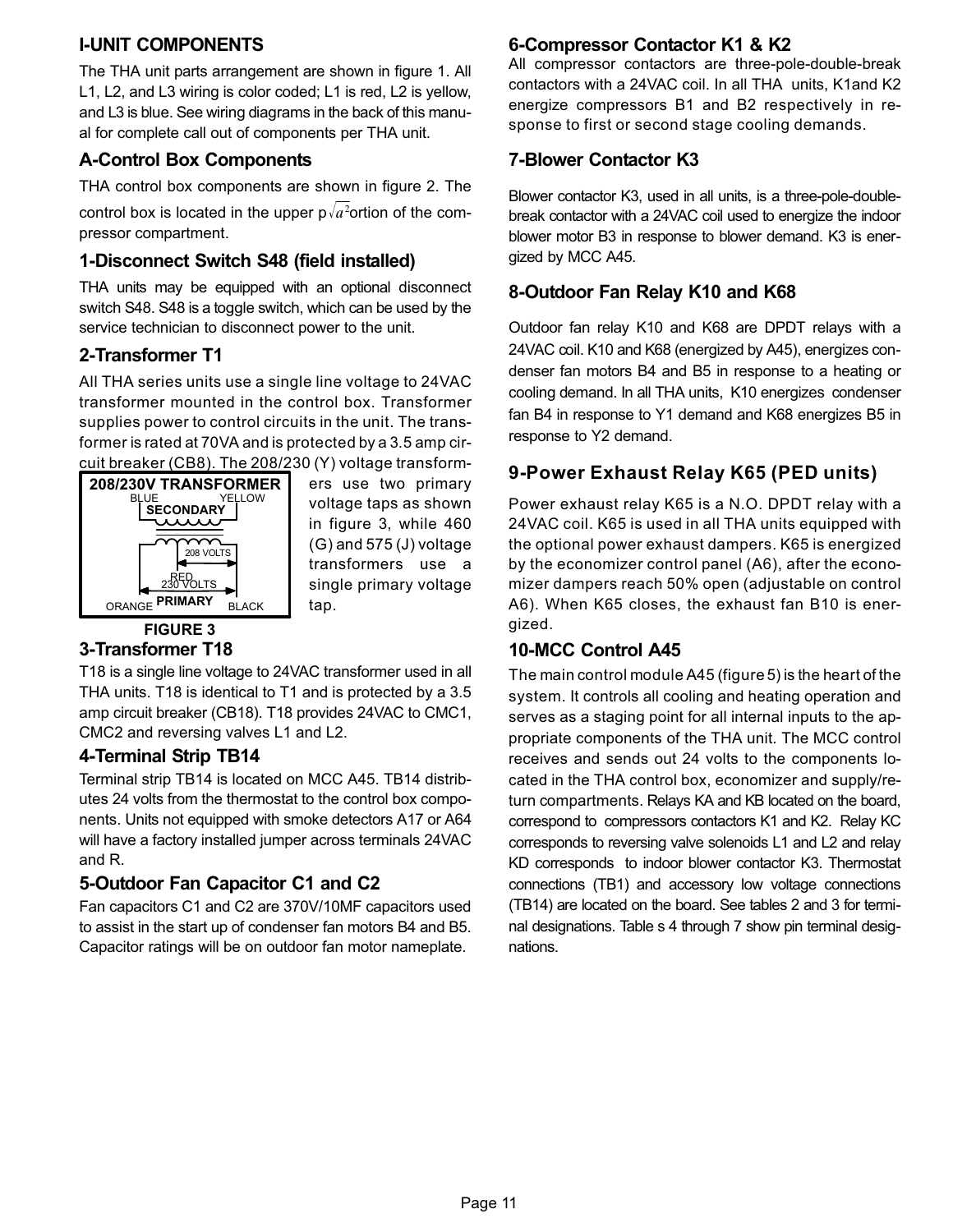## I-UNIT COMPONENTS

The THA unit parts arrangement are shown in figure 1. All L1, L2, and L3 wiring is color coded; L1 is red, L2 is yellow, and L3 is blue. See wiring diagrams in the back of this manual for complete call out of components per THA unit.

### A-Control Box Components

THA control box components are shown in figure 2. The control box is located in the upper portion of the compressor compartment.

### 1-Disconnect Switch S48 (field installed)

THA units may be equipped with an optional disconnect switch S48. S48 is a toggle switch, which can be used by the service technician to disconnect power to the unit.

### 2-Transformer T1

All THA series units use a single line voltage to 24VAC transformer mounted in the control box. Transformer supplies power to control circuits in the unit. The transformer is rated at 70VA and is protected by a 3.5 amp circuit breaker (CB8). The 208/230 (Y) voltage transformers use two primary voltage taps as shown in figure 3, while 460 (G) and 575 (J) voltage transformers use a single primary voltage tap.

**208/230V TRANSFORMER**

BLUE YELLOW
SECONDARY
208 VOLTS
RED
230 VOLTS
ORANGE PRIMARY BLACK

**FIGURE 3**

### 3-Transformer T18

T18 is a single line voltage to 24VAC transformer used in all THA units. T18 is identical to T1 and is protected by a 3.5 amp circuit breaker (CB18). T18 provides 24VAC to CMC1, CMC2 and reversing valves L1 and L2.

### 4-Terminal Strip TB14

Terminal strip TB14 is located on MCC A45. TB14 distributes 24 volts from the thermostat to the control box components. Units not equipped with smoke detectors A17 or A64 will have a factory installed jumper across terminals 24VAC and R.

### 5-Outdoor Fan Capacitor C1 and C2

Fan capacitors C1 and C2 are 370V/10MF capacitors used to assist in the start up of condenser fan motors B4 and B5. Capacitor ratings will be on outdoor fan motor nameplate.

### 6-Compressor Contactor K1 & K2

All compressor contactors are three-pole-double-break contactors with a 24VAC coil. In all THA units, K1and K2 energize compressors B1 and B2 respectively in response to first or second stage cooling demands.

### 7-Blower Contactor K3

Blower contactor K3, used in all units, is a three-pole-double-break contactor with a 24VAC coil used to energize the indoor blower motor B3 in response to blower demand. K3 is energized by MCC A45.

### 8-Outdoor Fan Relay K10 and K68

Outdoor fan relay K10 and K68 are DPDT relays with a 24VAC coil. K10 and K68 (energized by A45), energizes condenser fan motors B4 and B5 in response to a heating or cooling demand. In all THA units, K10 energizes condenser fan B4 in response to Y1 demand and K68 energizes B5 in response to Y2 demand.

### 9-Power Exhaust Relay K65 (PED units)

Power exhaust relay K65 is a N.O. DPDT relay with a 24VAC coil. K65 is used in all THA units equipped with the optional power exhaust dampers. K65 is energized by the economizer control panel (A6), after the economizer dampers reach 50% open (adjustable on control A6). When K65 closes, the exhaust fan B10 is energized.

### 10-MCC Control A45

The main control module A45 (figure 5) is the heart of the system. It controls all cooling and heating operation and serves as a staging point for all internal inputs to the appropriate components of the THA unit. The MCC control receives and sends out 24 volts to the components located in the THA control box, economizer and supply/return compartments. Relays KA and KB located on the board, correspond to compressors contactors K1 and K2. Relay KC corresponds to reversing valve solenoids L1 and L2 and relay KD corresponds to indoor blower contactor K3. Thermostat connections (TB1) and accessory low voltage connections (TB14) are located on the board. See tables 2 and 3 for terminal designations. Table s 4 through 7 show pin terminal designations.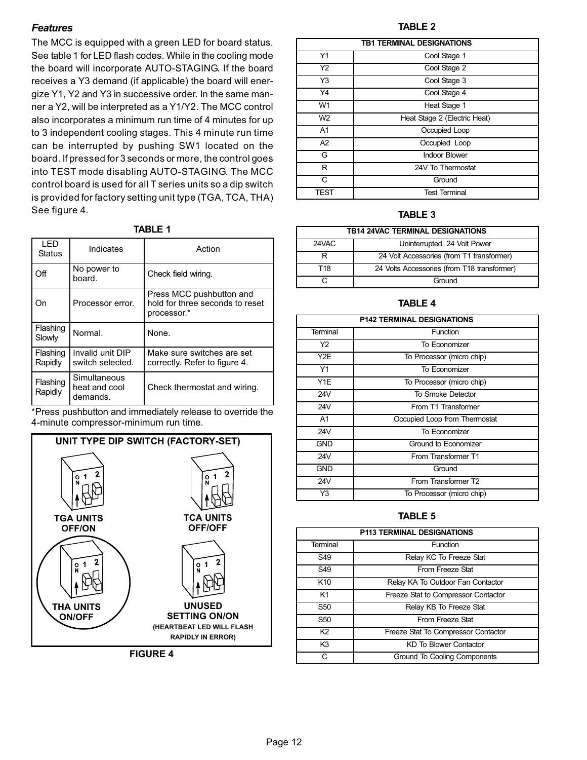### *Features*

The MCC is equipped with a green LED for board status. See table 1 for LED flash codes. While in the cooling mode the board will incorporate AUTO-STAGING. If the board receives a Y3 demand (if applicable) the board will energize Y1, Y2 and Y3 in successive order. In the same manner a Y2, will be interpreted as a Y1/Y2. The MCC control also incorporates a minimum run time of 4 minutes for up to 3 independent cooling stages. This 4 minute run time can be interrupted by pushing SW1 located on the board. If pressed for 3 seconds or more, the control goes into TEST mode disabling AUTO-STAGING. The MCC control board is used for all T series units so a dip switch is provided for factory setting unit type (TGA, TCA, THA) See figure 4.

**TABLE 1**

| LED Status | Indicates | Action |
|---|---|---|
| Off | No power to board. | Check field wiring. |
| On | Processor error. | Press MCC pushbutton and hold for three seconds to reset processor.* |
| Flashing Slowly | Normal. | None. |
| Flashing Rapidly | Invalid unit DIP switch selected. | Make sure switches are set correctly. Refer to figure 4. |
| Flashing Rapidly | Simultaneous heat and cool demands. | Check thermostat and wiring. |

*Press pushbutton and immediately release to override the 4-minute compressor-minimum run time.

**UNIT TYPE DIP SWITCH (FACTORY-SET)**

TGA UNITS OFF/ON

TCA UNITS OFF/OFF

THA UNITS ON/OFF

UNUSED SETTING ON/ON (HEARTBEAT LED WILL FLASH RAPIDLY IN ERROR)

**FIGURE 4**

**TABLE 2**

| TB1 TERMINAL DESIGNATIONS | |
|---|---|
| Y1 | Cool Stage 1 |
| Y2 | Cool Stage 2 |
| Y3 | Cool Stage 3 |
| Y4 | Cool Stage 4 |
| W1 | Heat Stage 1 |
| W2 | Heat Stage 2 (Electric Heat) |
| A1 | Occupied Loop |
| A2 | Occupied Loop |
| G | Indoor Blower |
| R | 24V To Thermostat |
| C | Ground |
| TEST | Test Terminal |

**TABLE 3**

| TB14 24VAC TERMINAL DESIGNATIONS | |
|---|---|
| 24VAC | Uninterrupted 24 Volt Power |
| R | 24 Volt Accessories (from T1 transformer) |
| T18 | 24 Volts Accessories (from T18 transformer) |
| C | Ground |

**TABLE 4**

| P142 TERMINAL DESIGNATIONS | |
|---|---|
| Terminal | Function |
| Y2 | To Economizer |
| Y2E | To Processor (micro chip) |
| Y1 | To Economizer |
| Y1E | To Processor (micro chip) |
| 24V | To Smoke Detector |
| 24V | From T1 Transformer |
| A1 | Occupied Loop from Thermostat |
| 24V | To Economizer |
| GND | Ground to Economizer |
| 24V | From Transformer T1 |
| GND | Ground |
| 24V | From Transformer T2 |
| Y3 | To Processor (micro chip) |

**TABLE 5**

| P113 TERMINAL DESIGNATIONS | |
|---|---|
| Terminal | Function |
| S49 | Relay KC To Freeze Stat |
| S49 | From Freeze Stat |
| K10 | Relay KA To Outdoor Fan Contactor |
| K1 | Freeze Stat to Compressor Contactor |
| S50 | Relay KB To Freeze Stat |
| S50 | From Freeze Stat |
| K2 | Freeze Stat To Compressor Contactor |
| K3 | KD To Blower Contactor |
| C | Ground To Cooling Components |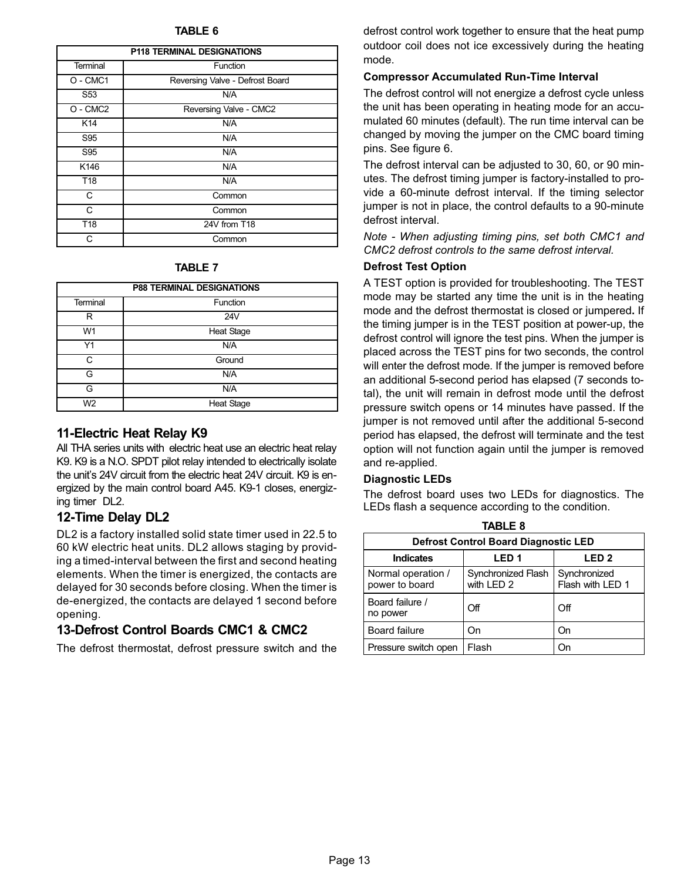**TABLE 6**

| P118 TERMINAL DESIGNATIONS | |
|---|---|
| Terminal | Function |
| O - CMC1 | Reversing Valve - Defrost Board |
| S53 | N/A |
| O - CMC2 | Reversing Valve - CMC2 |
| K14 | N/A |
| S95 | N/A |
| S95 | N/A |
| K146 | N/A |
| T18 | N/A |
| C | Common |
| C | Common |
| T18 | 24V from T18 |
| C | Common |

**TABLE 7**

| P88 TERMINAL DESIGNATIONS | |
|---|---|
| Terminal | Function |
| R | 24V |
| W1 | Heat Stage |
| Y1 | N/A |
| C | Ground |
| G | N/A |
| G | N/A |
| W2 | Heat Stage |

## 11-Electric Heat Relay K9

All THA series units with electric heat use an electric heat relay K9. K9 is a N.O. SPDT pilot relay intended to electrically isolate the unit's 24V circuit from the electric heat 24V circuit. K9 is energized by the main control board A45. K9-1 closes, energizing timer DL2.

## 12-Time Delay DL2

DL2 is a factory installed solid state timer used in 22.5 to 60 kW electric heat units. DL2 allows staging by providing a timed-interval between the first and second heating elements. When the timer is energized, the contacts are delayed for 30 seconds before closing. When the timer is de-energized, the contacts are delayed 1 second before opening.

## 13-Defrost Control Boards CMC1 & CMC2

The defrost thermostat, defrost pressure switch and the defrost control work together to ensure that the heat pump outdoor coil does not ice excessively during the heating mode.

**Compressor Accumulated Run-Time Interval**

The defrost control will not energize a defrost cycle unless the unit has been operating in heating mode for an accumulated 60 minutes (default). The run time interval can be changed by moving the jumper on the CMC board timing pins. See figure 6.

The defrost interval can be adjusted to 30, 60, or 90 minutes. The defrost timing jumper is factory-installed to provide a 60-minute defrost interval. If the timing selector jumper is not in place, the control defaults to a 90-minute defrost interval.

*Note - When adjusting timing pins, set both CMC1 and CMC2 defrost controls to the same defrost interval.*

**Defrost Test Option**

A TEST option is provided for troubleshooting. The TEST mode may be started any time the unit is in the heating mode and the defrost thermostat is closed or jumpered**.** If the timing jumper is in the TEST position at power-up, the defrost control will ignore the test pins. When the jumper is placed across the TEST pins for two seconds, the control will enter the defrost mode. If the jumper is removed before an additional 5-second period has elapsed (7 seconds total), the unit will remain in defrost mode until the defrost pressure switch opens or 14 minutes have passed. If the jumper is not removed until after the additional 5-second period has elapsed, the defrost will terminate and the test option will not function again until the jumper is removed and re-applied.

**Diagnostic LEDs**

The defrost board uses two LEDs for diagnostics. The LEDs flash a sequence according to the condition.

**TABLE 8**

| Defrost Control Board Diagnostic LED | | |
|---|---|---|
| **Indicates** | **LED 1** | **LED 2** |
| Normal operation / power to board | Synchronized Flash with LED 2 | Synchronized Flash with LED 1 |
| Board failure / no power | Off | Off |
| Board failure | On | On |
| Pressure switch open | Flash | On |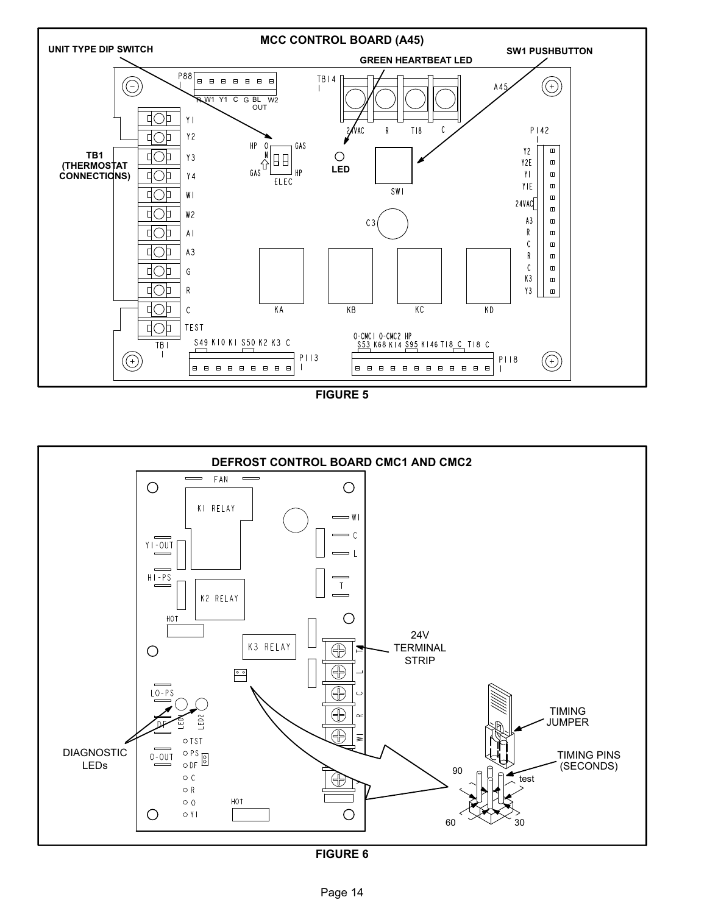**MCC CONTROL BOARD (A45)**

UNIT TYPE DIP SWITCH

SW1 PUSHBUTTON

GREEN HEARTBEAT LED

TB1 (THERMOSTAT CONNECTIONS)

LED

FIGURE 5

**DEFROST CONTROL BOARD CMC1 AND CMC2**

24V TERMINAL STRIP

TIMING JUMPER

TIMING PINS (SECONDS)

DIAGNOSTIC LEDs

90 test 60 30

FIGURE 6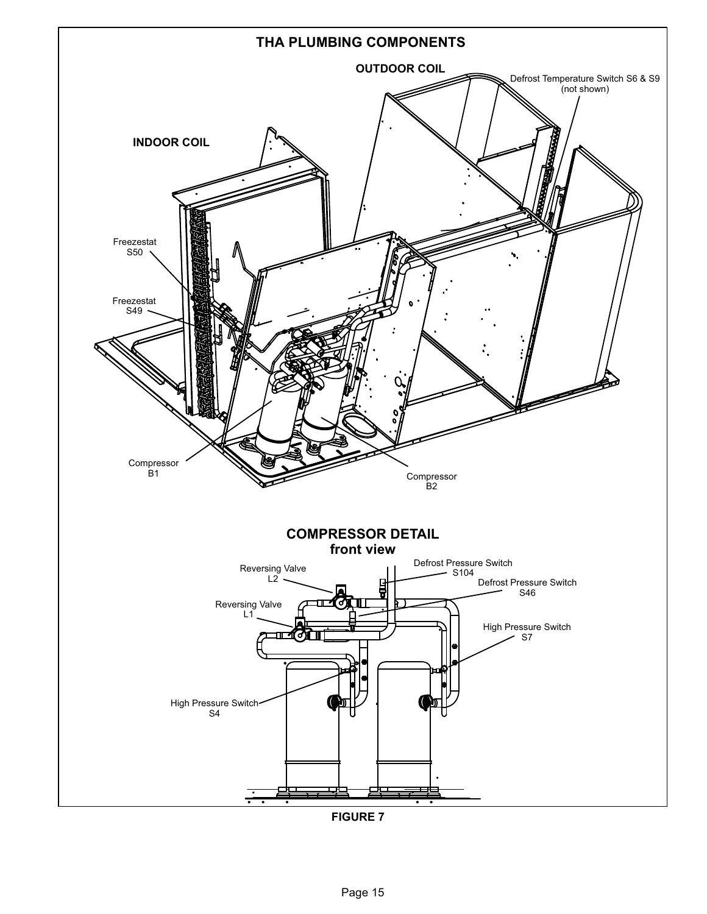## THA PLUMBING COMPONENTS

OUTDOOR COIL

Defrost Temperature Switch S6 & S9 (not shown)

INDOOR COIL

Freezestat S50

Freezestat S49

Compressor B1

Compressor B2

## COMPRESSOR DETAIL front view

Reversing Valve L2

Defrost Pressure Switch S104

Defrost Pressure Switch S46

Reversing Valve L1

High Pressure Switch S7

High Pressure Switch S4

FIGURE 7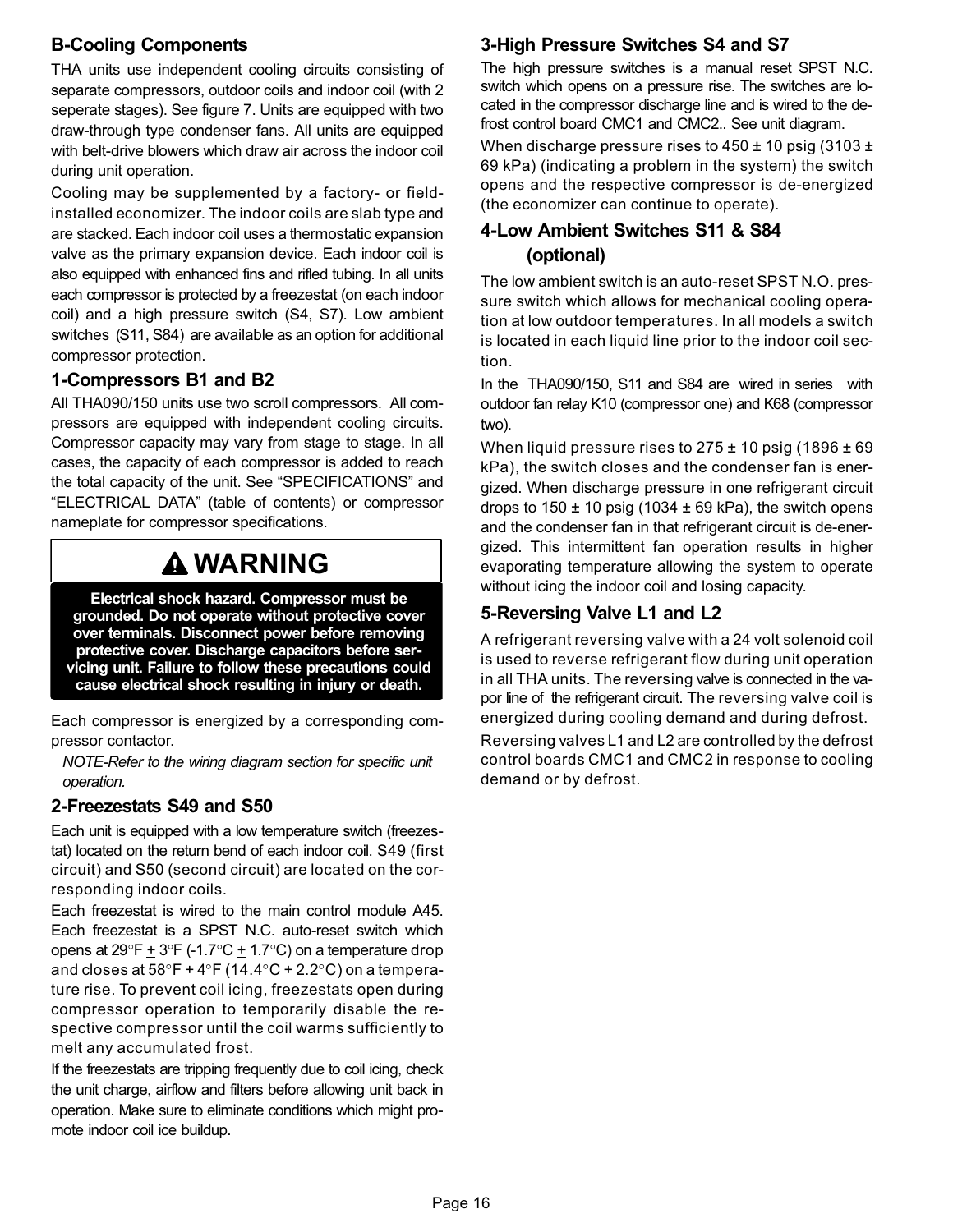## B-Cooling Components

THA units use independent cooling circuits consisting of separate compressors, outdoor coils and indoor coil (with 2 seperate stages). See figure 7. Units are equipped with two draw-through type condenser fans. All units are equipped with belt-drive blowers which draw air across the indoor coil during unit operation.

Cooling may be supplemented by a factory- or field-installed economizer. The indoor coils are slab type and are stacked. Each indoor coil uses a thermostatic expansion valve as the primary expansion device. Each indoor coil is also equipped with enhanced fins and rifled tubing. In all units each compressor is protected by a freezestat (on each indoor coil) and a high pressure switch (S4, S7). Low ambient switches (S11, S84) are available as an option for additional compressor protection.

### 1-Compressors B1 and B2

All THA090/150 units use two scroll compressors. All compressors are equipped with independent cooling circuits. Compressor capacity may vary from stage to stage. In all cases, the capacity of each compressor is added to reach the total capacity of the unit. See "SPECIFICATIONS" and "ELECTRICAL DATA" (table of contents) or compressor nameplate for compressor specifications.

> **⚠ WARNING**
>
> **Electrical shock hazard. Compressor must be grounded. Do not operate without protective cover over terminals. Disconnect power before removing protective cover. Discharge capacitors before servicing unit. Failure to follow these precautions could cause electrical shock resulting in injury or death.**

Each compressor is energized by a corresponding compressor contactor.

*NOTE-Refer to the wiring diagram section for specific unit operation.*

### 2-Freezestats S49 and S50

Each unit is equipped with a low temperature switch (freezestat) located on the return bend of each indoor coil. S49 (first circuit) and S50 (second circuit) are located on the corresponding indoor coils.

Each freezestat is wired to the main control module A45. Each freezestat is a SPST N.C. auto-reset switch which opens at 29°F ± 3°F (-1.7°C ± 1.7°C) on a temperature drop and closes at 58°F ± 4°F (14.4°C ± 2.2°C) on a temperature rise. To prevent coil icing, freezestats open during compressor operation to temporarily disable the respective compressor until the coil warms sufficiently to melt any accumulated frost.

If the freezestats are tripping frequently due to coil icing, check the unit charge, airflow and filters before allowing unit back in operation. Make sure to eliminate conditions which might promote indoor coil ice buildup.

### 3-High Pressure Switches S4 and S7

The high pressure switches is a manual reset SPST N.C. switch which opens on a pressure rise. The switches are located in the compressor discharge line and is wired to the defrost control board CMC1 and CMC2.. See unit diagram.

When discharge pressure rises to 450 ± 10 psig (3103 ± 69 kPa) (indicating a problem in the system) the switch opens and the respective compressor is de-energized (the economizer can continue to operate).

### 4-Low Ambient Switches S11 & S84 (optional)

The low ambient switch is an auto-reset SPST N.O. pressure switch which allows for mechanical cooling operation at low outdoor temperatures. In all models a switch is located in each liquid line prior to the indoor coil section.

In the THA090/150, S11 and S84 are wired in series with outdoor fan relay K10 (compressor one) and K68 (compressor two).

When liquid pressure rises to 275 ± 10 psig (1896 ± 69 kPa), the switch closes and the condenser fan is energized. When discharge pressure in one refrigerant circuit drops to 150 ± 10 psig (1034 ± 69 kPa), the switch opens and the condenser fan in that refrigerant circuit is de-energized. This intermittent fan operation results in higher evaporating temperature allowing the system to operate without icing the indoor coil and losing capacity.

### 5-Reversing Valve L1 and L2

A refrigerant reversing valve with a 24 volt solenoid coil is used to reverse refrigerant flow during unit operation in all THA units. The reversing valve is connected in the vapor line of the refrigerant circuit. The reversing valve coil is energized during cooling demand and during defrost.

Reversing valves L1 and L2 are controlled by the defrost control boards CMC1 and CMC2 in response to cooling demand or by defrost.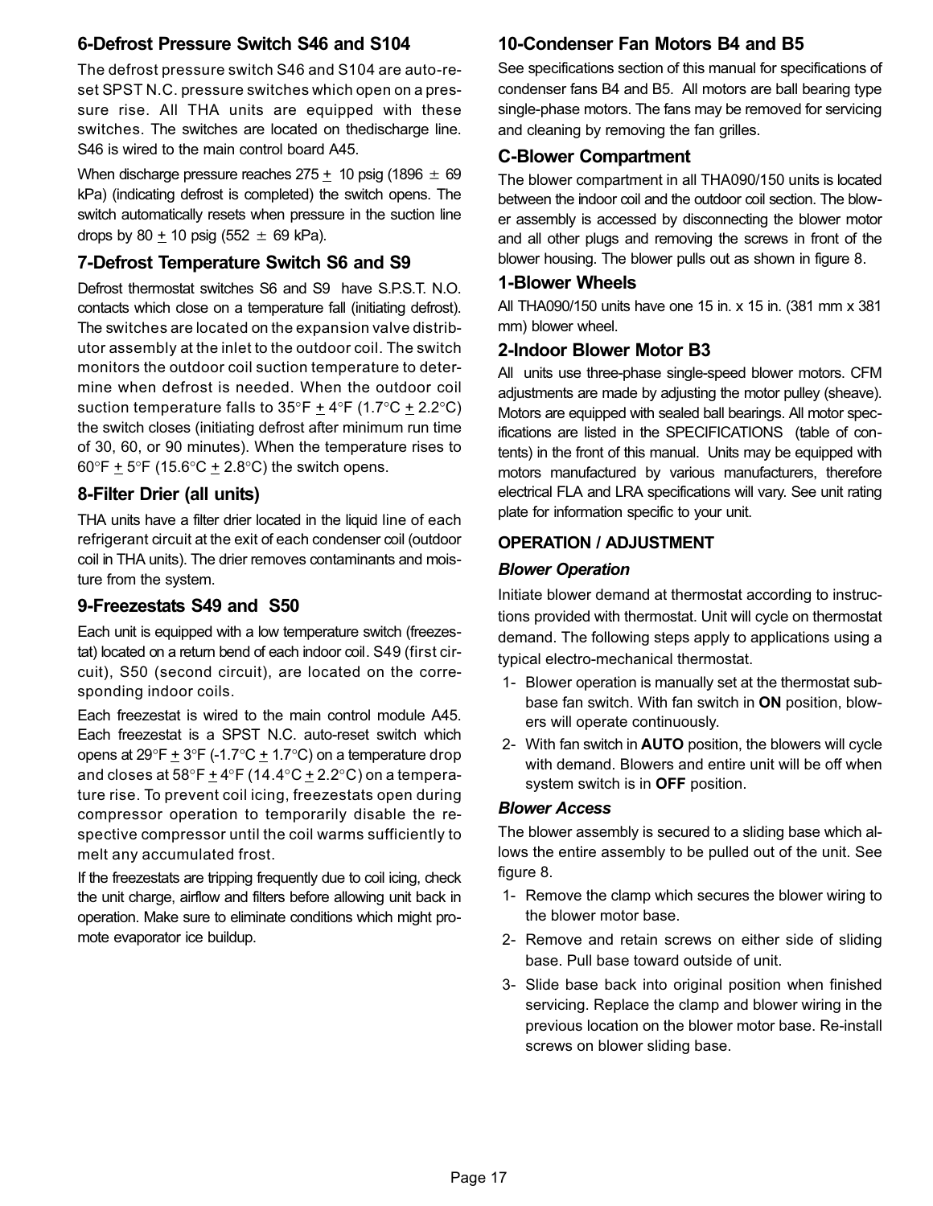### 6-Defrost Pressure Switch S46 and S104

The defrost pressure switch S46 and S104 are auto-reset SPST N.C. pressure switches which open on a pressure rise. All THA units are equipped with these switches. The switches are located on thedischarge line. S46 is wired to the main control board A45.

When discharge pressure reaches 275 ± 10 psig (1896 ± 69 kPa) (indicating defrost is completed) the switch opens. The switch automatically resets when pressure in the suction line drops by 80 ± 10 psig (552 ± 69 kPa).

### 7-Defrost Temperature Switch S6 and S9

Defrost thermostat switches S6 and S9 have S.P.S.T. N.O. contacts which close on a temperature fall (initiating defrost). The switches are located on the expansion valve distributor assembly at the inlet to the outdoor coil. The switch monitors the outdoor coil suction temperature to determine when defrost is needed. When the outdoor coil suction temperature falls to 35°F ± 4°F (1.7°C ± 2.2°C) the switch closes (initiating defrost after minimum run time of 30, 60, or 90 minutes). When the temperature rises to 60°F ± 5°F (15.6°C ± 2.8°C) the switch opens.

### 8-Filter Drier (all units)

THA units have a filter drier located in the liquid line of each refrigerant circuit at the exit of each condenser coil (outdoor coil in THA units). The drier removes contaminants and moisture from the system.

### 9-Freezestats S49 and S50

Each unit is equipped with a low temperature switch (freezestat) located on a return bend of each indoor coil. S49 (first circuit), S50 (second circuit), are located on the corresponding indoor coils.

Each freezestat is wired to the main control module A45. Each freezestat is a SPST N.C. auto-reset switch which opens at 29°F ± 3°F (-1.7°C ± 1.7°C) on a temperature drop and closes at 58°F ± 4°F (14.4°C ± 2.2°C) on a temperature rise. To prevent coil icing, freezestats open during compressor operation to temporarily disable the respective compressor until the coil warms sufficiently to melt any accumulated frost.

If the freezestats are tripping frequently due to coil icing, check the unit charge, airflow and filters before allowing unit back in operation. Make sure to eliminate conditions which might promote evaporator ice buildup.

### 10-Condenser Fan Motors B4 and B5

See specifications section of this manual for specifications of condenser fans B4 and B5. All motors are ball bearing type single-phase motors. The fans may be removed for servicing and cleaning by removing the fan grilles.

## C-Blower Compartment

The blower compartment in all THA090/150 units is located between the indoor coil and the outdoor coil section. The blower assembly is accessed by disconnecting the blower motor and all other plugs and removing the screws in front of the blower housing. The blower pulls out as shown in figure 8.

### 1-Blower Wheels

All THA090/150 units have one 15 in. x 15 in. (381 mm x 381 mm) blower wheel.

### 2-Indoor Blower Motor B3

All units use three-phase single-speed blower motors. CFM adjustments are made by adjusting the motor pulley (sheave). Motors are equipped with sealed ball bearings. All motor specifications are listed in the SPECIFICATIONS (table of contents) in the front of this manual. Units may be equipped with motors manufactured by various manufacturers, therefore electrical FLA and LRA specifications will vary. See unit rating plate for information specific to your unit.

#### OPERATION / ADJUSTMENT

***Blower Operation***

Initiate blower demand at thermostat according to instructions provided with thermostat. Unit will cycle on thermostat demand. The following steps apply to applications using a typical electro-mechanical thermostat.

1- Blower operation is manually set at the thermostat subbase fan switch. With fan switch in **ON** position, blowers will operate continuously.
2- With fan switch in **AUTO** position, the blowers will cycle with demand. Blowers and entire unit will be off when system switch is in **OFF** position.

***Blower Access***

The blower assembly is secured to a sliding base which allows the entire assembly to be pulled out of the unit. See figure 8.

1- Remove the clamp which secures the blower wiring to the blower motor base.
2- Remove and retain screws on either side of sliding base. Pull base toward outside of unit.
3- Slide base back into original position when finished servicing. Replace the clamp and blower wiring in the previous location on the blower motor base. Re-install screws on blower sliding base.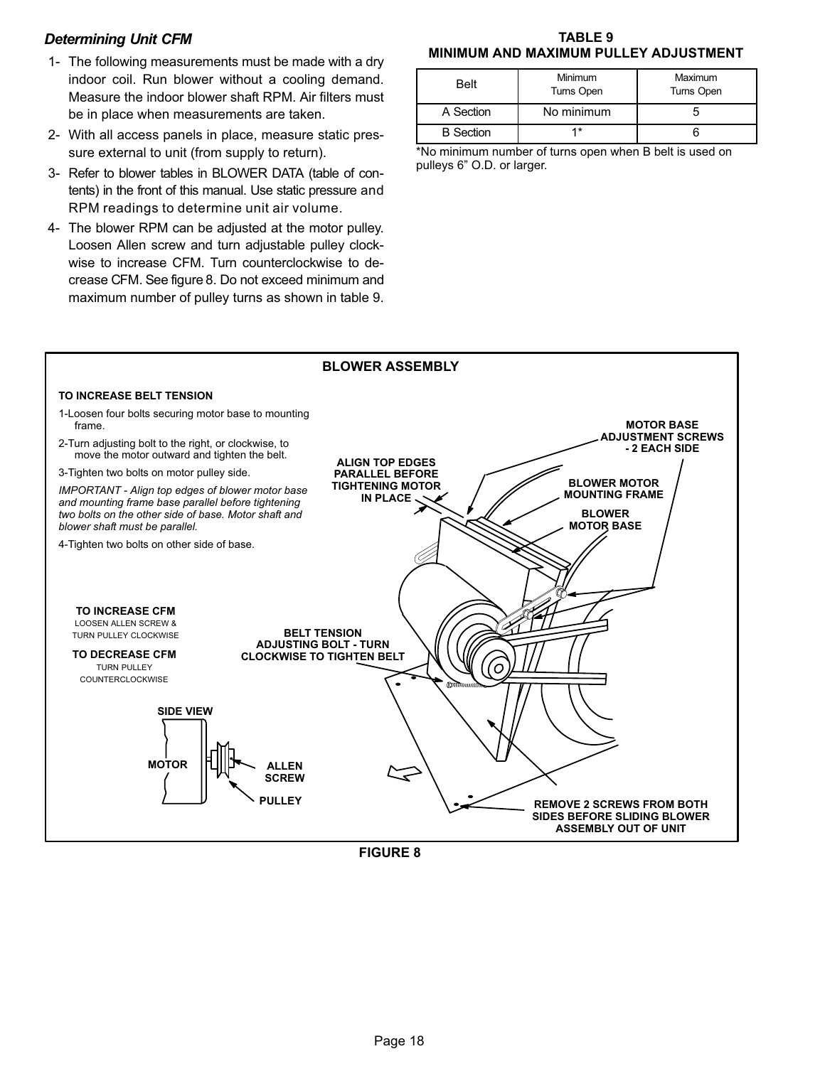### *Determining Unit CFM*

1- The following measurements must be made with a dry indoor coil. Run blower without a cooling demand. Measure the indoor blower shaft RPM. Air filters must be in place when measurements are taken.

2- With all access panels in place, measure static pressure external to unit (from supply to return).

3- Refer to blower tables in BLOWER DATA (table of contents) in the front of this manual. Use static pressure and RPM readings to determine unit air volume.

4- The blower RPM can be adjusted at the motor pulley. Loosen Allen screw and turn adjustable pulley clockwise to increase CFM. Turn counterclockwise to decrease CFM. See figure 8. Do not exceed minimum and maximum number of pulley turns as shown in table 9.

**TABLE 9**
**MINIMUM AND MAXIMUM PULLEY ADJUSTMENT**

| Belt | Minimum Turns Open | Maximum Turns Open |
|---|---|---|
| A Section | No minimum | 5 |
| B Section | 1* | 6 |

*No minimum number of turns open when B belt is used on pulleys 6" O.D. or larger.

**BLOWER ASSEMBLY**

**TO INCREASE BELT TENSION**

1-Loosen four bolts securing motor base to mounting frame.

2-Turn adjusting bolt to the right, or clockwise, to move the motor outward and tighten the belt.

3-Tighten two bolts on motor pulley side.

*IMPORTANT - Align top edges of blower motor base and mounting frame base parallel before tightening two bolts on the other side of base. Motor shaft and blower shaft must be parallel.*

4-Tighten two bolts on other side of base.

**TO INCREASE CFM**
LOOSEN ALLEN SCREW & TURN PULLEY CLOCKWISE

**TO DECREASE CFM**
TURN PULLEY COUNTERCLOCKWISE

SIDE VIEW: MOTOR, ALLEN SCREW, PULLEY

ALIGN TOP EDGES PARALLEL BEFORE TIGHTENING MOTOR IN PLACE

MOTOR BASE ADJUSTMENT SCREWS - 2 EACH SIDE

BLOWER MOTOR MOUNTING FRAME

BLOWER MOTOR BASE

BELT TENSION ADJUSTING BOLT - TURN CLOCKWISE TO TIGHTEN BELT

REMOVE 2 SCREWS FROM BOTH SIDES BEFORE SLIDING BLOWER ASSEMBLY OUT OF UNIT

**FIGURE 8**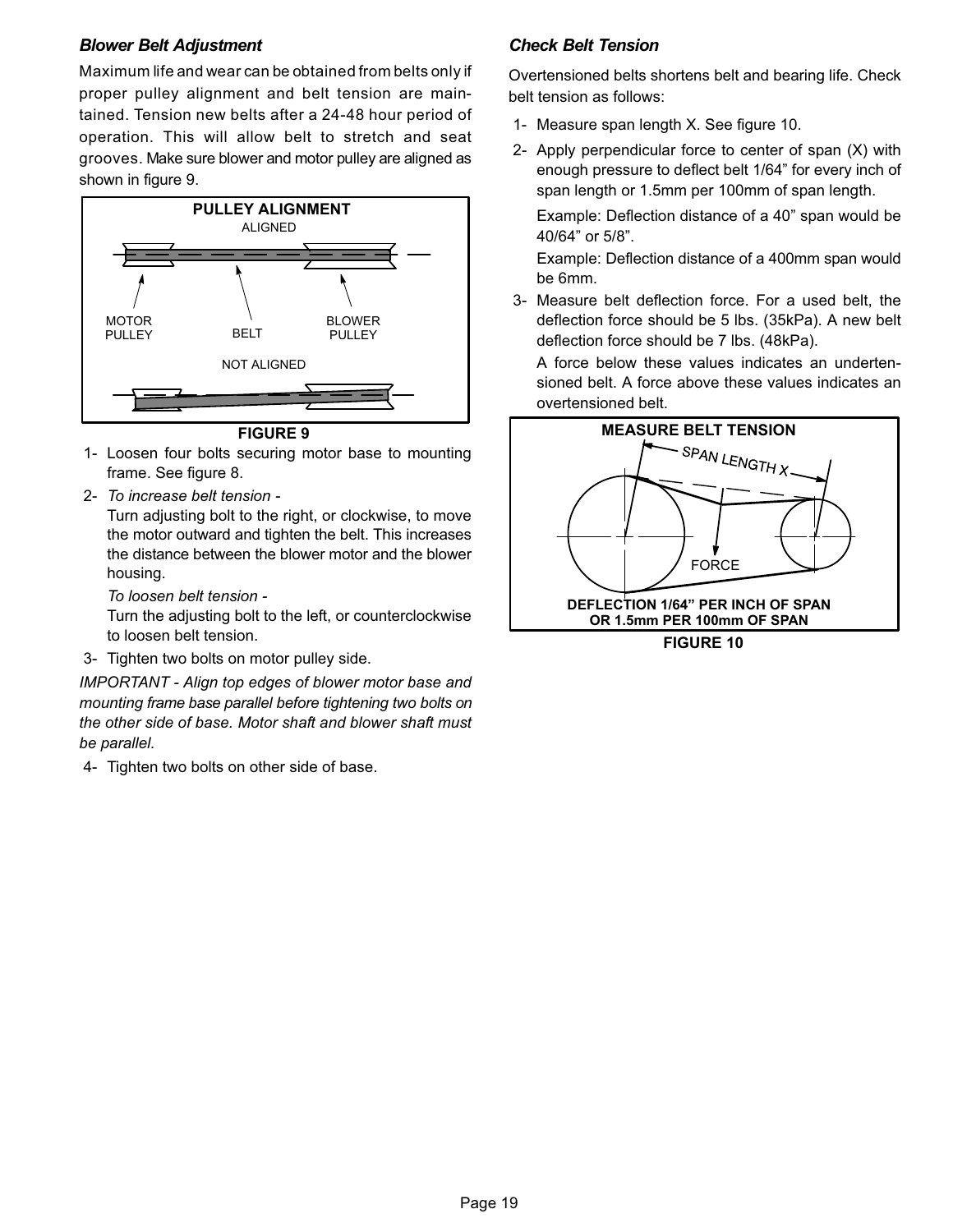### *Blower Belt Adjustment*

Maximum life and wear can be obtained from belts only if proper pulley alignment and belt tension are maintained. Tension new belts after a 24-48 hour period of operation. This will allow belt to stretch and seat grooves. Make sure blower and motor pulley are aligned as shown in figure 9.

**PULLEY ALIGNMENT**

ALIGNED

MOTOR PULLEY — BELT — BLOWER PULLEY

NOT ALIGNED

**FIGURE 9**

1- Loosen four bolts securing motor base to mounting frame. See figure 8.
2- *To increase belt tension -*
   Turn adjusting bolt to the right, or clockwise, to move the motor outward and tighten the belt. This increases the distance between the blower motor and the blower housing.

   *To loosen belt tension -*
   Turn the adjusting bolt to the left, or counterclockwise to loosen belt tension.
3- Tighten two bolts on motor pulley side.

*IMPORTANT - Align top edges of blower motor base and mounting frame base parallel before tightening two bolts on the other side of base. Motor shaft and blower shaft must be parallel.*

4- Tighten two bolts on other side of base.

### *Check Belt Tension*

Overtensioned belts shortens belt and bearing life. Check belt tension as follows:

1- Measure span length X. See figure 10.
2- Apply perpendicular force to center of span (X) with enough pressure to deflect belt 1/64" for every inch of span length or 1.5mm per 100mm of span length.

   Example: Deflection distance of a 40" span would be 40/64" or 5/8".

   Example: Deflection distance of a 400mm span would be 6mm.
3- Measure belt deflection force. For a used belt, the deflection force should be 5 lbs. (35kPa). A new belt deflection force should be 7 lbs. (48kPa).

   A force below these values indicates an undertensioned belt. A force above these values indicates an overtensioned belt.

**MEASURE BELT TENSION**

SPAN LENGTH X

FORCE

**DEFLECTION 1/64" PER INCH OF SPAN OR 1.5mm PER 100mm OF SPAN**

**FIGURE 10**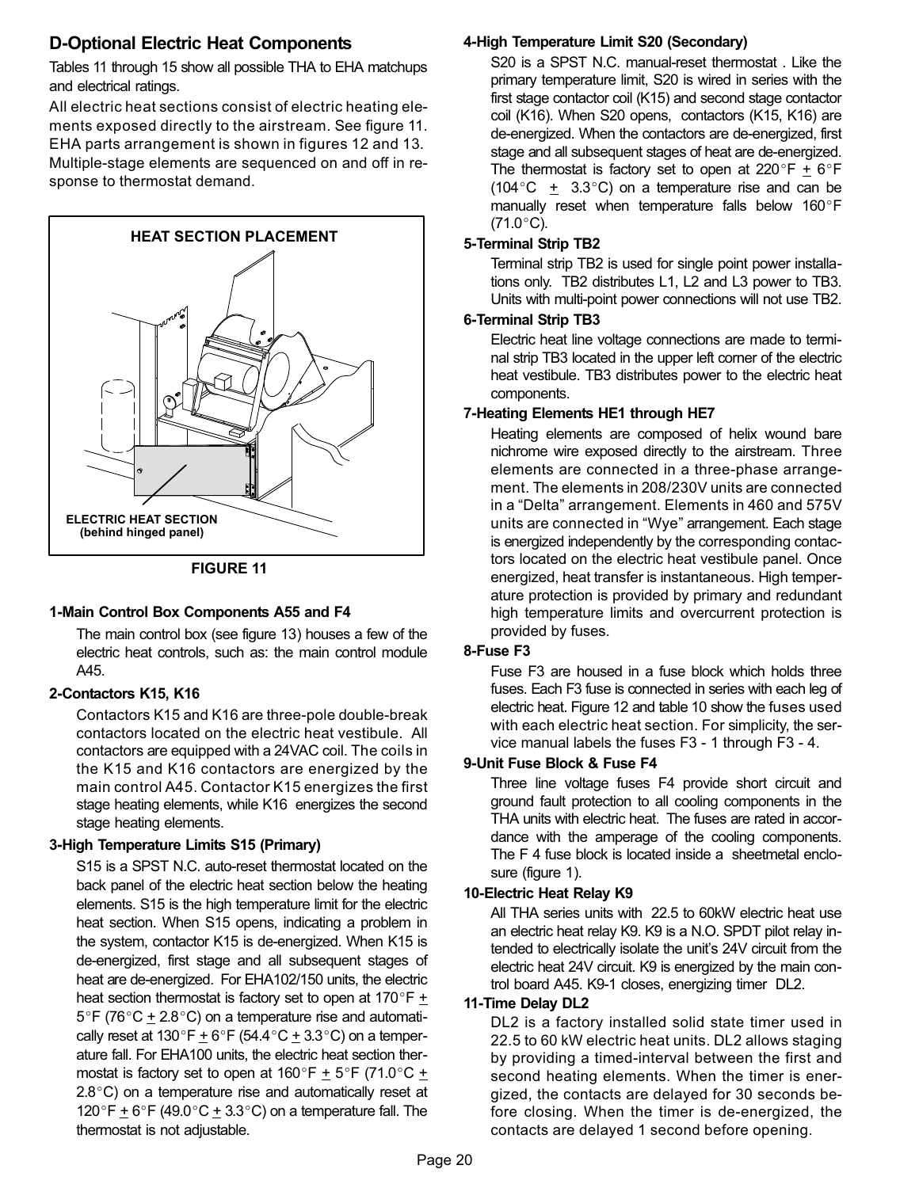## D-Optional Electric Heat Components

Tables 11 through 15 show all possible THA to EHA matchups and electrical ratings.

All electric heat sections consist of electric heating elements exposed directly to the airstream. See figure 11. EHA parts arrangement is shown in figures 12 and 13. Multiple-stage elements are sequenced on and off in response to thermostat demand.

HEAT SECTION PLACEMENT

ELECTRIC HEAT SECTION (behind hinged panel)

FIGURE 11

### 1-Main Control Box Components A55 and F4

The main control box (see figure 13) houses a few of the electric heat controls, such as: the main control module A45.

### 2-Contactors K15, K16

Contactors K15 and K16 are three-pole double-break contactors located on the electric heat vestibule. All contactors are equipped with a 24VAC coil. The coils in the K15 and K16 contactors are energized by the main control A45. Contactor K15 energizes the first stage heating elements, while K16 energizes the second stage heating elements.

### 3-High Temperature Limits S15 (Primary)

S15 is a SPST N.C. auto-reset thermostat located on the back panel of the electric heat section below the heating elements. S15 is the high temperature limit for the electric heat section. When S15 opens, indicating a problem in the system, contactor K15 is de-energized. When K15 is de-energized, first stage and all subsequent stages of heat are de-energized. For EHA102/150 units, the electric heat section thermostat is factory set to open at 170°F ± 5°F (76°C ± 2.8°C) on a temperature rise and automatically reset at 130°F ± 6°F (54.4°C ± 3.3°C) on a temperature fall. For EHA100 units, the electric heat section thermostat is factory set to open at 160°F ± 5°F (71.0°C ± 2.8°C) on a temperature rise and automatically reset at 120°F ± 6°F (49.0°C ± 3.3°C) on a temperature fall. The thermostat is not adjustable.

### 4-High Temperature Limit S20 (Secondary)

S20 is a SPST N.C. manual-reset thermostat . Like the primary temperature limit, S20 is wired in series with the first stage contactor coil (K15) and second stage contactor coil (K16). When S20 opens, contactors (K15, K16) are de-energized. When the contactors are de-energized, first stage and all subsequent stages of heat are de-energized. The thermostat is factory set to open at 220°F ± 6°F (104°C ± 3.3°C) on a temperature rise and can be manually reset when temperature falls below 160°F (71.0°C).

### 5-Terminal Strip TB2

Terminal strip TB2 is used for single point power installations only. TB2 distributes L1, L2 and L3 power to TB3. Units with multi-point power connections will not use TB2.

### 6-Terminal Strip TB3

Electric heat line voltage connections are made to terminal strip TB3 located in the upper left corner of the electric heat vestibule. TB3 distributes power to the electric heat components.

### 7-Heating Elements HE1 through HE7

Heating elements are composed of helix wound bare nichrome wire exposed directly to the airstream. Three elements are connected in a three-phase arrangement. The elements in 208/230V units are connected in a “Delta” arrangement. Elements in 460 and 575V units are connected in “Wye” arrangement. Each stage is energized independently by the corresponding contactors located on the electric heat vestibule panel. Once energized, heat transfer is instantaneous. High temperature protection is provided by primary and redundant high temperature limits and overcurrent protection is provided by fuses.

### 8-Fuse F3

Fuse F3 are housed in a fuse block which holds three fuses. Each F3 fuse is connected in series with each leg of electric heat. Figure 12 and table 10 show the fuses used with each electric heat section. For simplicity, the service manual labels the fuses F3 - 1 through F3 - 4.

### 9-Unit Fuse Block & Fuse F4

Three line voltage fuses F4 provide short circuit and ground fault protection to all cooling components in the THA units with electric heat. The fuses are rated in accordance with the amperage of the cooling components. The F 4 fuse block is located inside a sheetmetal enclosure (figure 1).

### 10-Electric Heat Relay K9

All THA series units with 22.5 to 60kW electric heat use an electric heat relay K9. K9 is a N.O. SPDT pilot relay intended to electrically isolate the unit’s 24V circuit from the electric heat 24V circuit. K9 is energized by the main control board A45. K9-1 closes, energizing timer DL2.

### 11-Time Delay DL2

DL2 is a factory installed solid state timer used in 22.5 to 60 kW electric heat units. DL2 allows staging by providing a timed-interval between the first and second heating elements. When the timer is energized, the contacts are delayed for 30 seconds before closing. When the timer is de-energized, the contacts are delayed 1 second before opening.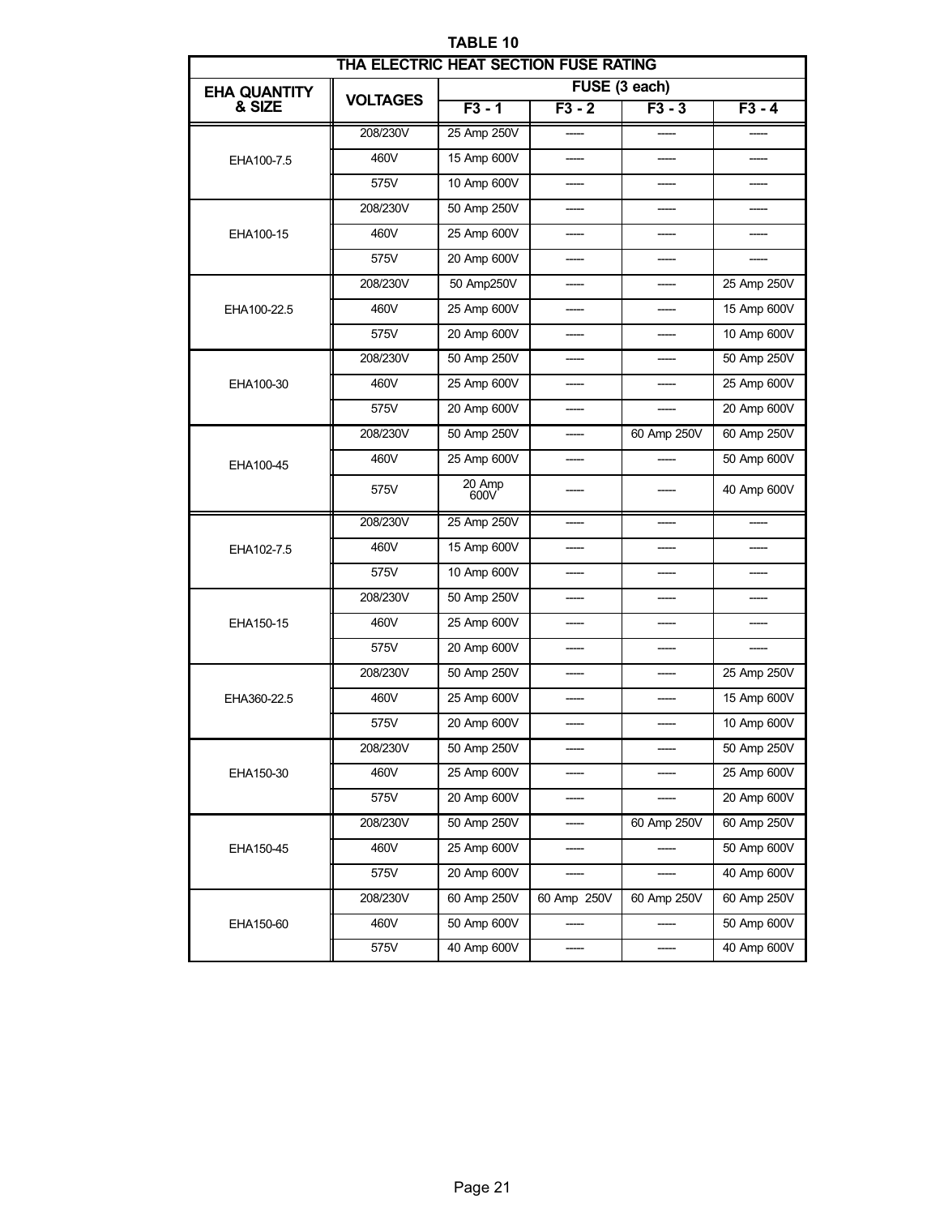**TABLE 10**

| THA ELECTRIC HEAT SECTION FUSE RATING | | | | | |
|---|---|---|---|---|---|
| **EHA QUANTITY & SIZE** | **VOLTAGES** | **FUSE (3 each)** | | | |
| | | **F3 - 1** | **F3 - 2** | **F3 - 3** | **F3 - 4** |
| EHA100-7.5 | 208/230V | 25 Amp 250V | ----- | ----- | ----- |
| | 460V | 15 Amp 600V | ----- | ----- | ----- |
| | 575V | 10 Amp 600V | ----- | ----- | ----- |
| EHA100-15 | 208/230V | 50 Amp 250V | ----- | ----- | ----- |
| | 460V | 25 Amp 600V | ----- | ----- | ----- |
| | 575V | 20 Amp 600V | ----- | ----- | ----- |
| EHA100-22.5 | 208/230V | 50 Amp250V | ----- | ----- | 25 Amp 250V |
| | 460V | 25 Amp 600V | ----- | ----- | 15 Amp 600V |
| | 575V | 20 Amp 600V | ----- | ----- | 10 Amp 600V |
| EHA100-30 | 208/230V | 50 Amp 250V | ----- | ----- | 50 Amp 250V |
| | 460V | 25 Amp 600V | ----- | ----- | 25 Amp 600V |
| | 575V | 20 Amp 600V | ----- | ----- | 20 Amp 600V |
| EHA100-45 | 208/230V | 50 Amp 250V | ----- | 60 Amp 250V | 60 Amp 250V |
| | 460V | 25 Amp 600V | ----- | ----- | 50 Amp 600V |
| | 575V | 20 Amp 600V | ----- | ----- | 40 Amp 600V |
| EHA102-7.5 | 208/230V | 25 Amp 250V | ----- | ----- | ----- |
| | 460V | 15 Amp 600V | ----- | ----- | ----- |
| | 575V | 10 Amp 600V | ----- | ----- | ----- |
| EHA150-15 | 208/230V | 50 Amp 250V | ----- | ----- | ----- |
| | 460V | 25 Amp 600V | ----- | ----- | ----- |
| | 575V | 20 Amp 600V | ----- | ----- | ----- |
| EHA360-22.5 | 208/230V | 50 Amp 250V | ----- | ----- | 25 Amp 250V |
| | 460V | 25 Amp 600V | ----- | ----- | 15 Amp 600V |
| | 575V | 20 Amp 600V | ----- | ----- | 10 Amp 600V |
| EHA150-30 | 208/230V | 50 Amp 250V | ----- | ----- | 50 Amp 250V |
| | 460V | 25 Amp 600V | ----- | ----- | 25 Amp 600V |
| | 575V | 20 Amp 600V | ----- | ----- | 20 Amp 600V |
| EHA150-45 | 208/230V | 50 Amp 250V | ----- | 60 Amp 250V | 60 Amp 250V |
| | 460V | 25 Amp 600V | ----- | ----- | 50 Amp 600V |
| | 575V | 20 Amp 600V | ----- | ----- | 40 Amp 600V |
| EHA150-60 | 208/230V | 60 Amp 250V | 60 Amp 250V | 60 Amp 250V | 60 Amp 250V |
| | 460V | 50 Amp 600V | ----- | ----- | 50 Amp 600V |
| | 575V | 40 Amp 600V | ----- | ----- | 40 Amp 600V |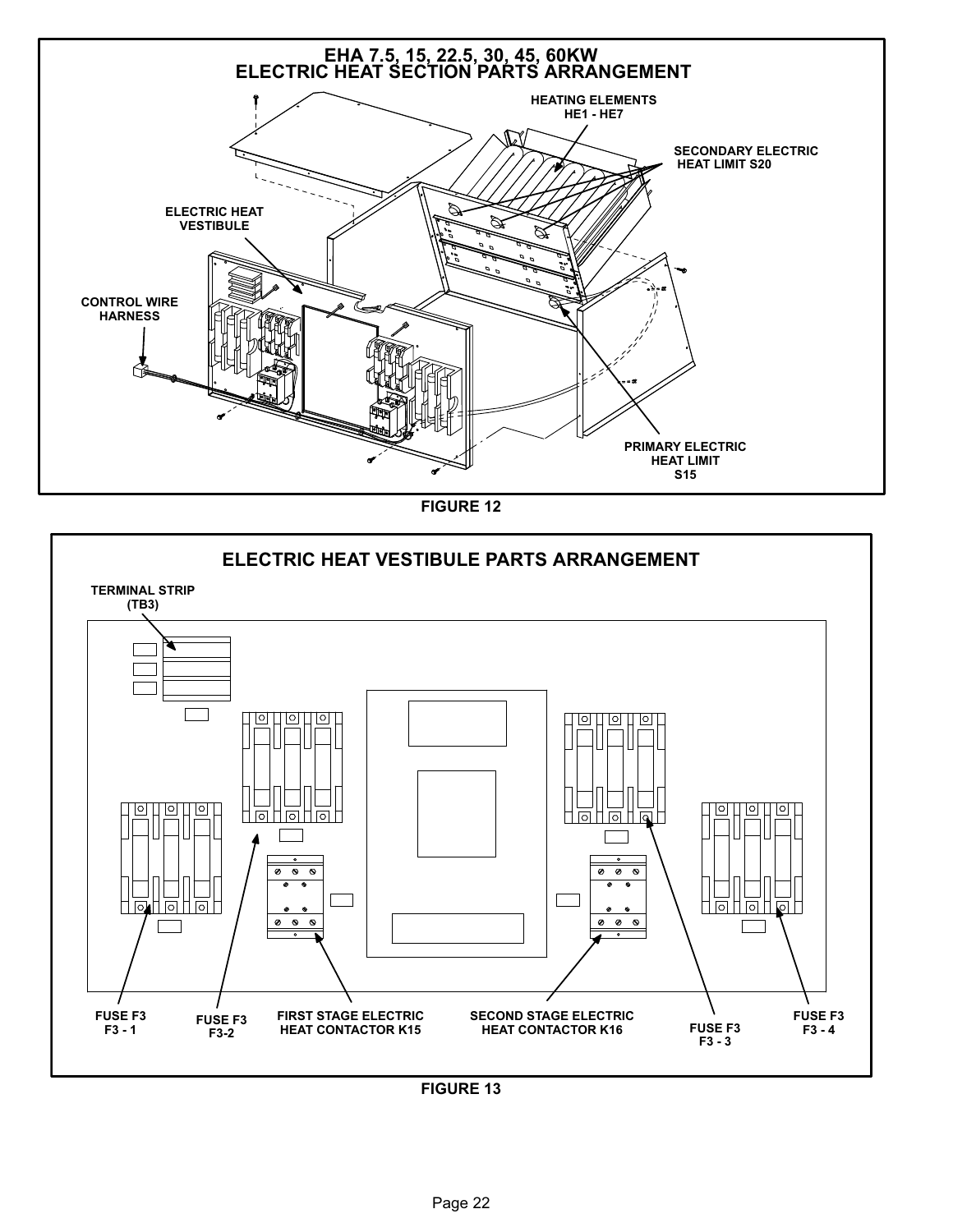**EHA 7.5, 15, 22.5, 30, 45, 60KW ELECTRIC HEAT SECTION PARTS ARRANGEMENT**

HEATING ELEMENTS HE1 - HE7

SECONDARY ELECTRIC HEAT LIMIT S20

ELECTRIC HEAT VESTIBULE

CONTROL WIRE HARNESS

PRIMARY ELECTRIC HEAT LIMIT S15

**FIGURE 12**

**ELECTRIC HEAT VESTIBULE PARTS ARRANGEMENT**

TERMINAL STRIP (TB3)

FUSE F3 F3 - 1

FUSE F3 F3-2

FIRST STAGE ELECTRIC HEAT CONTACTOR K15

SECOND STAGE ELECTRIC HEAT CONTACTOR K16

FUSE F3 F3 - 3

FUSE F3 F3 - 4

**FIGURE 13**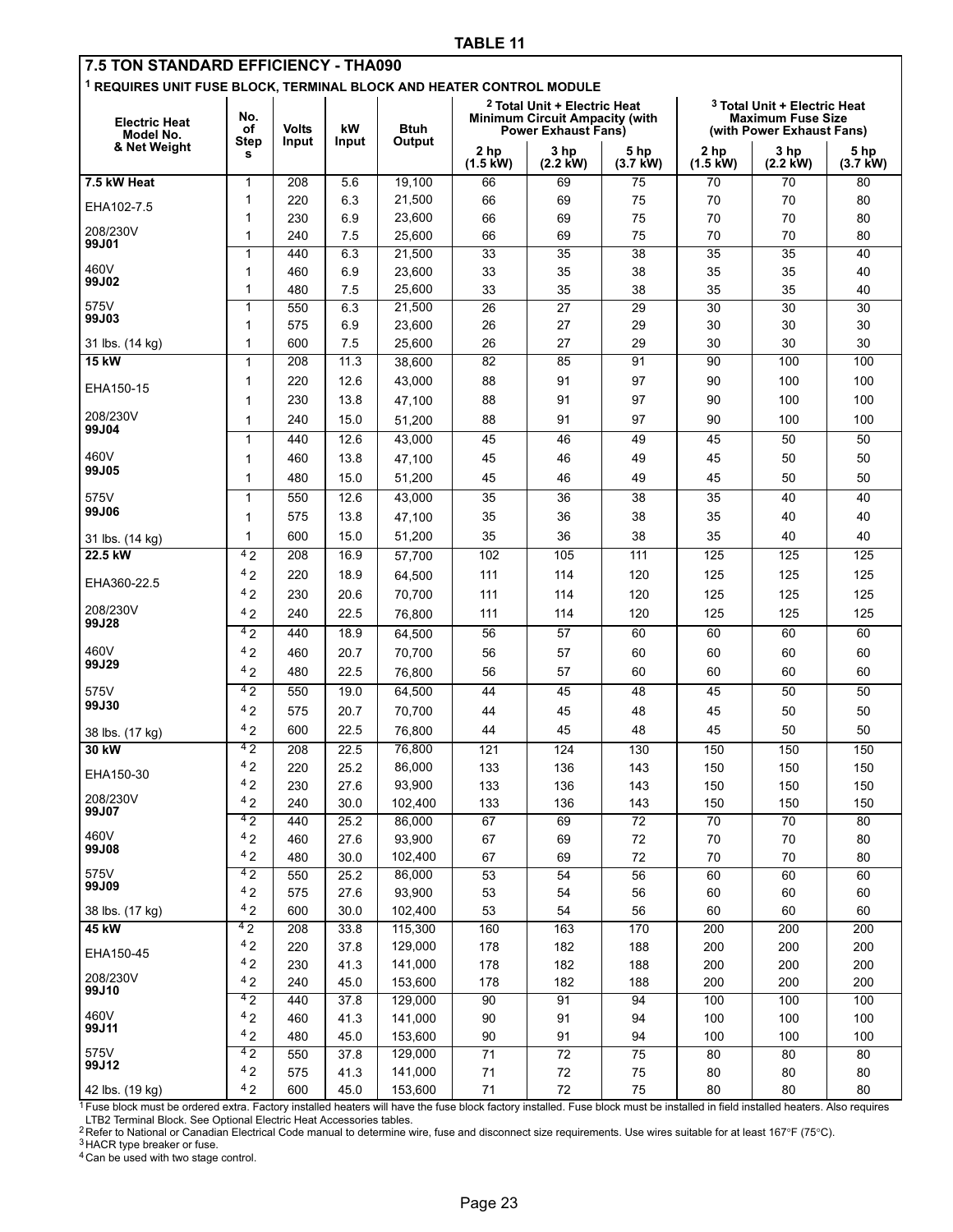# TABLE 11

**7.5 TON STANDARD EFFICIENCY - THA090**

**[1] REQUIRES UNIT FUSE BLOCK, TERMINAL BLOCK AND HEATER CONTROL MODULE**

| Electric Heat Model No. & Net Weight | No. of Steps | Volts Input | kW Input | Btuh Output | [2] Total Unit + Electric Heat Minimum Circuit Ampacity (with Power Exhaust Fans) | | | [3] Total Unit + Electric Heat Maximum Fuse Size (with Power Exhaust Fans) | | |
|---|---|---|---|---|---|---|---|---|---|---|
| | | | | | 2 hp (1.5 kW) | 3 hp (2.2 kW) | 5 hp (3.7 kW) | 2 hp (1.5 kW) | 3 hp (2.2 kW) | 5 hp (3.7 kW) |
| **7.5 kW Heat** | 1 | 208 | 5.6 | 19,100 | 66 | 69 | 75 | 70 | 70 | 80 |
| EHA102-7.5 | 1 | 220 | 6.3 | 21,500 | 66 | 69 | 75 | 70 | 70 | 80 |
| | 1 | 230 | 6.9 | 23,600 | 66 | 69 | 75 | 70 | 70 | 80 |
| 208/230V **99J01** | 1 | 240 | 7.5 | 25,600 | 66 | 69 | 75 | 70 | 70 | 80 |
| | 1 | 440 | 6.3 | 21,500 | 33 | 35 | 38 | 35 | 35 | 40 |
| 460V **99J02** | 1 | 460 | 6.9 | 23,600 | 33 | 35 | 38 | 35 | 35 | 40 |
| | 1 | 480 | 7.5 | 25,600 | 33 | 35 | 38 | 35 | 35 | 40 |
| 575V **99J03** | 1 | 550 | 6.3 | 21,500 | 26 | 27 | 29 | 30 | 30 | 30 |
| | 1 | 575 | 6.9 | 23,600 | 26 | 27 | 29 | 30 | 30 | 30 |
| 31 lbs. (14 kg) | 1 | 600 | 7.5 | 25,600 | 26 | 27 | 29 | 30 | 30 | 30 |
| **15 kW** | 1 | 208 | 11.3 | 38,600 | 82 | 85 | 91 | 90 | 100 | 100 |
| EHA150-15 | 1 | 220 | 12.6 | 43,000 | 88 | 91 | 97 | 90 | 100 | 100 |
| | 1 | 230 | 13.8 | 47,100 | 88 | 91 | 97 | 90 | 100 | 100 |
| 208/230V **99J04** | 1 | 240 | 15.0 | 51,200 | 88 | 91 | 97 | 90 | 100 | 100 |
| | 1 | 440 | 12.6 | 43,000 | 45 | 46 | 49 | 45 | 50 | 50 |
| 460V **99J05** | 1 | 460 | 13.8 | 47,100 | 45 | 46 | 49 | 45 | 50 | 50 |
| | 1 | 480 | 15.0 | 51,200 | 45 | 46 | 49 | 45 | 50 | 50 |
| 575V **99J06** | 1 | 550 | 12.6 | 43,000 | 35 | 36 | 38 | 35 | 40 | 40 |
| | 1 | 575 | 13.8 | 47,100 | 35 | 36 | 38 | 35 | 40 | 40 |
| 31 lbs. (14 kg) | 1 | 600 | 15.0 | 51,200 | 35 | 36 | 38 | 35 | 40 | 40 |
| **22.5 kW** | [4] 2 | 208 | 16.9 | 57,700 | 102 | 105 | 111 | 125 | 125 | 125 |
| EHA360-22.5 | [4] 2 | 220 | 18.9 | 64,500 | 111 | 114 | 120 | 125 | 125 | 125 |
| | [4] 2 | 230 | 20.6 | 70,700 | 111 | 114 | 120 | 125 | 125 | 125 |
| 208/230V **99J28** | [4] 2 | 240 | 22.5 | 76,800 | 111 | 114 | 120 | 125 | 125 | 125 |
| | [4] 2 | 440 | 18.9 | 64,500 | 56 | 57 | 60 | 60 | 60 | 60 |
| 460V **99J29** | [4] 2 | 460 | 20.7 | 70,700 | 56 | 57 | 60 | 60 | 60 | 60 |
| | [4] 2 | 480 | 22.5 | 76,800 | 56 | 57 | 60 | 60 | 60 | 60 |
| 575V **99J30** | [4] 2 | 550 | 19.0 | 64,500 | 44 | 45 | 48 | 45 | 50 | 50 |
| | [4] 2 | 575 | 20.7 | 70,700 | 44 | 45 | 48 | 45 | 50 | 50 |
| 38 lbs. (17 kg) | [4] 2 | 600 | 22.5 | 76,800 | 44 | 45 | 48 | 45 | 50 | 50 |
| **30 kW** | [4] 2 | 208 | 22.5 | 76,800 | 121 | 124 | 130 | 150 | 150 | 150 |
| EHA150-30 | [4] 2 | 220 | 25.2 | 86,000 | 133 | 136 | 143 | 150 | 150 | 150 |
| | [4] 2 | 230 | 27.6 | 93,900 | 133 | 136 | 143 | 150 | 150 | 150 |
| 208/230V **99J07** | [4] 2 | 240 | 30.0 | 102,400 | 133 | 136 | 143 | 150 | 150 | 150 |
| | [4] 2 | 440 | 25.2 | 86,000 | 67 | 69 | 72 | 70 | 70 | 80 |
| 460V **99J08** | [4] 2 | 460 | 27.6 | 93,900 | 67 | 69 | 72 | 70 | 70 | 80 |
| | [4] 2 | 480 | 30.0 | 102,400 | 67 | 69 | 72 | 70 | 70 | 80 |
| 575V **99J09** | [4] 2 | 550 | 25.2 | 86,000 | 53 | 54 | 56 | 60 | 60 | 60 |
| | [4] 2 | 575 | 27.6 | 93,900 | 53 | 54 | 56 | 60 | 60 | 60 |
| 38 lbs. (17 kg) | [4] 2 | 600 | 30.0 | 102,400 | 53 | 54 | 56 | 60 | 60 | 60 |
| **45 kW** | [4] 2 | 208 | 33.8 | 115,300 | 160 | 163 | 170 | 200 | 200 | 200 |
| EHA150-45 | [4] 2 | 220 | 37.8 | 129,000 | 178 | 182 | 188 | 200 | 200 | 200 |
| | [4] 2 | 230 | 41.3 | 141,000 | 178 | 182 | 188 | 200 | 200 | 200 |
| 208/230V **99J10** | [4] 2 | 240 | 45.0 | 153,600 | 178 | 182 | 188 | 200 | 200 | 200 |
| | [4] 2 | 440 | 37.8 | 129,000 | 90 | 91 | 94 | 100 | 100 | 100 |
| 460V **99J11** | [4] 2 | 460 | 41.3 | 141,000 | 90 | 91 | 94 | 100 | 100 | 100 |
| | [4] 2 | 480 | 45.0 | 153,600 | 90 | 91 | 94 | 100 | 100 | 100 |
| 575V **99J12** | [4] 2 | 550 | 37.8 | 129,000 | 71 | 72 | 75 | 80 | 80 | 80 |
| | [4] 2 | 575 | 41.3 | 141,000 | 71 | 72 | 75 | 80 | 80 | 80 |
| 42 lbs. (19 kg) | [4] 2 | 600 | 45.0 | 153,600 | 71 | 72 | 75 | 80 | 80 | 80 |

[1] Fuse block must be ordered extra. Factory installed heaters will have the fuse block factory installed. Fuse block must be installed in field installed heaters. Also requires LTB2 Terminal Block. See Optional Electric Heat Accessories tables.
[2] Refer to National or Canadian Electrical Code manual to determine wire, fuse and disconnect size requirements. Use wires suitable for at least 167°F (75°C).
[3] HACR type breaker or fuse.
[4] Can be used with two stage control.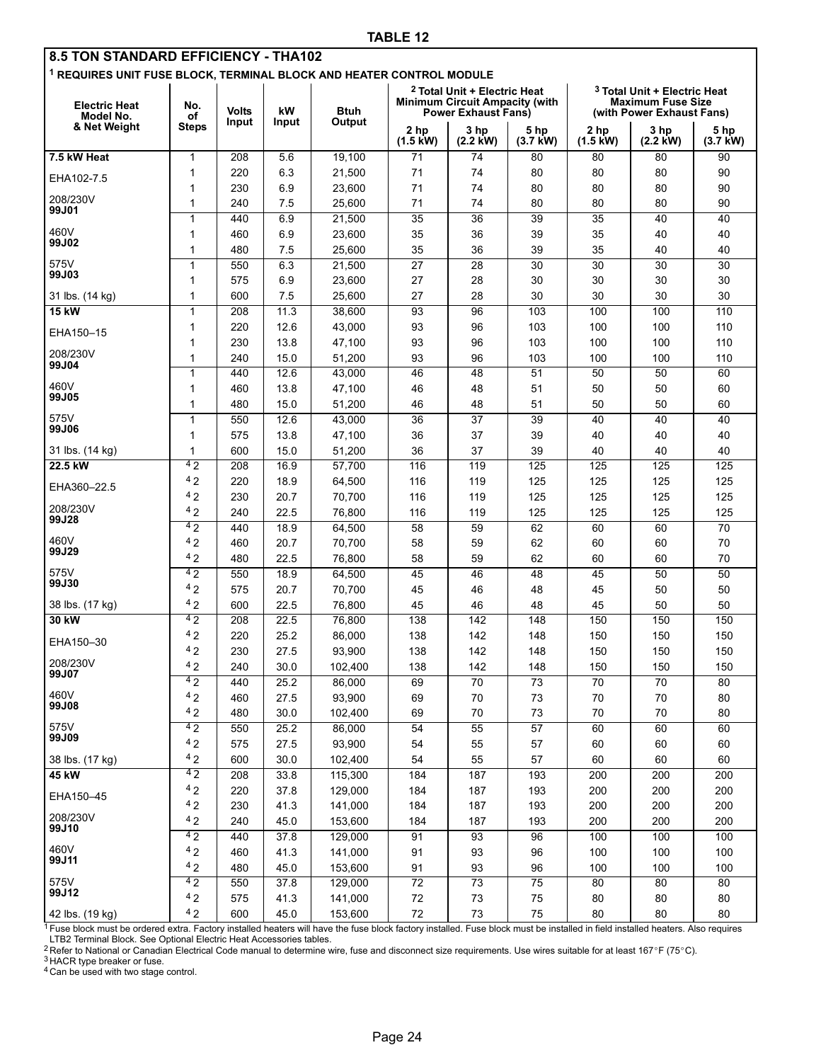**TABLE 12**

## 8.5 TON STANDARD EFFICIENCY - THA102

[1] REQUIRES UNIT FUSE BLOCK, TERMINAL BLOCK AND HEATER CONTROL MODULE

| Electric Heat Model No. & Net Weight | No. of Steps | Volts Input | kW Input | Btuh Output | [2] Total Unit + Electric Heat Minimum Circuit Ampacity (with Power Exhaust Fans) | | | [3] Total Unit + Electric Heat Maximum Fuse Size (with Power Exhaust Fans) | | |
|---|---|---|---|---|---|---|---|---|---|---|
| | | | | | 2 hp (1.5 kW) | 3 hp (2.2 kW) | 5 hp (3.7 kW) | 2 hp (1.5 kW) | 3 hp (2.2 kW) | 5 hp (3.7 kW) |
| **7.5 kW Heat** | 1 | 208 | 5.6 | 19,100 | 71 | 74 | 80 | 80 | 80 | 90 |
| EHA102-7.5 | 1 | 220 | 6.3 | 21,500 | 71 | 74 | 80 | 80 | 80 | 90 |
| | 1 | 230 | 6.9 | 23,600 | 71 | 74 | 80 | 80 | 80 | 90 |
| 208/230V **99J01** | 1 | 240 | 7.5 | 25,600 | 71 | 74 | 80 | 80 | 80 | 90 |
| | 1 | 440 | 6.9 | 21,500 | 35 | 36 | 39 | 35 | 40 | 40 |
| 460V **99J02** | 1 | 460 | 6.9 | 23,600 | 35 | 36 | 39 | 35 | 40 | 40 |
| | 1 | 480 | 7.5 | 25,600 | 35 | 36 | 39 | 35 | 40 | 40 |
| 575V **99J03** | 1 | 550 | 6.3 | 21,500 | 27 | 28 | 30 | 30 | 30 | 30 |
| | 1 | 575 | 6.9 | 23,600 | 27 | 28 | 30 | 30 | 30 | 30 |
| 31 lbs. (14 kg) | 1 | 600 | 7.5 | 25,600 | 27 | 28 | 30 | 30 | 30 | 30 |
| **15 kW** | 1 | 208 | 11.3 | 38,600 | 93 | 96 | 103 | 100 | 100 | 110 |
| EHA150–15 | 1 | 220 | 12.6 | 43,000 | 93 | 96 | 103 | 100 | 100 | 110 |
| | 1 | 230 | 13.8 | 47,100 | 93 | 96 | 103 | 100 | 100 | 110 |
| 208/230V **99J04** | 1 | 240 | 15.0 | 51,200 | 93 | 96 | 103 | 100 | 100 | 110 |
| | 1 | 440 | 12.6 | 43,000 | 46 | 48 | 51 | 50 | 50 | 60 |
| 460V **99J05** | 1 | 460 | 13.8 | 47,100 | 46 | 48 | 51 | 50 | 50 | 60 |
| | 1 | 480 | 15.0 | 51,200 | 46 | 48 | 51 | 50 | 50 | 60 |
| 575V **99J06** | 1 | 550 | 12.6 | 43,000 | 36 | 37 | 39 | 40 | 40 | 40 |
| | 1 | 575 | 13.8 | 47,100 | 36 | 37 | 39 | 40 | 40 | 40 |
| 31 lbs. (14 kg) | 1 | 600 | 15.0 | 51,200 | 36 | 37 | 39 | 40 | 40 | 40 |
| **22.5 kW** | [4] 2 | 208 | 16.9 | 57,700 | 116 | 119 | 125 | 125 | 125 | 125 |
| EHA360–22.5 | [4] 2 | 220 | 18.9 | 64,500 | 116 | 119 | 125 | 125 | 125 | 125 |
| | [4] 2 | 230 | 20.7 | 70,700 | 116 | 119 | 125 | 125 | 125 | 125 |
| 208/230V **99J28** | [4] 2 | 240 | 22.5 | 76,800 | 116 | 119 | 125 | 125 | 125 | 125 |
| | [4] 2 | 440 | 18.9 | 64,500 | 58 | 59 | 62 | 60 | 60 | 70 |
| 460V **99J29** | [4] 2 | 460 | 20.7 | 70,700 | 58 | 59 | 62 | 60 | 60 | 70 |
| | [4] 2 | 480 | 22.5 | 76,800 | 58 | 59 | 62 | 60 | 60 | 70 |
| 575V **99J30** | [4] 2 | 550 | 18.9 | 64,500 | 45 | 46 | 48 | 45 | 50 | 50 |
| | [4] 2 | 575 | 20.7 | 70,700 | 45 | 46 | 48 | 45 | 50 | 50 |
| 38 lbs. (17 kg) | [4] 2 | 600 | 22.5 | 76,800 | 45 | 46 | 48 | 45 | 50 | 50 |
| **30 kW** | [4] 2 | 208 | 22.5 | 76,800 | 138 | 142 | 148 | 150 | 150 | 150 |
| EHA150–30 | [4] 2 | 220 | 25.2 | 86,000 | 138 | 142 | 148 | 150 | 150 | 150 |
| | [4] 2 | 230 | 27.5 | 93,900 | 138 | 142 | 148 | 150 | 150 | 150 |
| 208/230V **99J07** | [4] 2 | 240 | 30.0 | 102,400 | 138 | 142 | 148 | 150 | 150 | 150 |
| | [4] 2 | 440 | 25.2 | 86,000 | 69 | 70 | 73 | 70 | 70 | 80 |
| 460V **99J08** | [4] 2 | 460 | 27.5 | 93,900 | 69 | 70 | 73 | 70 | 70 | 80 |
| | [4] 2 | 480 | 30.0 | 102,400 | 69 | 70 | 73 | 70 | 70 | 80 |
| 575V **99J09** | [4] 2 | 550 | 25.2 | 86,000 | 54 | 55 | 57 | 60 | 60 | 60 |
| | [4] 2 | 575 | 27.5 | 93,900 | 54 | 55 | 57 | 60 | 60 | 60 |
| 38 lbs. (17 kg) | [4] 2 | 600 | 30.0 | 102,400 | 54 | 55 | 57 | 60 | 60 | 60 |
| **45 kW** | [4] 2 | 208 | 33.8 | 115,300 | 184 | 187 | 193 | 200 | 200 | 200 |
| EHA150–45 | [4] 2 | 220 | 37.8 | 129,000 | 184 | 187 | 193 | 200 | 200 | 200 |
| | [4] 2 | 230 | 41.3 | 141,000 | 184 | 187 | 193 | 200 | 200 | 200 |
| 208/230V **99J10** | [4] 2 | 240 | 45.0 | 153,600 | 184 | 187 | 193 | 200 | 200 | 200 |
| | [4] 2 | 440 | 37.8 | 129,000 | 91 | 93 | 96 | 100 | 100 | 100 |
| 460V **99J11** | [4] 2 | 460 | 41.3 | 141,000 | 91 | 93 | 96 | 100 | 100 | 100 |
| | [4] 2 | 480 | 45.0 | 153,600 | 91 | 93 | 96 | 100 | 100 | 100 |
| 575V **99J12** | [4] 2 | 550 | 37.8 | 129,000 | 72 | 73 | 75 | 80 | 80 | 80 |
| | [4] 2 | 575 | 41.3 | 141,000 | 72 | 73 | 75 | 80 | 80 | 80 |
| 42 lbs. (19 kg) | [4] 2 | 600 | 45.0 | 153,600 | 72 | 73 | 75 | 80 | 80 | 80 |

[1] Fuse block must be ordered extra. Factory installed heaters will have the fuse block factory installed. Fuse block must be installed in field installed heaters. Also requires LTB2 Terminal Block. See Optional Electric Heat Accessories tables.
[2] Refer to National or Canadian Electrical Code manual to determine wire, fuse and disconnect size requirements. Use wires suitable for at least 167°F (75°C).
[3] HACR type breaker or fuse.
[4] Can be used with two stage control.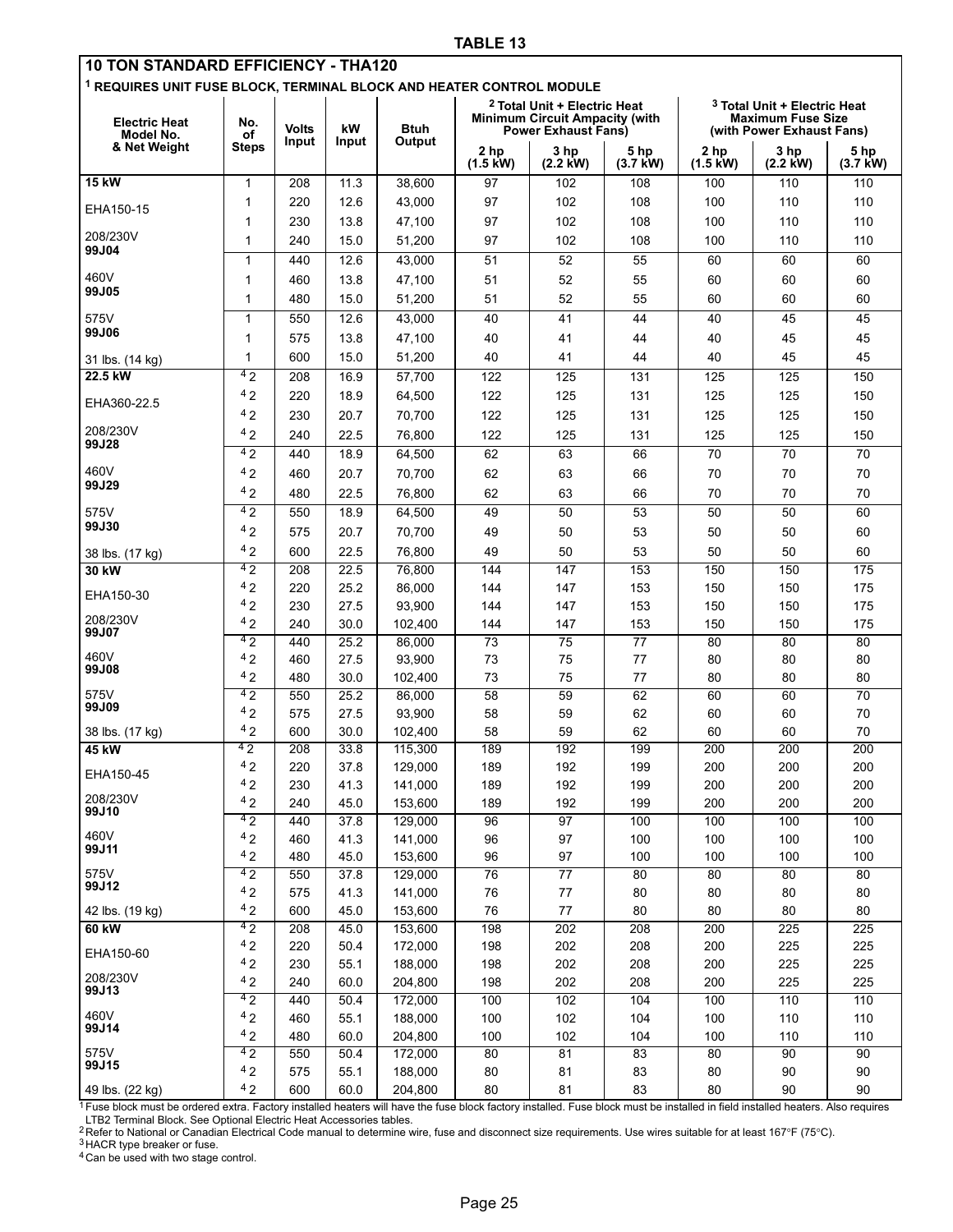**TABLE 13**

**10 TON STANDARD EFFICIENCY - THA120**

[1] **REQUIRES UNIT FUSE BLOCK, TERMINAL BLOCK AND HEATER CONTROL MODULE**

| Electric Heat Model No. & Net Weight | No. of Steps | Volts Input | kW Input | Btuh Output | [2] Total Unit + Electric Heat Minimum Circuit Ampacity (with Power Exhaust Fans) | | | [3] Total Unit + Electric Heat Maximum Fuse Size (with Power Exhaust Fans) | | |
|---|---|---|---|---|---|---|---|---|---|---|
| | | | | | 2 hp (1.5 kW) | 3 hp (2.2 kW) | 5 hp (3.7 kW) | 2 hp (1.5 kW) | 3 hp (2.2 kW) | 5 hp (3.7 kW) |
| **15 kW** | 1 | 208 | 11.3 | 38,600 | 97 | 102 | 108 | 100 | 110 | 110 |
| EHA150-15 | 1 | 220 | 12.6 | 43,000 | 97 | 102 | 108 | 100 | 110 | 110 |
| | 1 | 230 | 13.8 | 47,100 | 97 | 102 | 108 | 100 | 110 | 110 |
| 208/230V **99J04** | 1 | 240 | 15.0 | 51,200 | 97 | 102 | 108 | 100 | 110 | 110 |
| | 1 | 440 | 12.6 | 43,000 | 51 | 52 | 55 | 60 | 60 | 60 |
| 460V **99J05** | 1 | 460 | 13.8 | 47,100 | 51 | 52 | 55 | 60 | 60 | 60 |
| | 1 | 480 | 15.0 | 51,200 | 51 | 52 | 55 | 60 | 60 | 60 |
| 575V **99J06** | 1 | 550 | 12.6 | 43,000 | 40 | 41 | 44 | 40 | 45 | 45 |
| | 1 | 575 | 13.8 | 47,100 | 40 | 41 | 44 | 40 | 45 | 45 |
| 31 lbs. (14 kg) | 1 | 600 | 15.0 | 51,200 | 40 | 41 | 44 | 40 | 45 | 45 |
| **22.5 kW** | [4] 2 | 208 | 16.9 | 57,700 | 122 | 125 | 131 | 125 | 125 | 150 |
| EHA360-22.5 | [4] 2 | 220 | 18.9 | 64,500 | 122 | 125 | 131 | 125 | 125 | 150 |
| | [4] 2 | 230 | 20.7 | 70,700 | 122 | 125 | 131 | 125 | 125 | 150 |
| 208/230V **99J28** | [4] 2 | 240 | 22.5 | 76,800 | 122 | 125 | 131 | 125 | 125 | 150 |
| | [4] 2 | 440 | 18.9 | 64,500 | 62 | 63 | 66 | 70 | 70 | 70 |
| 460V **99J29** | [4] 2 | 460 | 20.7 | 70,700 | 62 | 63 | 66 | 70 | 70 | 70 |
| | [4] 2 | 480 | 22.5 | 76,800 | 62 | 63 | 66 | 70 | 70 | 70 |
| 575V **99J30** | [4] 2 | 550 | 18.9 | 64,500 | 49 | 50 | 53 | 50 | 50 | 60 |
| | [4] 2 | 575 | 20.7 | 70,700 | 49 | 50 | 53 | 50 | 50 | 60 |
| 38 lbs. (17 kg) | [4] 2 | 600 | 22.5 | 76,800 | 49 | 50 | 53 | 50 | 50 | 60 |
| **30 kW** | [4] 2 | 208 | 22.5 | 76,800 | 144 | 147 | 153 | 150 | 150 | 175 |
| EHA150-30 | [4] 2 | 220 | 25.2 | 86,000 | 144 | 147 | 153 | 150 | 150 | 175 |
| | [4] 2 | 230 | 27.5 | 93,900 | 144 | 147 | 153 | 150 | 150 | 175 |
| 208/230V **99J07** | [4] 2 | 240 | 30.0 | 102,400 | 144 | 147 | 153 | 150 | 150 | 175 |
| | [4] 2 | 440 | 25.2 | 86,000 | 73 | 75 | 77 | 80 | 80 | 80 |
| 460V **99J08** | [4] 2 | 460 | 27.5 | 93,900 | 73 | 75 | 77 | 80 | 80 | 80 |
| | [4] 2 | 480 | 30.0 | 102,400 | 73 | 75 | 77 | 80 | 80 | 80 |
| 575V **99J09** | [4] 2 | 550 | 25.2 | 86,000 | 58 | 59 | 62 | 60 | 60 | 70 |
| | [4] 2 | 575 | 27.5 | 93,900 | 58 | 59 | 62 | 60 | 60 | 70 |
| 38 lbs. (17 kg) | [4] 2 | 600 | 30.0 | 102,400 | 58 | 59 | 62 | 60 | 60 | 70 |
| **45 kW** | [4] 2 | 208 | 33.8 | 115,300 | 189 | 192 | 199 | 200 | 200 | 200 |
| EHA150-45 | [4] 2 | 220 | 37.8 | 129,000 | 189 | 192 | 199 | 200 | 200 | 200 |
| | [4] 2 | 230 | 41.3 | 141,000 | 189 | 192 | 199 | 200 | 200 | 200 |
| 208/230V **99J10** | [4] 2 | 240 | 45.0 | 153,600 | 189 | 192 | 199 | 200 | 200 | 200 |
| | [4] 2 | 440 | 37.8 | 129,000 | 96 | 97 | 100 | 100 | 100 | 100 |
| 460V **99J11** | [4] 2 | 460 | 41.3 | 141,000 | 96 | 97 | 100 | 100 | 100 | 100 |
| | [4] 2 | 480 | 45.0 | 153,600 | 96 | 97 | 100 | 100 | 100 | 100 |
| 575V **99J12** | [4] 2 | 550 | 37.8 | 129,000 | 76 | 77 | 80 | 80 | 80 | 80 |
| | [4] 2 | 575 | 41.3 | 141,000 | 76 | 77 | 80 | 80 | 80 | 80 |
| 42 lbs. (19 kg) | [4] 2 | 600 | 45.0 | 153,600 | 76 | 77 | 80 | 80 | 80 | 80 |
| **60 kW** | [4] 2 | 208 | 45.0 | 153,600 | 198 | 202 | 208 | 200 | 225 | 225 |
| EHA150-60 | [4] 2 | 220 | 50.4 | 172,000 | 198 | 202 | 208 | 200 | 225 | 225 |
| | [4] 2 | 230 | 55.1 | 188,000 | 198 | 202 | 208 | 200 | 225 | 225 |
| 208/230V **99J13** | [4] 2 | 240 | 60.0 | 204,800 | 198 | 202 | 208 | 200 | 225 | 225 |
| | [4] 2 | 440 | 50.4 | 172,000 | 100 | 102 | 104 | 100 | 110 | 110 |
| 460V **99J14** | [4] 2 | 460 | 55.1 | 188,000 | 100 | 102 | 104 | 100 | 110 | 110 |
| | [4] 2 | 480 | 60.0 | 204,800 | 100 | 102 | 104 | 100 | 110 | 110 |
| 575V **99J15** | [4] 2 | 550 | 50.4 | 172,000 | 80 | 81 | 83 | 80 | 90 | 90 |
| | [4] 2 | 575 | 55.1 | 188,000 | 80 | 81 | 83 | 80 | 90 | 90 |
| 49 lbs. (22 kg) | [4] 2 | 600 | 60.0 | 204,800 | 80 | 81 | 83 | 80 | 90 | 90 |

[1] Fuse block must be ordered extra. Factory installed heaters will have the fuse block factory installed. Fuse block must be installed in field installed heaters. Also requires LTB2 Terminal Block. See Optional Electric Heat Accessories tables.
[2] Refer to National or Canadian Electrical Code manual to determine wire, fuse and disconnect size requirements. Use wires suitable for at least 167°F (75°C).
[3] HACR type breaker or fuse.
[4] Can be used with two stage control.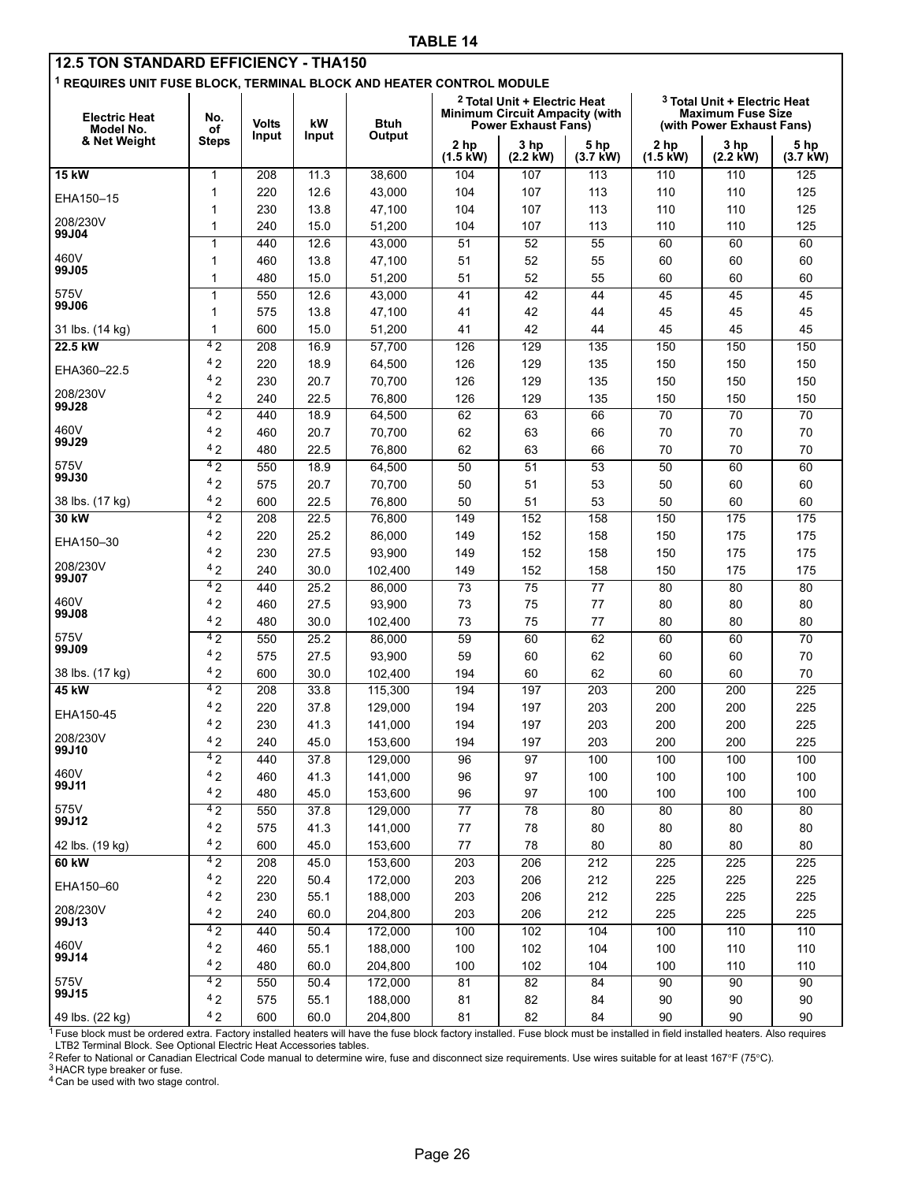**TABLE 14**

## 12.5 TON STANDARD EFFICIENCY - THA150

**[1] REQUIRES UNIT FUSE BLOCK, TERMINAL BLOCK AND HEATER CONTROL MODULE**

| Electric Heat Model No. & Net Weight | No. of Steps | Volts Input | kW Input | Btuh Output | [2] Total Unit + Electric Heat Minimum Circuit Ampacity (with Power Exhaust Fans) | | | [3] Total Unit + Electric Heat Maximum Fuse Size (with Power Exhaust Fans) | | |
|---|---|---|---|---|---|---|---|---|---|---|
| | | | | | 2 hp (1.5 kW) | 3 hp (2.2 kW) | 5 hp (3.7 kW) | 2 hp (1.5 kW) | 3 hp (2.2 kW) | 5 hp (3.7 kW) |
| **15 kW** | 1 | 208 | 11.3 | 38,600 | 104 | 107 | 113 | 110 | 110 | 125 |
| EHA150–15 | 1 | 220 | 12.6 | 43,000 | 104 | 107 | 113 | 110 | 110 | 125 |
| | 1 | 230 | 13.8 | 47,100 | 104 | 107 | 113 | 110 | 110 | 125 |
| 208/230V **99J04** | 1 | 240 | 15.0 | 51,200 | 104 | 107 | 113 | 110 | 110 | 125 |
| | 1 | 440 | 12.6 | 43,000 | 51 | 52 | 55 | 60 | 60 | 60 |
| 460V **99J05** | 1 | 460 | 13.8 | 47,100 | 51 | 52 | 55 | 60 | 60 | 60 |
| | 1 | 480 | 15.0 | 51,200 | 51 | 52 | 55 | 60 | 60 | 60 |
| 575V **99J06** | 1 | 550 | 12.6 | 43,000 | 41 | 42 | 44 | 45 | 45 | 45 |
| | 1 | 575 | 13.8 | 47,100 | 41 | 42 | 44 | 45 | 45 | 45 |
| 31 lbs. (14 kg) | 1 | 600 | 15.0 | 51,200 | 41 | 42 | 44 | 45 | 45 | 45 |
| **22.5 kW** | [4] 2 | 208 | 16.9 | 57,700 | 126 | 129 | 135 | 150 | 150 | 150 |
| EHA360–22.5 | [4] 2 | 220 | 18.9 | 64,500 | 126 | 129 | 135 | 150 | 150 | 150 |
| | [4] 2 | 230 | 20.7 | 70,700 | 126 | 129 | 135 | 150 | 150 | 150 |
| 208/230V **99J28** | [4] 2 | 240 | 22.5 | 76,800 | 126 | 129 | 135 | 150 | 150 | 150 |
| | [4] 2 | 440 | 18.9 | 64,500 | 62 | 63 | 66 | 70 | 70 | 70 |
| 460V **99J29** | [4] 2 | 460 | 20.7 | 70,700 | 62 | 63 | 66 | 70 | 70 | 70 |
| | [4] 2 | 480 | 22.5 | 76,800 | 62 | 63 | 66 | 70 | 70 | 70 |
| 575V **99J30** | [4] 2 | 550 | 18.9 | 64,500 | 50 | 51 | 53 | 50 | 60 | 60 |
| | [4] 2 | 575 | 20.7 | 70,700 | 50 | 51 | 53 | 50 | 60 | 60 |
| 38 lbs. (17 kg) | [4] 2 | 600 | 22.5 | 76,800 | 50 | 51 | 53 | 50 | 60 | 60 |
| **30 kW** | [4] 2 | 208 | 22.5 | 76,800 | 149 | 152 | 158 | 150 | 175 | 175 |
| EHA150–30 | [4] 2 | 220 | 25.2 | 86,000 | 149 | 152 | 158 | 150 | 175 | 175 |
| | [4] 2 | 230 | 27.5 | 93,900 | 149 | 152 | 158 | 150 | 175 | 175 |
| 208/230V **99J07** | [4] 2 | 240 | 30.0 | 102,400 | 149 | 152 | 158 | 150 | 175 | 175 |
| | [4] 2 | 440 | 25.2 | 86,000 | 73 | 75 | 77 | 80 | 80 | 80 |
| 460V **99J08** | [4] 2 | 460 | 27.5 | 93,900 | 73 | 75 | 77 | 80 | 80 | 80 |
| | [4] 2 | 480 | 30.0 | 102,400 | 73 | 75 | 77 | 80 | 80 | 80 |
| 575V **99J09** | [4] 2 | 550 | 25.2 | 86,000 | 59 | 60 | 62 | 60 | 60 | 70 |
| | [4] 2 | 575 | 27.5 | 93,900 | 59 | 60 | 62 | 60 | 60 | 70 |
| 38 lbs. (17 kg) | [4] 2 | 600 | 30.0 | 102,400 | 194 | 60 | 62 | 60 | 60 | 70 |
| **45 kW** | [4] 2 | 208 | 33.8 | 115,300 | 194 | 197 | 203 | 200 | 200 | 225 |
| EHA150-45 | [4] 2 | 220 | 37.8 | 129,000 | 194 | 197 | 203 | 200 | 200 | 225 |
| | [4] 2 | 230 | 41.3 | 141,000 | 194 | 197 | 203 | 200 | 200 | 225 |
| 208/230V **99J10** | [4] 2 | 240 | 45.0 | 153,600 | 194 | 197 | 203 | 200 | 200 | 225 |
| | [4] 2 | 440 | 37.8 | 129,000 | 96 | 97 | 100 | 100 | 100 | 100 |
| 460V **99J11** | [4] 2 | 460 | 41.3 | 141,000 | 96 | 97 | 100 | 100 | 100 | 100 |
| | [4] 2 | 480 | 45.0 | 153,600 | 96 | 97 | 100 | 100 | 100 | 100 |
| 575V **99J12** | [4] 2 | 550 | 37.8 | 129,000 | 77 | 78 | 80 | 80 | 80 | 80 |
| | [4] 2 | 575 | 41.3 | 141,000 | 77 | 78 | 80 | 80 | 80 | 80 |
| 42 lbs. (19 kg) | [4] 2 | 600 | 45.0 | 153,600 | 77 | 78 | 80 | 80 | 80 | 80 |
| **60 kW** | [4] 2 | 208 | 45.0 | 153,600 | 203 | 206 | 212 | 225 | 225 | 225 |
| EHA150–60 | [4] 2 | 220 | 50.4 | 172,000 | 203 | 206 | 212 | 225 | 225 | 225 |
| | [4] 2 | 230 | 55.1 | 188,000 | 203 | 206 | 212 | 225 | 225 | 225 |
| 208/230V **99J13** | [4] 2 | 240 | 60.0 | 204,800 | 203 | 206 | 212 | 225 | 225 | 225 |
| | [4] 2 | 440 | 50.4 | 172,000 | 100 | 102 | 104 | 100 | 110 | 110 |
| 460V **99J14** | [4] 2 | 460 | 55.1 | 188,000 | 100 | 102 | 104 | 100 | 110 | 110 |
| | [4] 2 | 480 | 60.0 | 204,800 | 100 | 102 | 104 | 100 | 110 | 110 |
| 575V **99J15** | [4] 2 | 550 | 50.4 | 172,000 | 81 | 82 | 84 | 90 | 90 | 90 |
| | [4] 2 | 575 | 55.1 | 188,000 | 81 | 82 | 84 | 90 | 90 | 90 |
| 49 lbs. (22 kg) | [4] 2 | 600 | 60.0 | 204,800 | 81 | 82 | 84 | 90 | 90 | 90 |

[1] Fuse block must be ordered extra. Factory installed heaters will have the fuse block factory installed. Fuse block must be installed in field installed heaters. Also requires LTB2 Terminal Block. See Optional Electric Heat Accessories tables.
[2] Refer to National or Canadian Electrical Code manual to determine wire, fuse and disconnect size requirements. Use wires suitable for at least 167°F (75°C).
[3] HACR type breaker or fuse.
[4] Can be used with two stage control.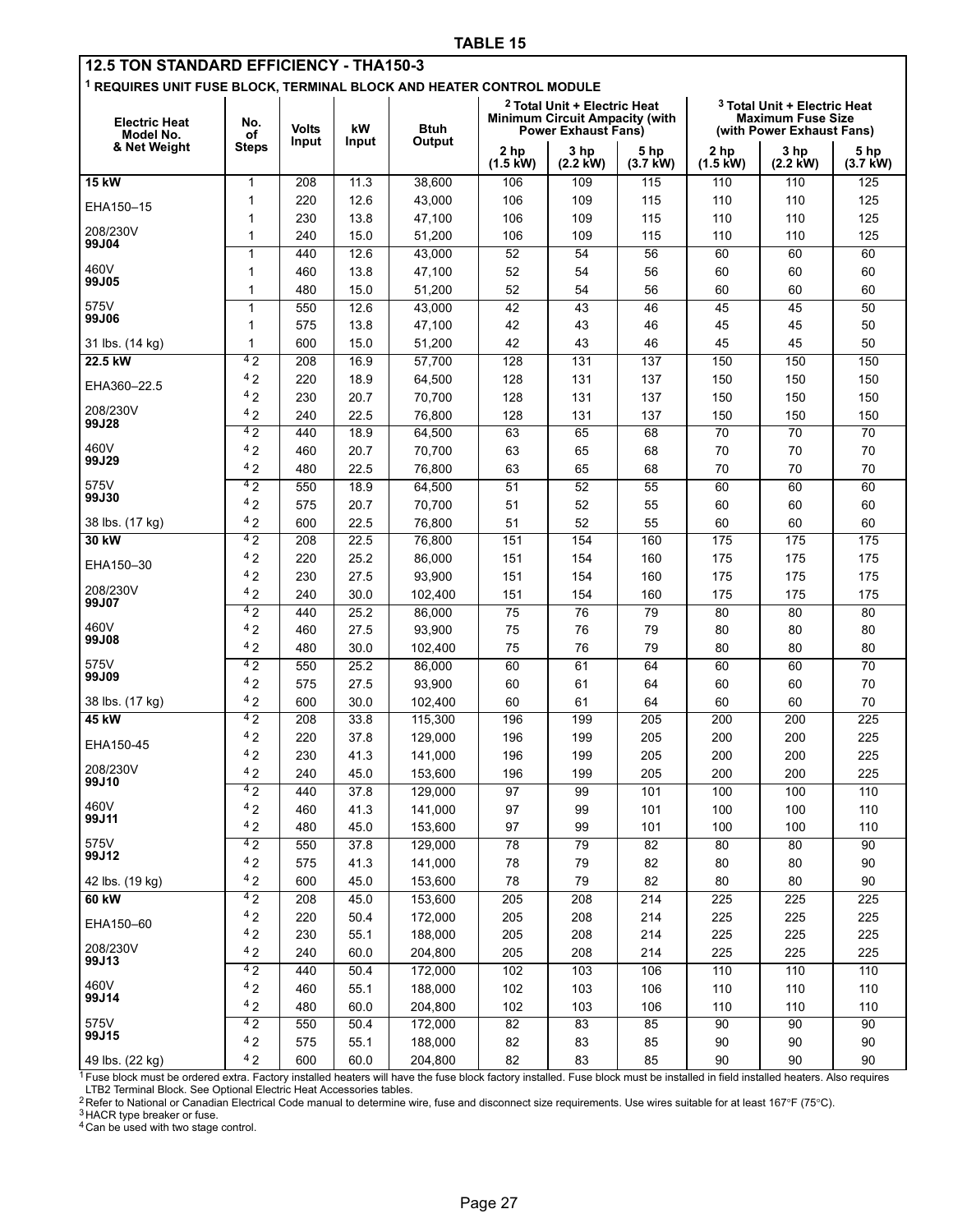**TABLE 15**

## 12.5 TON STANDARD EFFICIENCY - THA150-3

[1] REQUIRES UNIT FUSE BLOCK, TERMINAL BLOCK AND HEATER CONTROL MODULE

| Electric Heat Model No. & Net Weight | No. of Steps | Volts Input | kW Input | Btuh Output | [2] Total Unit + Electric Heat Minimum Circuit Ampacity (with Power Exhaust Fans) | | | [3] Total Unit + Electric Heat Maximum Fuse Size (with Power Exhaust Fans) | | |
|---|---|---|---|---|---|---|---|---|---|---|
| | | | | | 2 hp (1.5 kW) | 3 hp (2.2 kW) | 5 hp (3.7 kW) | 2 hp (1.5 kW) | 3 hp (2.2 kW) | 5 hp (3.7 kW) |
| **15 kW** | 1 | 208 | 11.3 | 38,600 | 106 | 109 | 115 | 110 | 110 | 125 |
| EHA150–15 | 1 | 220 | 12.6 | 43,000 | 106 | 109 | 115 | 110 | 110 | 125 |
| | 1 | 230 | 13.8 | 47,100 | 106 | 109 | 115 | 110 | 110 | 125 |
| 208/230V **99J04** | 1 | 240 | 15.0 | 51,200 | 106 | 109 | 115 | 110 | 110 | 125 |
| | 1 | 440 | 12.6 | 43,000 | 52 | 54 | 56 | 60 | 60 | 60 |
| 460V **99J05** | 1 | 460 | 13.8 | 47,100 | 52 | 54 | 56 | 60 | 60 | 60 |
| | 1 | 480 | 15.0 | 51,200 | 52 | 54 | 56 | 60 | 60 | 60 |
| 575V **99J06** | 1 | 550 | 12.6 | 43,000 | 42 | 43 | 46 | 45 | 45 | 50 |
| | 1 | 575 | 13.8 | 47,100 | 42 | 43 | 46 | 45 | 45 | 50 |
| 31 lbs. (14 kg) | 1 | 600 | 15.0 | 51,200 | 42 | 43 | 46 | 45 | 45 | 50 |
| **22.5 kW** | [4] 2 | 208 | 16.9 | 57,700 | 128 | 131 | 137 | 150 | 150 | 150 |
| EHA360–22.5 | [4] 2 | 220 | 18.9 | 64,500 | 128 | 131 | 137 | 150 | 150 | 150 |
| | [4] 2 | 230 | 20.7 | 70,700 | 128 | 131 | 137 | 150 | 150 | 150 |
| 208/230V **99J28** | [4] 2 | 240 | 22.5 | 76,800 | 128 | 131 | 137 | 150 | 150 | 150 |
| | [4] 2 | 440 | 18.9 | 64,500 | 63 | 65 | 68 | 70 | 70 | 70 |
| 460V **99J29** | [4] 2 | 460 | 20.7 | 70,700 | 63 | 65 | 68 | 70 | 70 | 70 |
| | [4] 2 | 480 | 22.5 | 76,800 | 63 | 65 | 68 | 70 | 70 | 70 |
| 575V **99J30** | [4] 2 | 550 | 18.9 | 64,500 | 51 | 52 | 55 | 60 | 60 | 60 |
| | [4] 2 | 575 | 20.7 | 70,700 | 51 | 52 | 55 | 60 | 60 | 60 |
| 38 lbs. (17 kg) | [4] 2 | 600 | 22.5 | 76,800 | 51 | 52 | 55 | 60 | 60 | 60 |
| **30 kW** | [4] 2 | 208 | 22.5 | 76,800 | 151 | 154 | 160 | 175 | 175 | 175 |
| EHA150–30 | [4] 2 | 220 | 25.2 | 86,000 | 151 | 154 | 160 | 175 | 175 | 175 |
| | [4] 2 | 230 | 27.5 | 93,900 | 151 | 154 | 160 | 175 | 175 | 175 |
| 208/230V **99J07** | [4] 2 | 240 | 30.0 | 102,400 | 151 | 154 | 160 | 175 | 175 | 175 |
| | [4] 2 | 440 | 25.2 | 86,000 | 75 | 76 | 79 | 80 | 80 | 80 |
| 460V **99J08** | [4] 2 | 460 | 27.5 | 93,900 | 75 | 76 | 79 | 80 | 80 | 80 |
| | [4] 2 | 480 | 30.0 | 102,400 | 75 | 76 | 79 | 80 | 80 | 80 |
| 575V **99J09** | [4] 2 | 550 | 25.2 | 86,000 | 60 | 61 | 64 | 60 | 60 | 70 |
| | [4] 2 | 575 | 27.5 | 93,900 | 60 | 61 | 64 | 60 | 60 | 70 |
| 38 lbs. (17 kg) | [4] 2 | 600 | 30.0 | 102,400 | 60 | 61 | 64 | 60 | 60 | 70 |
| **45 kW** | [4] 2 | 208 | 33.8 | 115,300 | 196 | 199 | 205 | 200 | 200 | 225 |
| EHA150-45 | [4] 2 | 220 | 37.8 | 129,000 | 196 | 199 | 205 | 200 | 200 | 225 |
| | [4] 2 | 230 | 41.3 | 141,000 | 196 | 199 | 205 | 200 | 200 | 225 |
| 208/230V **99J10** | [4] 2 | 240 | 45.0 | 153,600 | 196 | 199 | 205 | 200 | 200 | 225 |
| | [4] 2 | 440 | 37.8 | 129,000 | 97 | 99 | 101 | 100 | 100 | 110 |
| 460V **99J11** | [4] 2 | 460 | 41.3 | 141,000 | 97 | 99 | 101 | 100 | 100 | 110 |
| | [4] 2 | 480 | 45.0 | 153,600 | 97 | 99 | 101 | 100 | 100 | 110 |
| 575V **99J12** | [4] 2 | 550 | 37.8 | 129,000 | 78 | 79 | 82 | 80 | 80 | 90 |
| | [4] 2 | 575 | 41.3 | 141,000 | 78 | 79 | 82 | 80 | 80 | 90 |
| 42 lbs. (19 kg) | [4] 2 | 600 | 45.0 | 153,600 | 78 | 79 | 82 | 80 | 80 | 90 |
| **60 kW** | [4] 2 | 208 | 45.0 | 153,600 | 205 | 208 | 214 | 225 | 225 | 225 |
| EHA150–60 | [4] 2 | 220 | 50.4 | 172,000 | 205 | 208 | 214 | 225 | 225 | 225 |
| | [4] 2 | 230 | 55.1 | 188,000 | 205 | 208 | 214 | 225 | 225 | 225 |
| 208/230V **99J13** | [4] 2 | 240 | 60.0 | 204,800 | 205 | 208 | 214 | 225 | 225 | 225 |
| | [4] 2 | 440 | 50.4 | 172,000 | 102 | 103 | 106 | 110 | 110 | 110 |
| 460V **99J14** | [4] 2 | 460 | 55.1 | 188,000 | 102 | 103 | 106 | 110 | 110 | 110 |
| | [4] 2 | 480 | 60.0 | 204,800 | 102 | 103 | 106 | 110 | 110 | 110 |
| 575V **99J15** | [4] 2 | 550 | 50.4 | 172,000 | 82 | 83 | 85 | 90 | 90 | 90 |
| | [4] 2 | 575 | 55.1 | 188,000 | 82 | 83 | 85 | 90 | 90 | 90 |
| 49 lbs. (22 kg) | [4] 2 | 600 | 60.0 | 204,800 | 82 | 83 | 85 | 90 | 90 | 90 |

[1] Fuse block must be ordered extra. Factory installed heaters will have the fuse block factory installed. Fuse block must be installed in field installed heaters. Also requires LTB2 Terminal Block. See Optional Electric Heat Accessories tables.
[2] Refer to National or Canadian Electrical Code manual to determine wire, fuse and disconnect size requirements. Use wires suitable for at least 167°F (75°C).
[3] HACR type breaker or fuse.
[4] Can be used with two stage control.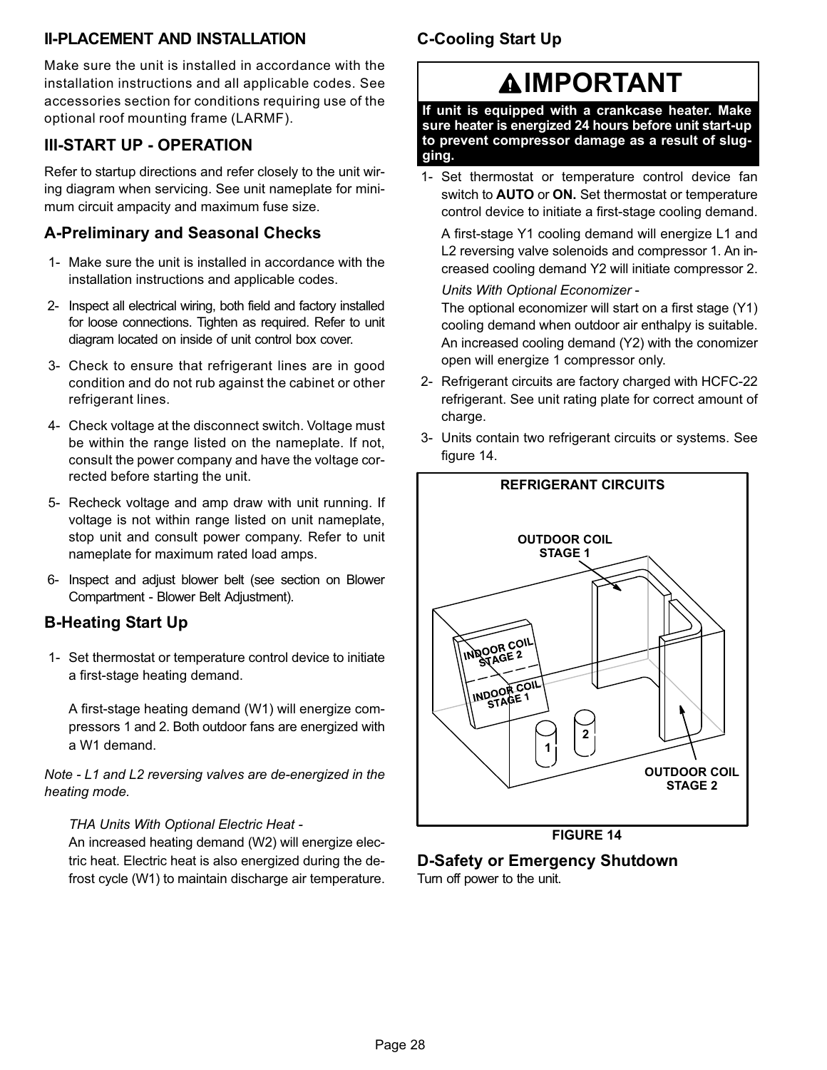## II-PLACEMENT AND INSTALLATION

Make sure the unit is installed in accordance with the installation instructions and all applicable codes. See accessories section for conditions requiring use of the optional roof mounting frame (LARMF).

## III-START UP - OPERATION

Refer to startup directions and refer closely to the unit wiring diagram when servicing. See unit nameplate for minimum circuit ampacity and maximum fuse size.

### A-Preliminary and Seasonal Checks

1- Make sure the unit is installed in accordance with the installation instructions and applicable codes.

2- Inspect all electrical wiring, both field and factory installed for loose connections. Tighten as required. Refer to unit diagram located on inside of unit control box cover.

3- Check to ensure that refrigerant lines are in good condition and do not rub against the cabinet or other refrigerant lines.

4- Check voltage at the disconnect switch. Voltage must be within the range listed on the nameplate. If not, consult the power company and have the voltage corrected before starting the unit.

5- Recheck voltage and amp draw with unit running. If voltage is not within range listed on unit nameplate, stop unit and consult power company. Refer to unit nameplate for maximum rated load amps.

6- Inspect and adjust blower belt (see section on Blower Compartment - Blower Belt Adjustment).

### B-Heating Start Up

1- Set thermostat or temperature control device to initiate a first-stage heating demand.

A first-stage heating demand (W1) will energize compressors 1 and 2. Both outdoor fans are energized with a W1 demand.

*Note - L1 and L2 reversing valves are de-energized in the heating mode.*

*THA Units With Optional Electric Heat -*
An increased heating demand (W2) will energize electric heat. Electric heat is also energized during the defrost cycle (W1) to maintain discharge air temperature.

### C-Cooling Start Up

**IMPORTANT**

**If unit is equipped with a crankcase heater. Make sure heater is energized 24 hours before unit start-up to prevent compressor damage as a result of slugging.**

1- Set thermostat or temperature control device fan switch to **AUTO** or **ON.** Set thermostat or temperature control device to initiate a first-stage cooling demand.

A first-stage Y1 cooling demand will energize L1 and L2 reversing valve solenoids and compressor 1. An increased cooling demand Y2 will initiate compressor 2.

*Units With Optional Economizer -*
The optional economizer will start on a first stage (Y1) cooling demand when outdoor air enthalpy is suitable. An increased cooling demand (Y2) with the conomizer open will energize 1 compressor only.

2- Refrigerant circuits are factory charged with HCFC-22 refrigerant. See unit rating plate for correct amount of charge.

3- Units contain two refrigerant circuits or systems. See figure 14.

REFRIGERANT CIRCUITS

OUTDOOR COIL STAGE 1 · INDOOR COIL STAGE 2 · INDOOR COIL STAGE 1 · 1 · 2 · OUTDOOR COIL STAGE 2

FIGURE 14

### D-Safety or Emergency Shutdown

Turn off power to the unit.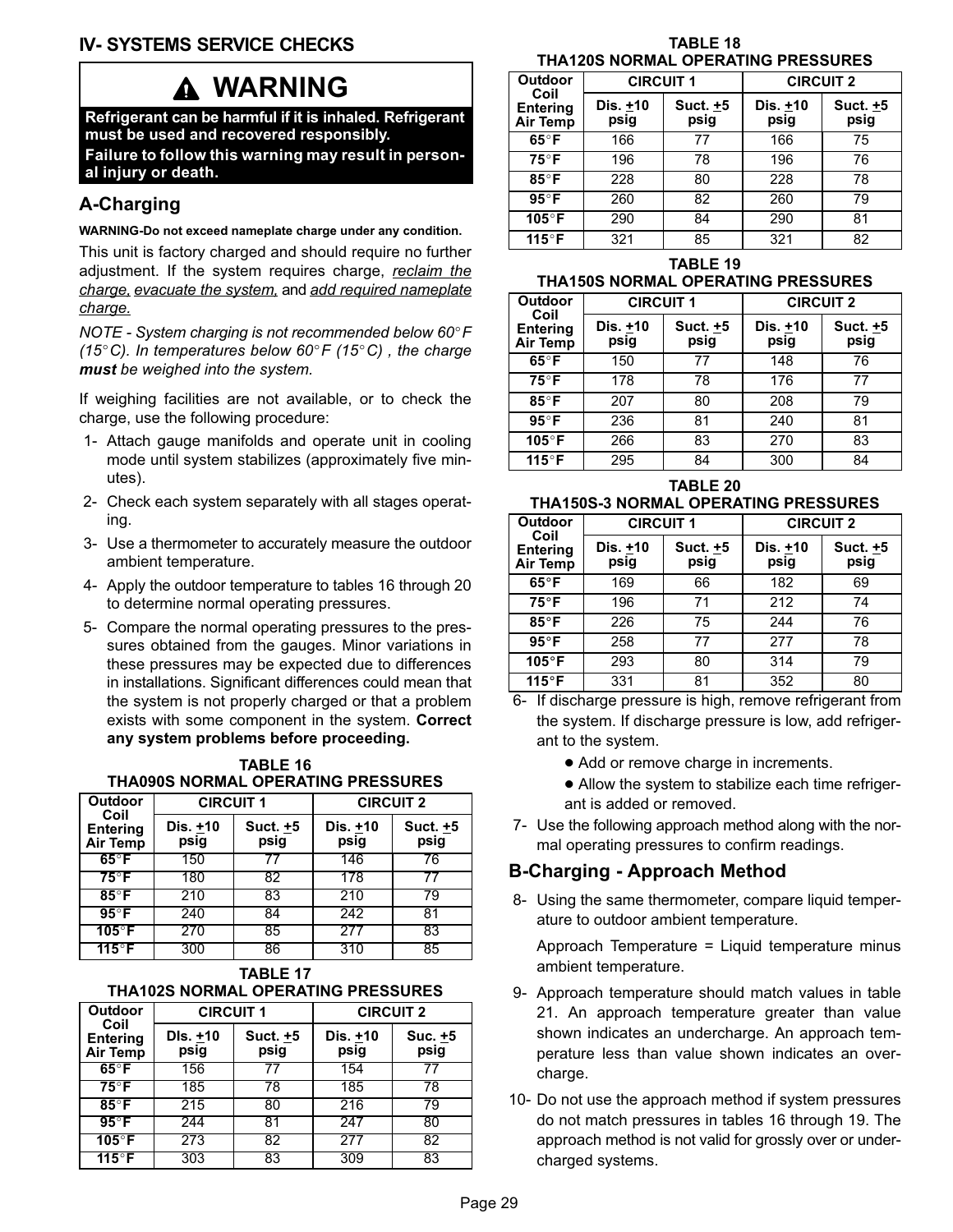## IV- SYSTEMS SERVICE CHECKS

**⚠ WARNING**

**Refrigerant can be harmful if it is inhaled. Refrigerant must be used and recovered responsibly.**
**Failure to follow this warning may result in personal injury or death.**

### A-Charging

**WARNING-Do not exceed nameplate charge under any condition.**

This unit is factory charged and should require no further adjustment. If the system requires charge, reclaim the charge, evacuate the system, and add required nameplate charge.

*NOTE - System charging is not recommended below 60°F (15°C). In temperatures below 60°F (15°C) , the charge **must** be weighed into the system.*

If weighing facilities are not available, or to check the charge, use the following procedure:

1- Attach gauge manifolds and operate unit in cooling mode until system stabilizes (approximately five minutes).

2- Check each system separately with all stages operating.

3- Use a thermometer to accurately measure the outdoor ambient temperature.

4- Apply the outdoor temperature to tables 16 through 20 to determine normal operating pressures.

5- Compare the normal operating pressures to the pressures obtained from the gauges. Minor variations in these pressures may be expected due to differences in installations. Significant differences could mean that the system is not properly charged or that a problem exists with some component in the system. **Correct any system problems before proceeding.**

**TABLE 16**
**THA090S NORMAL OPERATING PRESSURES**

| Outdoor Coil Entering Air Temp | CIRCUIT 1 | | CIRCUIT 2 | |
|---|---|---|---|---|
| | Dis. ±10 psig | Suct. ±5 psig | Dis. ±10 psig | Suct. ±5 psig |
| 65°F | 150 | 77 | 146 | 76 |
| 75°F | 180 | 82 | 178 | 77 |
| 85°F | 210 | 83 | 210 | 79 |
| 95°F | 240 | 84 | 242 | 81 |
| 105°F | 270 | 85 | 277 | 83 |
| 115°F | 300 | 86 | 310 | 85 |

**TABLE 17**
**THA102S NORMAL OPERATING PRESSURES**

| Outdoor Coil Entering Air Temp | CIRCUIT 1 | | CIRCUIT 2 | |
|---|---|---|---|---|
| | DIs. ±10 psig | Suct. ±5 psig | Dis. ±10 psig | Suc. ±5 psig |
| 65°F | 156 | 77 | 154 | 77 |
| 75°F | 185 | 78 | 185 | 78 |
| 85°F | 215 | 80 | 216 | 79 |
| 95°F | 244 | 81 | 247 | 80 |
| 105°F | 273 | 82 | 277 | 82 |
| 115°F | 303 | 83 | 309 | 83 |

**TABLE 18**
**THA120S NORMAL OPERATING PRESSURES**

| Outdoor Coil Entering Air Temp | CIRCUIT 1 | | CIRCUIT 2 | |
|---|---|---|---|---|
| | Dis. ±10 psig | Suct. ±5 psig | Dis. ±10 psig | Suct. ±5 psig |
| 65°F | 166 | 77 | 166 | 75 |
| 75°F | 196 | 78 | 196 | 76 |
| 85°F | 228 | 80 | 228 | 78 |
| 95°F | 260 | 82 | 260 | 79 |
| 105°F | 290 | 84 | 290 | 81 |
| 115°F | 321 | 85 | 321 | 82 |

**TABLE 19**
**THA150S NORMAL OPERATING PRESSURES**

| Outdoor Coil Entering Air Temp | CIRCUIT 1 | | CIRCUIT 2 | |
|---|---|---|---|---|
| | Dis. ±10 psig | Suct. ±5 psig | Dis. ±10 psig | Suct. ±5 psig |
| 65°F | 150 | 77 | 148 | 76 |
| 75°F | 178 | 78 | 176 | 77 |
| 85°F | 207 | 80 | 208 | 79 |
| 95°F | 236 | 81 | 240 | 81 |
| 105°F | 266 | 83 | 270 | 83 |
| 115°F | 295 | 84 | 300 | 84 |

**TABLE 20**
**THA150S-3 NORMAL OPERATING PRESSURES**

| Outdoor Coil Entering Air Temp | CIRCUIT 1 | | CIRCUIT 2 | |
|---|---|---|---|---|
| | Dis. ±10 psig | Suct. ±5 psig | Dis. ±10 psig | Suct. ±5 psig |
| 65°F | 169 | 66 | 182 | 69 |
| 75°F | 196 | 71 | 212 | 74 |
| 85°F | 226 | 75 | 244 | 76 |
| 95°F | 258 | 77 | 277 | 78 |
| 105°F | 293 | 80 | 314 | 79 |
| 115°F | 331 | 81 | 352 | 80 |

6- If discharge pressure is high, remove refrigerant from the system. If discharge pressure is low, add refrigerant to the system.

- Add or remove charge in increments.
- Allow the system to stabilize each time refrigerant is added or removed.

7- Use the following approach method along with the normal operating pressures to confirm readings.

### B-Charging - Approach Method

8- Using the same thermometer, compare liquid temperature to outdoor ambient temperature.

Approach Temperature = Liquid temperature minus ambient temperature.

9- Approach temperature should match values in table 21. An approach temperature greater than value shown indicates an undercharge. An approach temperature less than value shown indicates an overcharge.

10- Do not use the approach method if system pressures do not match pressures in tables 16 through 19. The approach method is not valid for grossly over or undercharged systems.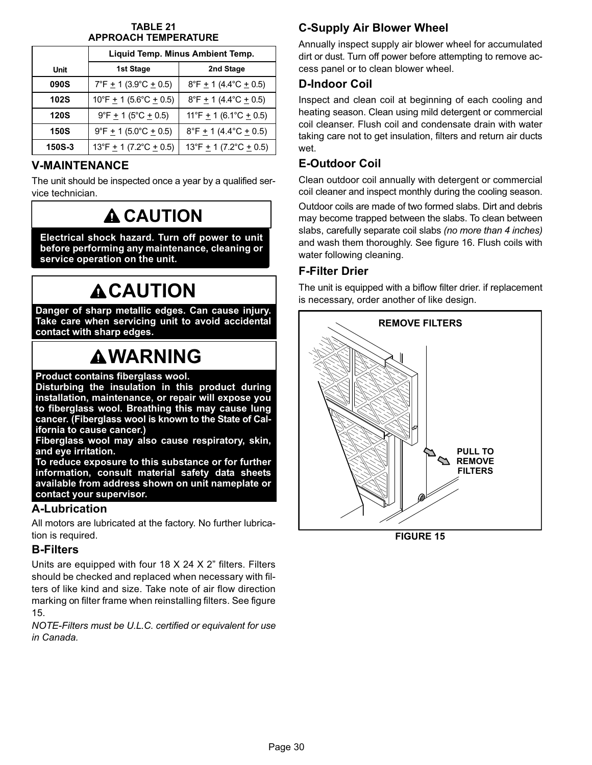**TABLE 21**
**APPROACH TEMPERATURE**

| Unit | Liquid Temp. Minus Ambient Temp. | |
|---|---|---|
| | 1st Stage | 2nd Stage |
| 090S | 7°F ± 1 (3.9°C ± 0.5) | 8°F ± 1 (4.4°C ± 0.5) |
| 102S | 10°F ± 1 (5.6°C ± 0.5) | 8°F ± 1 (4.4°C ± 0.5) |
| 120S | 9°F ± 1 (5°C ± 0.5) | 11°F ± 1 (6.1°C ± 0.5) |
| 150S | 9°F ± 1 (5.0°C ± 0.5) | 8°F ± 1 (4.4°C ± 0.5) |
| 150S-3 | 13°F ± 1 (7.2°C ± 0.5) | 13°F ± 1 (7.2°C ± 0.5) |

## V-MAINTENANCE

The unit should be inspected once a year by a qualified service technician.

**CAUTION**

**Electrical shock hazard. Turn off power to unit before performing any maintenance, cleaning or service operation on the unit.**

**CAUTION**

**Danger of sharp metallic edges. Can cause injury. Take care when servicing unit to avoid accidental contact with sharp edges.**

**WARNING**

**Product contains fiberglass wool.**
**Disturbing the insulation in this product during installation, maintenance, or repair will expose you to fiberglass wool. Breathing this may cause lung cancer. (Fiberglass wool is known to the State of California to cause cancer.)**
**Fiberglass wool may also cause respiratory, skin, and eye irritation.**
**To reduce exposure to this substance or for further information, consult material safety data sheets available from address shown on unit nameplate or contact your supervisor.**

### A-Lubrication

All motors are lubricated at the factory. No further lubrication is required.

### B-Filters

Units are equipped with four 18 X 24 X 2" filters. Filters should be checked and replaced when necessary with filters of like kind and size. Take note of air flow direction marking on filter frame when reinstalling filters. See figure 15.

*NOTE-Filters must be U.L.C. certified or equivalent for use in Canada.*

### C-Supply Air Blower Wheel

Annually inspect supply air blower wheel for accumulated dirt or dust. Turn off power before attempting to remove access panel or to clean blower wheel.

### D-Indoor Coil

Inspect and clean coil at beginning of each cooling and heating season. Clean using mild detergent or commercial coil cleanser. Flush coil and condensate drain with water taking care not to get insulation, filters and return air ducts wet.

### E-Outdoor Coil

Clean outdoor coil annually with detergent or commercial coil cleaner and inspect monthly during the cooling season.

Outdoor coils are made of two formed slabs. Dirt and debris may become trapped between the slabs. To clean between slabs, carefully separate coil slabs *(no more than 4 inches)* and wash them thoroughly. See figure 16. Flush coils with water following cleaning.

### F-Filter Drier

The unit is equipped with a biflow filter drier. if replacement is necessary, order another of like design.

REMOVE FILTERS

PULL TO REMOVE FILTERS

**FIGURE 15**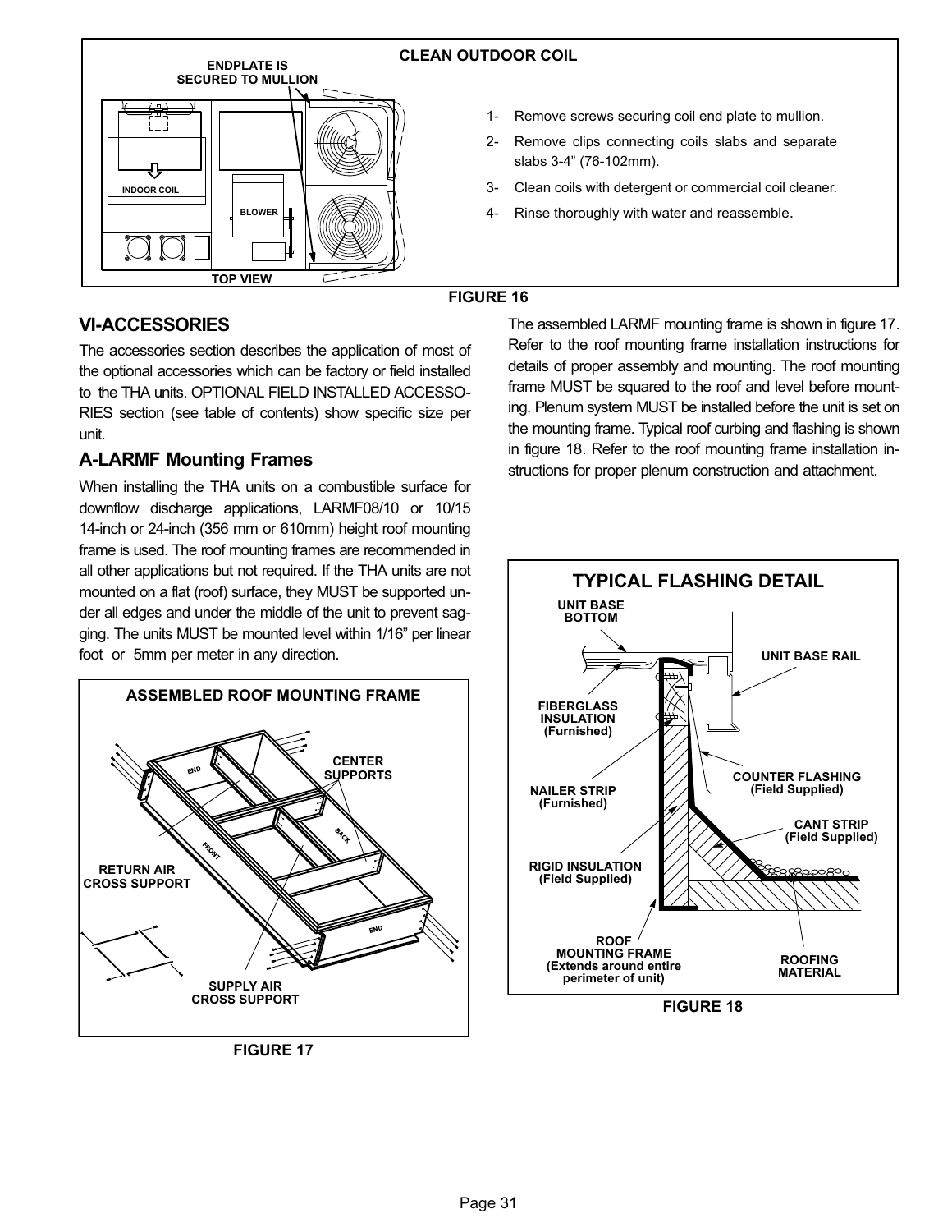**CLEAN OUTDOOR COIL**

ENDPLATE IS SECURED TO MULLION

1- Remove screws securing coil end plate to mullion.

2- Remove clips connecting coils slabs and separate slabs 3-4” (76-102mm).

3- Clean coils with detergent or commercial coil cleaner.

4- Rinse thoroughly with water and reassemble.

FIGURE 16

## VI-ACCESSORIES

The accessories section describes the application of most of the optional accessories which can be factory or field installed to the THA units. OPTIONAL FIELD INSTALLED ACCESSORIES section (see table of contents) show specific size per unit.

### A-LARMF Mounting Frames

When installing the THA units on a combustible surface for downflow discharge applications, LARMF08/10 or 10/15 14-inch or 24-inch (356 mm or 610mm) height roof mounting frame is used. The roof mounting frames are recommended in all other applications but not required. If the THA units are not mounted on a flat (roof) surface, they MUST be supported under all edges and under the middle of the unit to prevent sagging. The units MUST be mounted level within 1/16” per linear foot or 5mm per meter in any direction.

**ASSEMBLED ROOF MOUNTING FRAME**

FIGURE 17

The assembled LARMF mounting frame is shown in figure 17. Refer to the roof mounting frame installation instructions for details of proper assembly and mounting. The roof mounting frame MUST be squared to the roof and level before mounting. Plenum system MUST be installed before the unit is set on the mounting frame. Typical roof curbing and flashing is shown in figure 18. Refer to the roof mounting frame installation instructions for proper plenum construction and attachment.

**TYPICAL FLASHING DETAIL**

FIGURE 18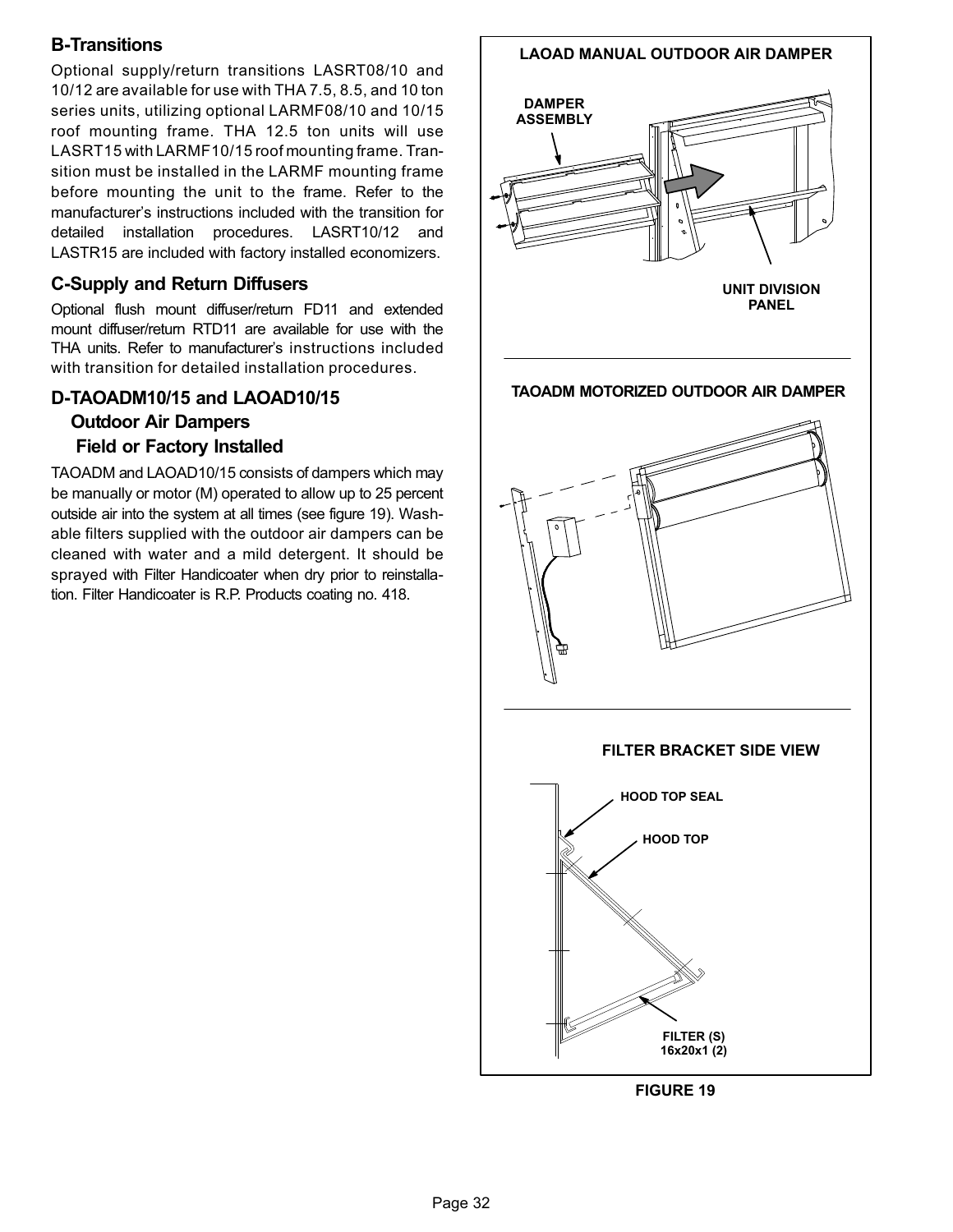## B-Transitions

Optional supply/return transitions LASRT08/10 and 10/12 are available for use with THA 7.5, 8.5, and 10 ton series units, utilizing optional LARMF08/10 and 10/15 roof mounting frame. THA 12.5 ton units will use LASRT15 with LARMF10/15 roof mounting frame. Transition must be installed in the LARMF mounting frame before mounting the unit to the frame. Refer to the manufacturer's instructions included with the transition for detailed installation procedures. LASRT10/12 and LASTR15 are included with factory installed economizers.

## C-Supply and Return Diffusers

Optional flush mount diffuser/return FD11 and extended mount diffuser/return RTD11 are available for use with the THA units. Refer to manufacturer's instructions included with transition for detailed installation procedures.

## D-TAOADM10/15 and LAOAD10/15 Outdoor Air Dampers Field or Factory Installed

TAOADM and LAOAD10/15 consists of dampers which may be manually or motor (M) operated to allow up to 25 percent outside air into the system at all times (see figure 19). Washable filters supplied with the outdoor air dampers can be cleaned with water and a mild detergent. It should be sprayed with Filter Handicoater when dry prior to reinstallation. Filter Handicoater is R.P. Products coating no. 418.

LAOAD MANUAL OUTDOOR AIR DAMPER

DAMPER ASSEMBLY

UNIT DIVISION PANEL

TAOADM MOTORIZED OUTDOOR AIR DAMPER

FILTER BRACKET SIDE VIEW

HOOD TOP SEAL

HOOD TOP

FILTER (S) 16x20x1 (2)

FIGURE 19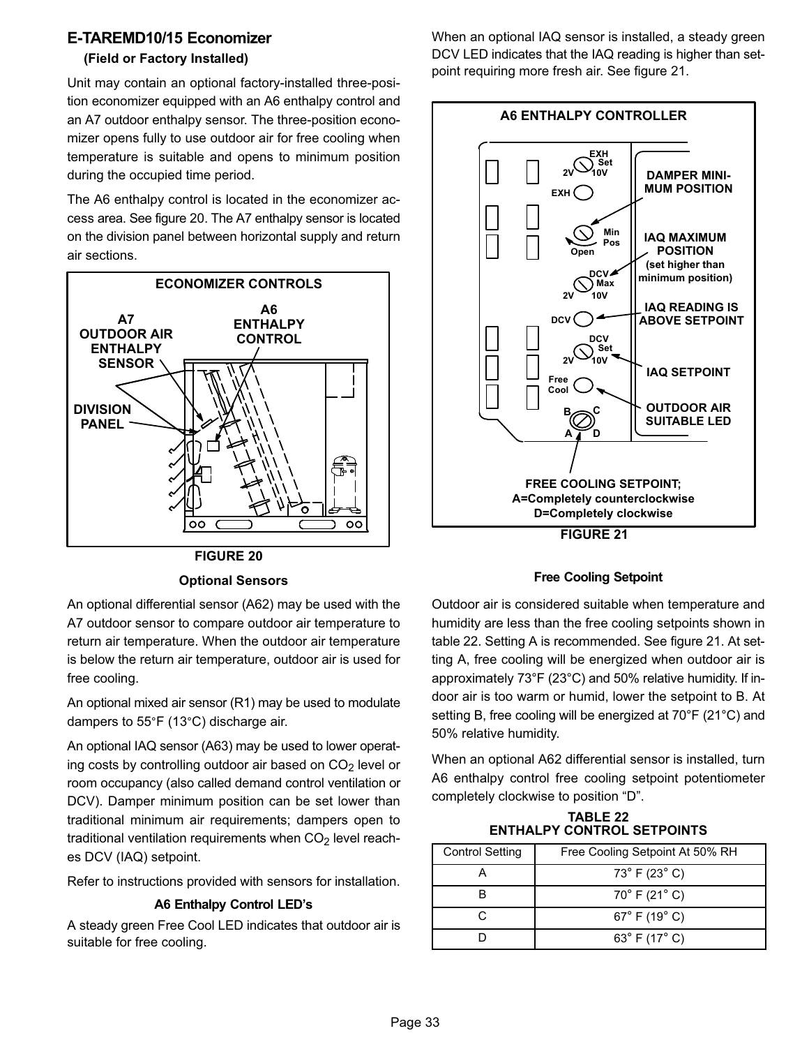## E-TAREMD10/15 Economizer

### (Field or Factory Installed)

Unit may contain an optional factory-installed three-position economizer equipped with an A6 enthalpy control and an A7 outdoor enthalpy sensor. The three-position economizer opens fully to use outdoor air for free cooling when temperature is suitable and opens to minimum position during the occupied time period.

The A6 enthalpy control is located in the economizer access area. See figure 20. The A7 enthalpy sensor is located on the division panel between horizontal supply and return air sections.

FIGURE 20

#### Optional Sensors

An optional differential sensor (A62) may be used with the A7 outdoor sensor to compare outdoor air temperature to return air temperature. When the outdoor air temperature is below the return air temperature, outdoor air is used for free cooling.

An optional mixed air sensor (R1) may be used to modulate dampers to 55°F (13°C) discharge air.

An optional IAQ sensor (A63) may be used to lower operating costs by controlling outdoor air based on $CO_2$ level or room occupancy (also called demand control ventilation or DCV). Damper minimum position can be set lower than traditional minimum air requirements; dampers open to traditional ventilation requirements when $CO_2$ level reaches DCV (IAQ) setpoint.

Refer to instructions provided with sensors for installation.

#### A6 Enthalpy Control LED's

A steady green Free Cool LED indicates that outdoor air is suitable for free cooling.

When an optional IAQ sensor is installed, a steady green DCV LED indicates that the IAQ reading is higher than setpoint requiring more fresh air. See figure 21.

FIGURE 21

#### Free Cooling Setpoint

Outdoor air is considered suitable when temperature and humidity are less than the free cooling setpoints shown in table 22. Setting A is recommended. See figure 21. At setting A, free cooling will be energized when outdoor air is approximately 73°F (23°C) and 50% relative humidity. If indoor air is too warm or humid, lower the setpoint to B. At setting B, free cooling will be energized at 70°F (21°C) and 50% relative humidity.

When an optional A62 differential sensor is installed, turn A6 enthalpy control free cooling setpoint potentiometer completely clockwise to position "D".

TABLE 22
ENTHALPY CONTROL SETPOINTS

| Control Setting | Free Cooling Setpoint At 50% RH |
|---|---|
| A | 73° F (23° C) |
| B | 70° F (21° C) |
| C | 67° F (19° C) |
| D | 63° F (17° C) |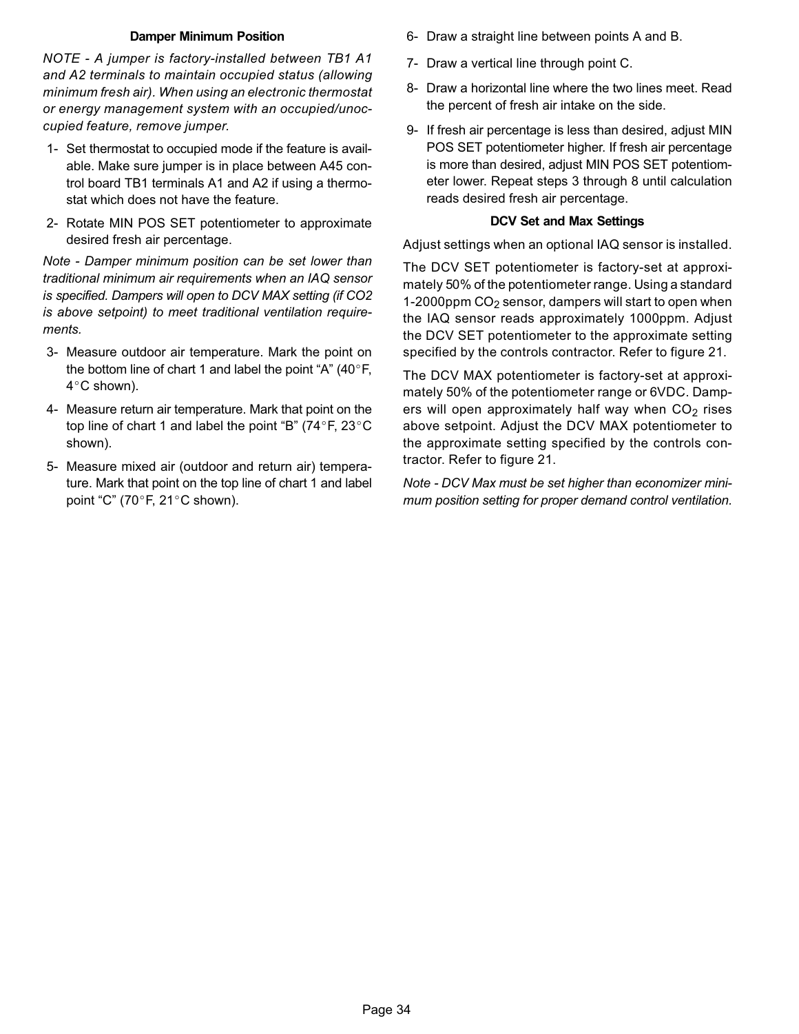### Damper Minimum Position

*NOTE - A jumper is factory-installed between TB1 A1 and A2 terminals to maintain occupied status (allowing minimum fresh air). When using an electronic thermostat or energy management system with an occupied/unoccupied feature, remove jumper.*

1- Set thermostat to occupied mode if the feature is available. Make sure jumper is in place between A45 control board TB1 terminals A1 and A2 if using a thermostat which does not have the feature.

2- Rotate MIN POS SET potentiometer to approximate desired fresh air percentage.

*Note - Damper minimum position can be set lower than traditional minimum air requirements when an IAQ sensor is specified. Dampers will open to DCV MAX setting (if CO2 is above setpoint) to meet traditional ventilation requirements.*

3- Measure outdoor air temperature. Mark the point on the bottom line of chart 1 and label the point “A” (40°F, 4°C shown).

4- Measure return air temperature. Mark that point on the top line of chart 1 and label the point “B” (74°F, 23°C shown).

5- Measure mixed air (outdoor and return air) temperature. Mark that point on the top line of chart 1 and label point “C” (70°F, 21°C shown).

6- Draw a straight line between points A and B.

7- Draw a vertical line through point C.

8- Draw a horizontal line where the two lines meet. Read the percent of fresh air intake on the side.

9- If fresh air percentage is less than desired, adjust MIN POS SET potentiometer higher. If fresh air percentage is more than desired, adjust MIN POS SET potentiometer lower. Repeat steps 3 through 8 until calculation reads desired fresh air percentage.

### DCV Set and Max Settings

Adjust settings when an optional IAQ sensor is installed.

The DCV SET potentiometer is factory-set at approximately 50% of the potentiometer range. Using a standard 1-2000ppm $CO_2$ sensor, dampers will start to open when the IAQ sensor reads approximately 1000ppm. Adjust the DCV SET potentiometer to the approximate setting specified by the controls contractor. Refer to figure 21.

The DCV MAX potentiometer is factory-set at approximately 50% of the potentiometer range or 6VDC. Dampers will open approximately half way when $CO_2$ rises above setpoint. Adjust the DCV MAX potentiometer to the approximate setting specified by the controls contractor. Refer to figure 21.

*Note - DCV Max must be set higher than economizer minimum position setting for proper demand control ventilation.*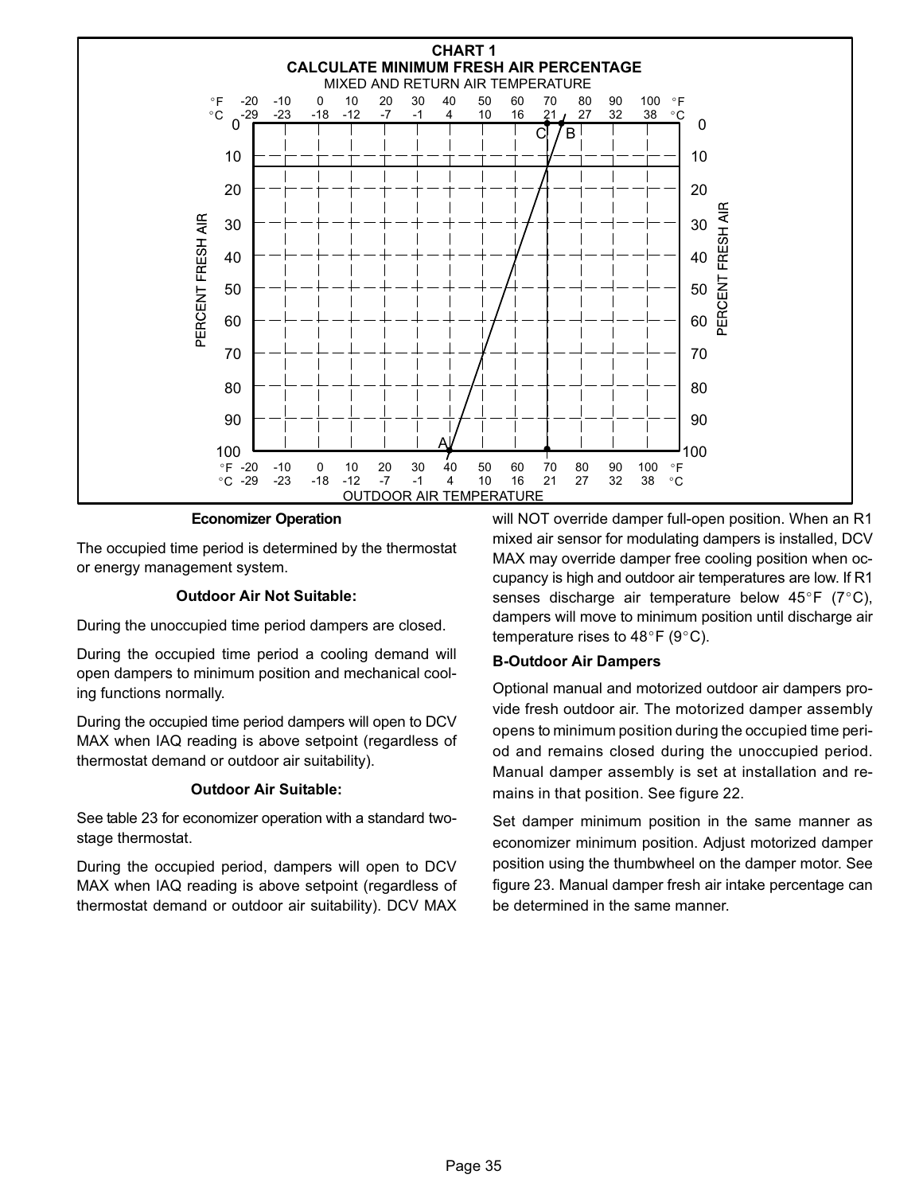**CHART 1**

**CALCULATE MINIMUM FRESH AIR PERCENTAGE**

MIXED AND RETURN AIR TEMPERATURE

OUTDOOR AIR TEMPERATURE

### Economizer Operation

The occupied time period is determined by the thermostat or energy management system.

#### Outdoor Air Not Suitable:

During the unoccupied time period dampers are closed.

During the occupied time period a cooling demand will open dampers to minimum position and mechanical cooling functions normally.

During the occupied time period dampers will open to DCV MAX when IAQ reading is above setpoint (regardless of thermostat demand or outdoor air suitability).

#### Outdoor Air Suitable:

See table 23 for economizer operation with a standard two-stage thermostat.

During the occupied period, dampers will open to DCV MAX when IAQ reading is above setpoint (regardless of thermostat demand or outdoor air suitability). DCV MAX will NOT override damper full-open position. When an R1 mixed air sensor for modulating dampers is installed, DCV MAX may override damper free cooling position when occupancy is high and outdoor air temperatures are low. If R1 senses discharge air temperature below 45°F (7°C), dampers will move to minimum position until discharge air temperature rises to 48°F (9°C).

### B-Outdoor Air Dampers

Optional manual and motorized outdoor air dampers provide fresh outdoor air. The motorized damper assembly opens to minimum position during the occupied time period and remains closed during the unoccupied period. Manual damper assembly is set at installation and remains in that position. See figure 22.

Set damper minimum position in the same manner as economizer minimum position. Adjust motorized damper position using the thumbwheel on the damper motor. See figure 23. Manual damper fresh air intake percentage can be determined in the same manner.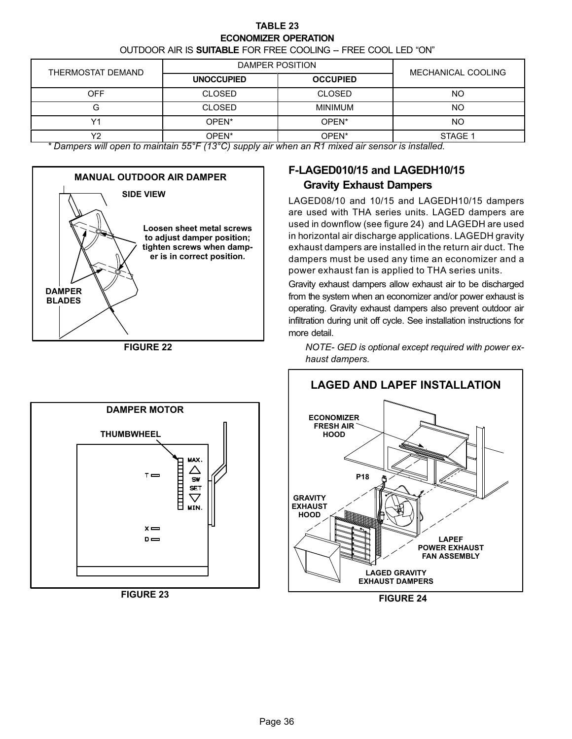**TABLE 23**
**ECONOMIZER OPERATION**
OUTDOOR AIR IS **SUITABLE** FOR FREE COOLING -- FREE COOL LED "ON"

| THERMOSTAT DEMAND | DAMPER POSITION | | MECHANICAL COOLING |
|---|---|---|---|
| | **UNOCCUPIED** | **OCCUPIED** | |
| OFF | CLOSED | CLOSED | NO |
| G | CLOSED | MINIMUM | NO |
| Y1 | OPEN* | OPEN* | NO |
| Y2 | OPEN* | OPEN* | STAGE 1 |

*\* Dampers will open to maintain 55°F (13°C) supply air when an R1 mixed air sensor is installed.*

**MANUAL OUTDOOR AIR DAMPER**

SIDE VIEW

Loosen sheet metal screws to adjust damper position; tighten screws when damper is in correct position.

DAMPER BLADES

FIGURE 22

**DAMPER MOTOR**

THUMBWHEEL

MAX. SW SET MIN.

T X D

FIGURE 23

## F-LAGED010/15 and LAGEDH10/15 Gravity Exhaust Dampers

LAGED08/10 and 10/15 and LAGEDH10/15 dampers are used with THA series units. LAGED dampers are used in downflow (see figure 24) and LAGEDH are used in horizontal air discharge applications. LAGEDH gravity exhaust dampers are installed in the return air duct. The dampers must be used any time an economizer and a power exhaust fan is applied to THA series units.

Gravity exhaust dampers allow exhaust air to be discharged from the system when an economizer and/or power exhaust is operating. Gravity exhaust dampers also prevent outdoor air infiltration during unit off cycle. See installation instructions for more detail.

*NOTE- GED is optional except required with power exhaust dampers.*

**LAGED AND LAPEF INSTALLATION**

ECONOMIZER FRESH AIR HOOD

P18

GRAVITY EXHAUST HOOD

LAPEF POWER EXHAUST FAN ASSEMBLY

LAGED GRAVITY EXHAUST DAMPERS

FIGURE 24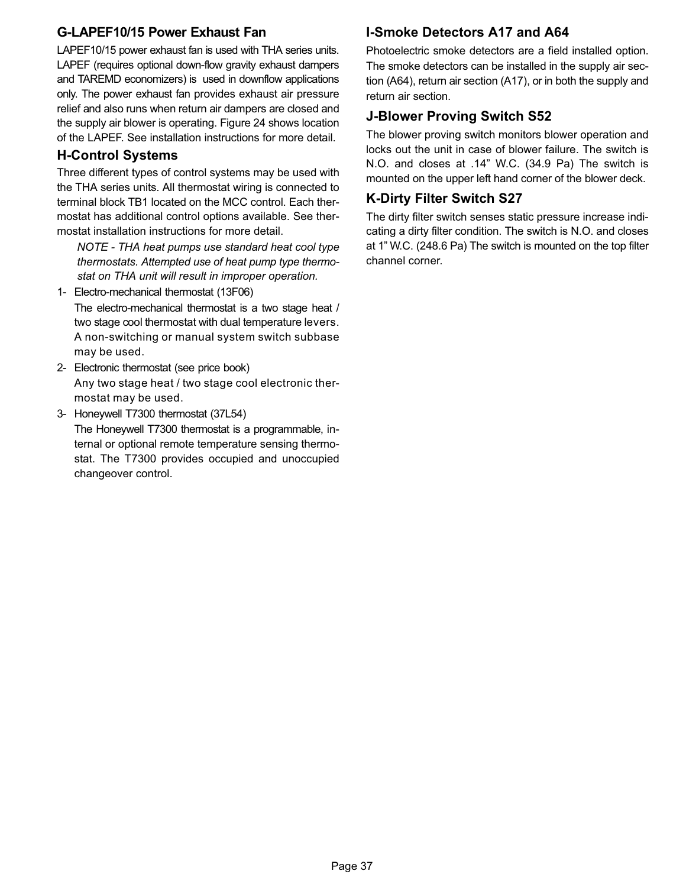### G-LAPEF10/15 Power Exhaust Fan

LAPEF10/15 power exhaust fan is used with THA series units. LAPEF (requires optional down-flow gravity exhaust dampers and TAREMD economizers) is used in downflow applications only. The power exhaust fan provides exhaust air pressure relief and also runs when return air dampers are closed and the supply air blower is operating. Figure 24 shows location of the LAPEF. See installation instructions for more detail.

### H-Control Systems

Three different types of control systems may be used with the THA series units. All thermostat wiring is connected to terminal block TB1 located on the MCC control. Each thermostat has additional control options available. See thermostat installation instructions for more detail.

*NOTE - THA heat pumps use standard heat cool type thermostats. Attempted use of heat pump type thermostat on THA unit will result in improper operation.*

1- Electro-mechanical thermostat (13F06)

   The electro-mechanical thermostat is a two stage heat / two stage cool thermostat with dual temperature levers. A non-switching or manual system switch subbase may be used.

2- Electronic thermostat (see price book)

   Any two stage heat / two stage cool electronic thermostat may be used.

3- Honeywell T7300 thermostat (37L54)

   The Honeywell T7300 thermostat is a programmable, internal or optional remote temperature sensing thermostat. The T7300 provides occupied and unoccupied changeover control.

### I-Smoke Detectors A17 and A64

Photoelectric smoke detectors are a field installed option. The smoke detectors can be installed in the supply air section (A64), return air section (A17), or in both the supply and return air section.

### J-Blower Proving Switch S52

The blower proving switch monitors blower operation and locks out the unit in case of blower failure. The switch is N.O. and closes at .14” W.C. (34.9 Pa) The switch is mounted on the upper left hand corner of the blower deck.

### K-Dirty Filter Switch S27

The dirty filter switch senses static pressure increase indicating a dirty filter condition. The switch is N.O. and closes at 1” W.C. (248.6 Pa) The switch is mounted on the top filter channel corner.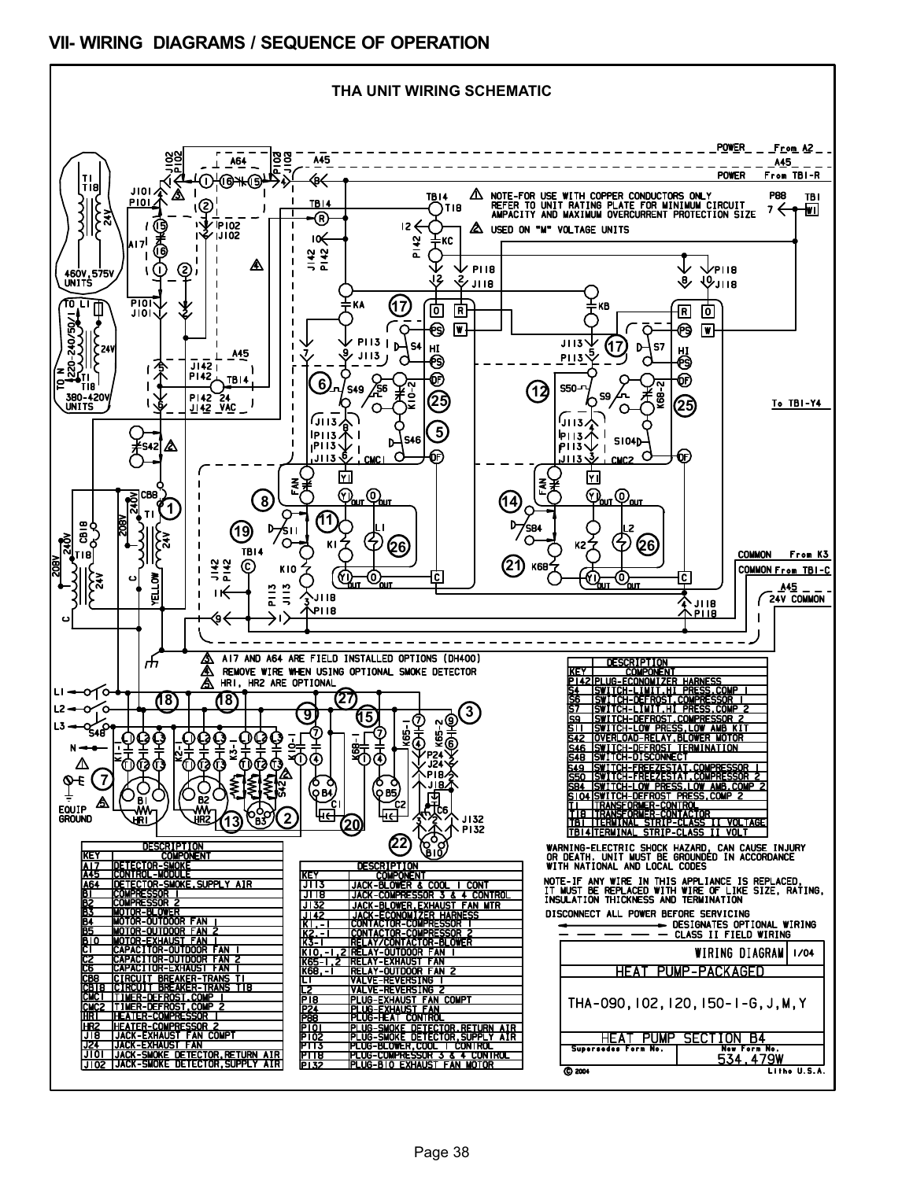## VII- WIRING DIAGRAMS / SEQUENCE OF OPERATION

### THA UNIT WIRING SCHEMATIC

NOTE-FOR USE WITH COPPER CONDUCTORS ONLY
REFER TO UNIT RATING PLATE FOR MINIMUM CIRCUIT AMPACITY AND MAXIMUM OVERCURRENT PROTECTION SIZE

USED ON "M" VOLTAGE UNITS

A17 AND A64 ARE FIELD INSTALLED OPTIONS (DH400)

REMOVE WIRE WHEN USING OPTIONAL SMOKE DETECTOR

HR1, HR2 ARE OPTIONAL

| KEY | COMPONENT |
|---|---|
| A17 | DETECTOR-SMOKE |
| A45 | CONTROL-MODULE |
| A64 | DETECTOR-SMOKE,SUPPLY AIR |
| B1 | COMPRESSOR 1 |
| B2 | COMPRESSOR 2 |
| B3 | MOTOR-BLOWER |
| B4 | MOTOR-OUTDOOR FAN 1 |
| B5 | MOTOR-OUTDOOR FAN 2 |
| B10 | MOTOR-EXHAUST FAN 1 |
| C1 | CAPACITOR-OUTDOOR FAN 1 |
| C2 | CAPACITOR-OUTDOOR FAN 2 |
| C6 | CAPACITOR-EXHAUST FAN 1 |
| CB8 | CIRCUIT BREAKER-TRANS T1 |
| CB18 | CIRCUIT BREAKER-TRANS T18 |
| CMC1 | TIMER-DEFROST,COMP 1 |
| CMC2 | TIMER-DEFROST,COMP 2 |
| HR1 | HEATER-COMPRESSOR 1 |
| HR2 | HEATER-COMPRESSOR 2 |
| J18 | JACK-EXHAUST FAN COMPT |
| J24 | JACK-EXHAUST FAN |
| J101 | JACK-SMOKE DETECTOR,RETURN AIR |
| J102 | JACK-SMOKE DETECTOR,SUPPLY AIR |

| KEY | COMPONENT |
|---|---|
| J113 | JACK-BLOWER & COOL 1 CONT |
| J118 | JACK-COMPRESSOR 3 & 4 CONTROL |
| J132 | JACK-BLOWER,EXHAUST FAN MTR |
| J142 | JACK-ECONOMIZER HARNESS |
| K1-1 | CONTACTOR-COMPRESSOR 1 |
| K2-1 | CONTACTOR-COMPRESSOR 2 |
| K3-1 | RELAY/CONTACTOR-BLOWER |
| K10,-1,2 | RELAY-OUTDOOR FAN 1 |
| K65-1,2 | RELAY-EXHAUST FAN |
| K68,-1 | RELAY-OUTDOOR FAN 2 |
| L1 | VALVE-REVERSING 1 |
| L2 | VALVE-REVERSING 2 |
| P18 | PLUG-EXHAUST FAN COMPT |
| P24 | PLUG-EXHAUST FAN |
| P88 | PLUG-HEAT CONTROL |
| P101 | PLUG-SMOKE DETECTOR,RETURN AIR |
| P102 | PLUG-SMOKE DETECTOR,SUPPLY AIR |
| P113 | PLUG-BLOWER,COOL 1 CONTROL |
| P118 | PLUG-COMPRESSOR 3 & 4 CONTROL |
| P132 | PLUG-B10 EXHAUST FAN MOTOR |

| KEY | COMPONENT |
|---|---|
| P142 | PLUG-ECONOMIZER HARNESS |
| S4 | SWITCH-LIMIT,HI PRESS,COMP 1 |
| S6 | SWITCH-DEFROST,COMPRESSOR 1 |
| S7 | SWITCH-LIMIT,HI PRESS,COMP 2 |
| S9 | SWITCH-DEFROST,COMPRESSOR 2 |
| S11 | SWITCH-LOW PRESS,LOW AMB KIT |
| S42 | OVERLOAD-RELAY,BLOWER MOTOR |
| S46 | SWITCH-DEFROST TERMINATION |
| S48 | SWITCH-DISCONNECT |
| S49 | SWITCH-FREEZESTAT,COMPRESSOR 1 |
| S50 | SWITCH-FREEZESTAT,COMPRESSOR 2 |
| S84 | SWITCH-LOW PRESS,LOW AMB,COMP 2 |
| S104 | SWITCH-DEFROST PRESS,COMP 2 |
| T1 | TRANSFORMER-CONTROL |
| T18 | TRANSFORMER-CONTACTOR |
| TB1 | TERMINAL STRIP-CLASS II VOLTAGE |
| TB14 | TERMINAL STRIP-CLASS II VOLT |

WARNING-ELECTRIC SHOCK HAZARD, CAN CAUSE INJURY OR DEATH. UNIT MUST BE GROUNDED IN ACCORDANCE WITH NATIONAL AND LOCAL CODES

NOTE-IF ANY WIRE IN THIS APPLIANCE IS REPLACED, IT MUST BE REPLACED WITH WIRE OF LIKE SIZE, RATING, INSULATION THICKNESS AND TERMINATION

DISCONNECT ALL POWER BEFORE SERVICING

DESIGNATES OPTIONAL WIRING

CLASS II FIELD WIRING

WIRING DIAGRAM 1/04

HEAT PUMP-PACKAGED

THA-090,102,120,150-1-G,J,M,Y

HEAT PUMP SECTION B4

Supersedes Form No. | New Form No. 534,479W

© 2004 Litho U.S.A.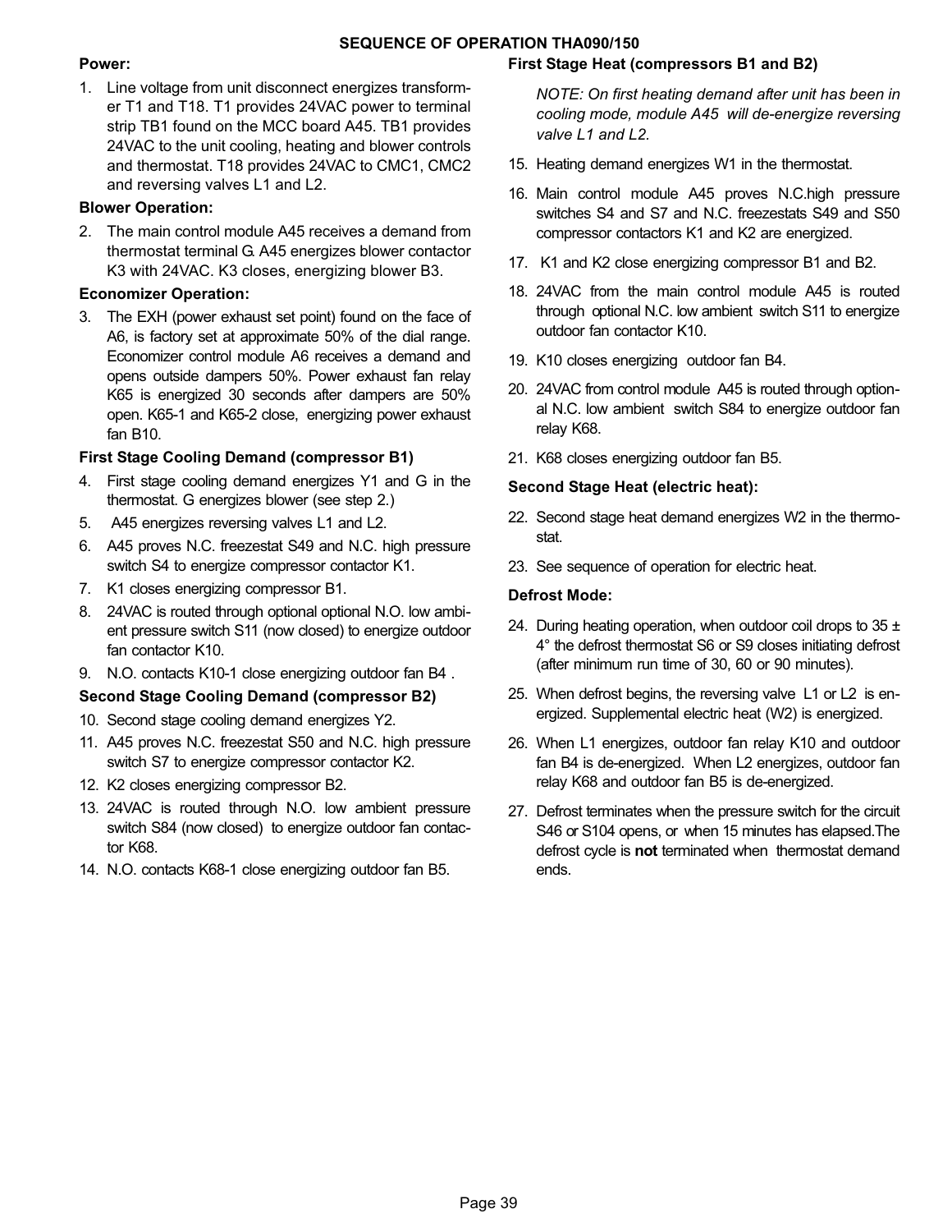## SEQUENCE OF OPERATION THA090/150

### Power:

1. Line voltage from unit disconnect energizes transformer T1 and T18. T1 provides 24VAC power to terminal strip TB1 found on the MCC board A45. TB1 provides 24VAC to the unit cooling, heating and blower controls and thermostat. T18 provides 24VAC to CMC1, CMC2 and reversing valves L1 and L2.

### Blower Operation:

2. The main control module A45 receives a demand from thermostat terminal G. A45 energizes blower contactor K3 with 24VAC. K3 closes, energizing blower B3.

### Economizer Operation:

3. The EXH (power exhaust set point) found on the face of A6, is factory set at approximate 50% of the dial range. Economizer control module A6 receives a demand and opens outside dampers 50%. Power exhaust fan relay K65 is energized 30 seconds after dampers are 50% open. K65-1 and K65-2 close, energizing power exhaust fan B10.

### First Stage Cooling Demand (compressor B1)

4. First stage cooling demand energizes Y1 and G in the thermostat. G energizes blower (see step 2.)
5. A45 energizes reversing valves L1 and L2.
6. A45 proves N.C. freezestat S49 and N.C. high pressure switch S4 to energize compressor contactor K1.
7. K1 closes energizing compressor B1.
8. 24VAC is routed through optional optional N.O. low ambient pressure switch S11 (now closed) to energize outdoor fan contactor K10.
9. N.O. contacts K10-1 close energizing outdoor fan B4 .

### Second Stage Cooling Demand (compressor B2)

10. Second stage cooling demand energizes Y2.
11. A45 proves N.C. freezestat S50 and N.C. high pressure switch S7 to energize compressor contactor K2.
12. K2 closes energizing compressor B2.
13. 24VAC is routed through N.O. low ambient pressure switch S84 (now closed) to energize outdoor fan contactor K68.
14. N.O. contacts K68-1 close energizing outdoor fan B5.

### First Stage Heat (compressors B1 and B2)

*NOTE: On first heating demand after unit has been in cooling mode, module A45 will de-energize reversing valve L1 and L2.*

15. Heating demand energizes W1 in the thermostat.
16. Main control module A45 proves N.C.high pressure switches S4 and S7 and N.C. freezestats S49 and S50 compressor contactors K1 and K2 are energized.
17. K1 and K2 close energizing compressor B1 and B2.
18. 24VAC from the main control module A45 is routed through optional N.C. low ambient switch S11 to energize outdoor fan contactor K10.
19. K10 closes energizing outdoor fan B4.
20. 24VAC from control module A45 is routed through optional N.C. low ambient switch S84 to energize outdoor fan relay K68.
21. K68 closes energizing outdoor fan B5.

### Second Stage Heat (electric heat):

22. Second stage heat demand energizes W2 in the thermostat.
23. See sequence of operation for electric heat.

### Defrost Mode:

24. During heating operation, when outdoor coil drops to 35 ± 4° the defrost thermostat S6 or S9 closes initiating defrost (after minimum run time of 30, 60 or 90 minutes).
25. When defrost begins, the reversing valve L1 or L2 is energized. Supplemental electric heat (W2) is energized.
26. When L1 energizes, outdoor fan relay K10 and outdoor fan B4 is de-energized. When L2 energizes, outdoor fan relay K68 and outdoor fan B5 is de-energized.
27. Defrost terminates when the pressure switch for the circuit S46 or S104 opens, or when 15 minutes has elapsed.The defrost cycle is **not** terminated when thermostat demand ends.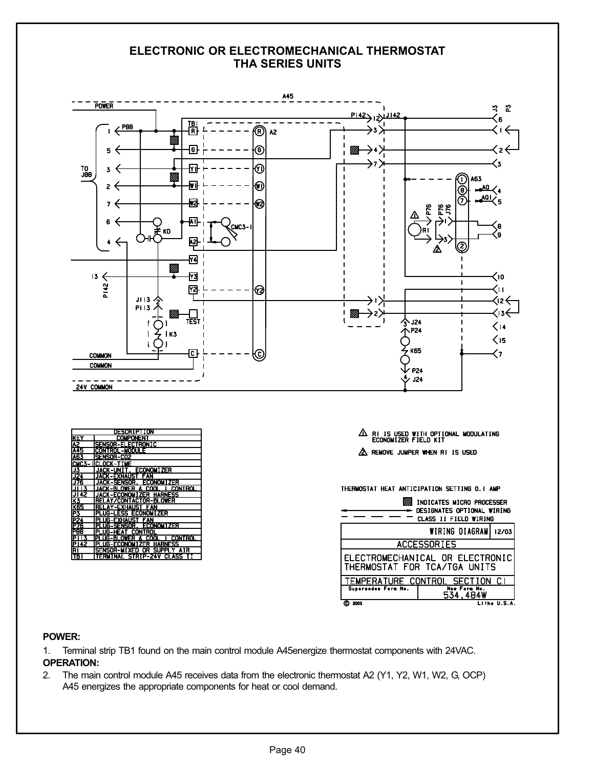# ELECTRONIC OR ELECTROMECHANICAL THERMOSTAT
## THA SERIES UNITS

| DESCRIPTION | |
|---|---|
| KEY | COMPONENT |
| A2 | SENSOR-ELECTRONIC |
| A45 | CONTROL-MODULE |
| A63 | SENSOR-CO2 |
| CMC3-1 | CLOCK-TIME |
| J3 | JACK-UNIT, ECONOMIZER |
| J24 | JACK-EXHAUST FAN |
| J76 | JACK-SENSOR, ECONOMIZER |
| J113 | JACK-BLOWER & COOL 1 CONTROL |
| J142 | JACK-ECONOMIZER HARNESS |
| K3 | RELAY/CONTACTOR-BLOWER |
| K65 | RELAY-EXHAUST FAN |
| P3 | PLUG-LESS ECONOMIZER |
| P24 | PLUG-EXHAUST FAN |
| P76 | PLUG-SENSOR, ECONOMIZER |
| P88 | PLUG-HEAT CONTROL |
| P113 | PLUG-BLOWER & COOL 1 CONTROL |
| P142 | PLUG-ECONOMIZER HARNESS |
| R1 | SENSOR-MIXED OR SUPPLY AIR |
| TB1 | TERMINAL STRIP-24V CLASS II |

1. R1 IS USED WITH OPTIONAL MODULATING ECONOMIZER FIELD KIT

2. REMOVE JUMPER WHEN R1 IS USED

THERMOSTAT HEAT ANTICIPATION SETTING 0.1 AMP

INDICATES MICRO PROCESSER

DESIGNATES OPTIONAL WIRING

CLASS II FIELD WIRING

| WIRING DIAGRAM | 12/03 |
|---|---|
| ACCESSORIES | |
| ELECTROMECHANICAL OR ELECTRONIC THERMOSTAT FOR TCA/TGA UNITS | |
| TEMPERATURE CONTROL SECTION C1 | |
| Supersedes Form No. | New Form No. 534,484W |

© 2003 Litho U.S.A.

**POWER:**

1. Terminal strip TB1 found on the main control module A45energize thermostat components with 24VAC.

**OPERATION:**

2. The main control module A45 receives data from the electronic thermostat A2 (Y1, Y2, W1, W2, G, OCP) A45 energizes the appropriate components for heat or cool demand.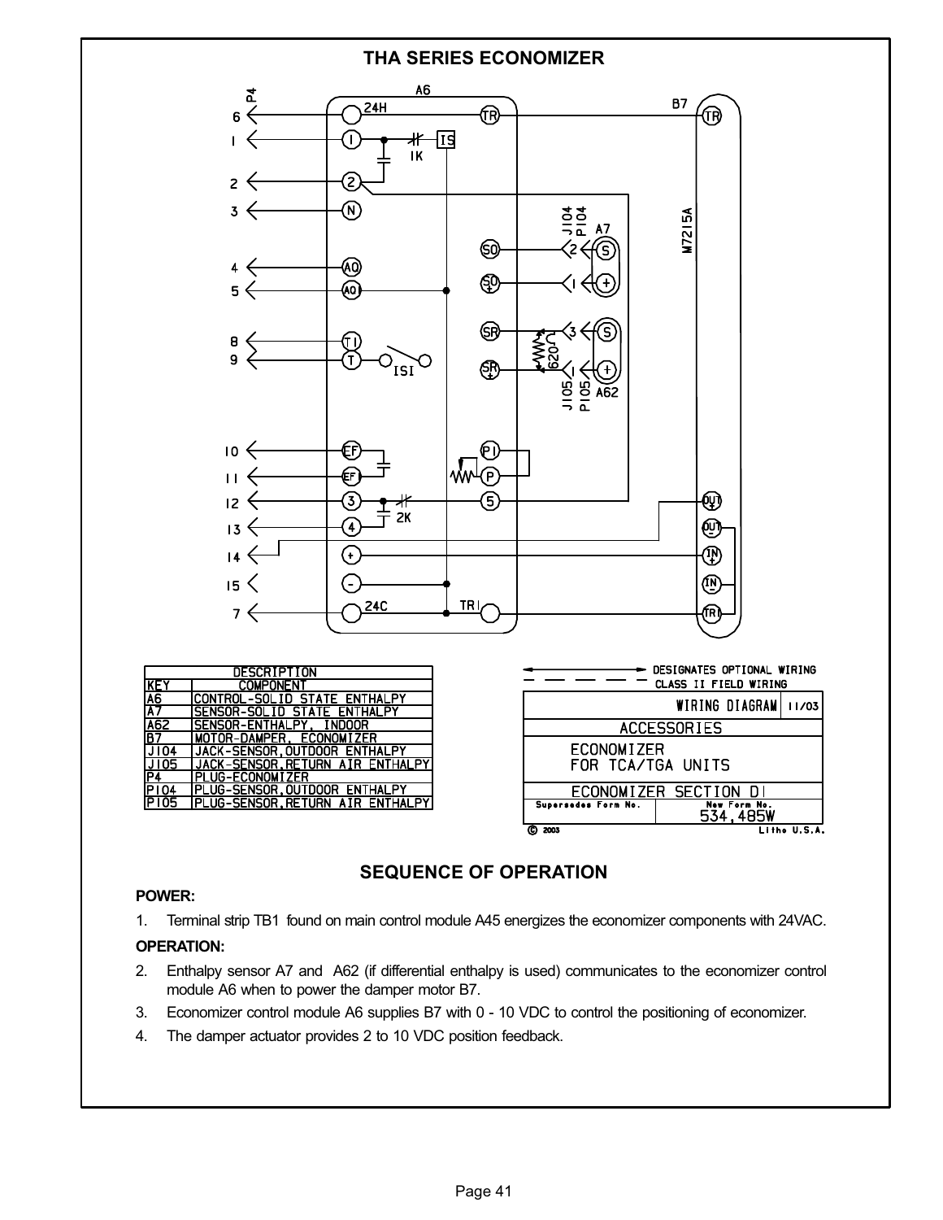## THA SERIES ECONOMIZER

| DESCRIPTION | |
|---|---|
| KEY | COMPONENT |
| A6 | CONTROL-SOLID STATE ENTHALPY |
| A7 | SENSOR-SOLID STATE ENTHALPY |
| A62 | SENSOR-ENTHALPY, INDOOR |
| B7 | MOTOR-DAMPER, ECONOMIZER |
| J104 | JACK-SENSOR,OUTDOOR ENTHALPY |
| J105 | JACK-SENSOR,RETURN AIR ENTHALPY |
| P4 | PLUG-ECONOMIZER |
| P104 | PLUG-SENSOR,OUTDOOR ENTHALPY |
| P105 | PLUG-SENSOR,RETURN AIR ENTHALPY |

DESIGNATES OPTIONAL WIRING
CLASS II FIELD WIRING

WIRING DIAGRAM 11/03
ACCESSORIES
ECONOMIZER FOR TCA/TGA UNITS
ECONOMIZER SECTION DI
Supersedes Form No. | New Form No. 534,485W
© 2003 Litho U.S.A.

### SEQUENCE OF OPERATION

**POWER:**

1. Terminal strip TB1 found on main control module A45 energizes the economizer components with 24VAC.

**OPERATION:**

2. Enthalpy sensor A7 and A62 (if differential enthalpy is used) communicates to the economizer control module A6 when to power the damper motor B7.
3. Economizer control module A6 supplies B7 with 0 - 10 VDC to control the positioning of economizer.
4. The damper actuator provides 2 to 10 VDC position feedback.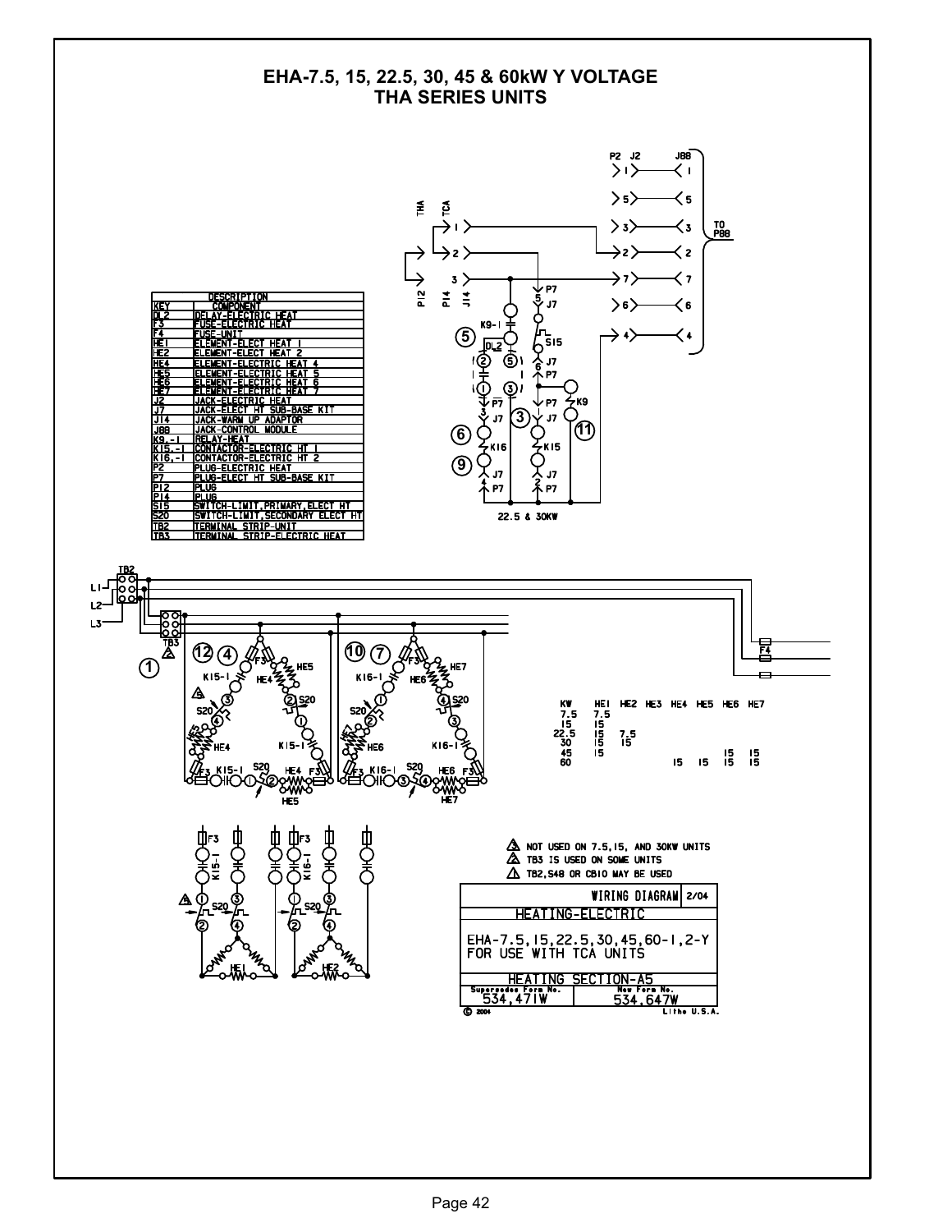# EHA-7.5, 15, 22.5, 30, 45 & 60kW Y VOLTAGE
## THA SERIES UNITS

| KEY | DESCRIPTION COMPONENT |
|---|---|
| DL2 | DELAY-ELECTRIC HEAT |
| F3 | FUSE-ELECTRIC HEAT |
| F4 | FUSE-UNIT |
| HE1 | ELEMENT-ELECT HEAT 1 |
| HE2 | ELEMENT-ELECT HEAT 2 |
| HE4 | ELEMENT-ELECTRIC HEAT 4 |
| HE5 | ELEMENT-ELECTRIC HEAT 5 |
| HE6 | ELEMENT-ELECTRIC HEAT 6 |
| HE7 | ELEMENT-ELECTRIC HEAT 7 |
| J2 | JACK-ELECTRIC HEAT |
| J7 | JACK-ELECT HT SUB-BASE KIT |
| J14 | JACK-WARM UP ADAPTOR |
| J88 | JACK-CONTROL MODULE |
| K9,-1 | RELAY-HEAT |
| K15,-1 | CONTACTOR-ELECTRIC HT 1 |
| K16,-1 | CONTACTOR-ELECTRIC HT 2 |
| P2 | PLUG-ELECTRIC HEAT |
| P7 | PLUG-ELECT HT SUB-BASE KIT |
| P12 | PLUG |
| P14 | PLUG |
| S15 | SWITCH-LIMIT,PRIMARY,ELECT HT |
| S20 | SWITCH-LIMIT,SECONDARY ELECT HT |
| TB2 | TERMINAL STRIP-UNIT |
| TB3 | TERMINAL STRIP-ELECTRIC HEAT |

| KW | HE1 | HE2 | HE3 | HE4 | HE5 | HE6 | HE7 |
|---|---|---|---|---|---|---|---|
| 7.5 | 7.5 | | | | | | |
| 15 | 15 | | | | | | |
| 22.5 | 15 | 7.5 | | | | | |
| 30 | 15 | 15 | | | | | |
| 45 | 15 | | | | | 15 | 15 |
| 60 | | | | 15 | 15 | 15 | 15 |

22.5 & 30KW

TO P88

3 NOT USED ON 7.5,15, AND 30KW UNITS

2 TB3 IS USED ON SOME UNITS

1 TB2,S48 OR CB10 MAY BE USED

| WIRING DIAGRAM | 2/04 |
|---|---|
| HEATING-ELECTRIC | |
| EHA-7.5,15,22.5,30,45,60-1,2-Y FOR USE WITH TCA UNITS | |
| HEATING SECTION-A5 | |
| Supersedes Form No. 534,471W | New Form No. 534,647W |

© 2004 Litho U.S.A.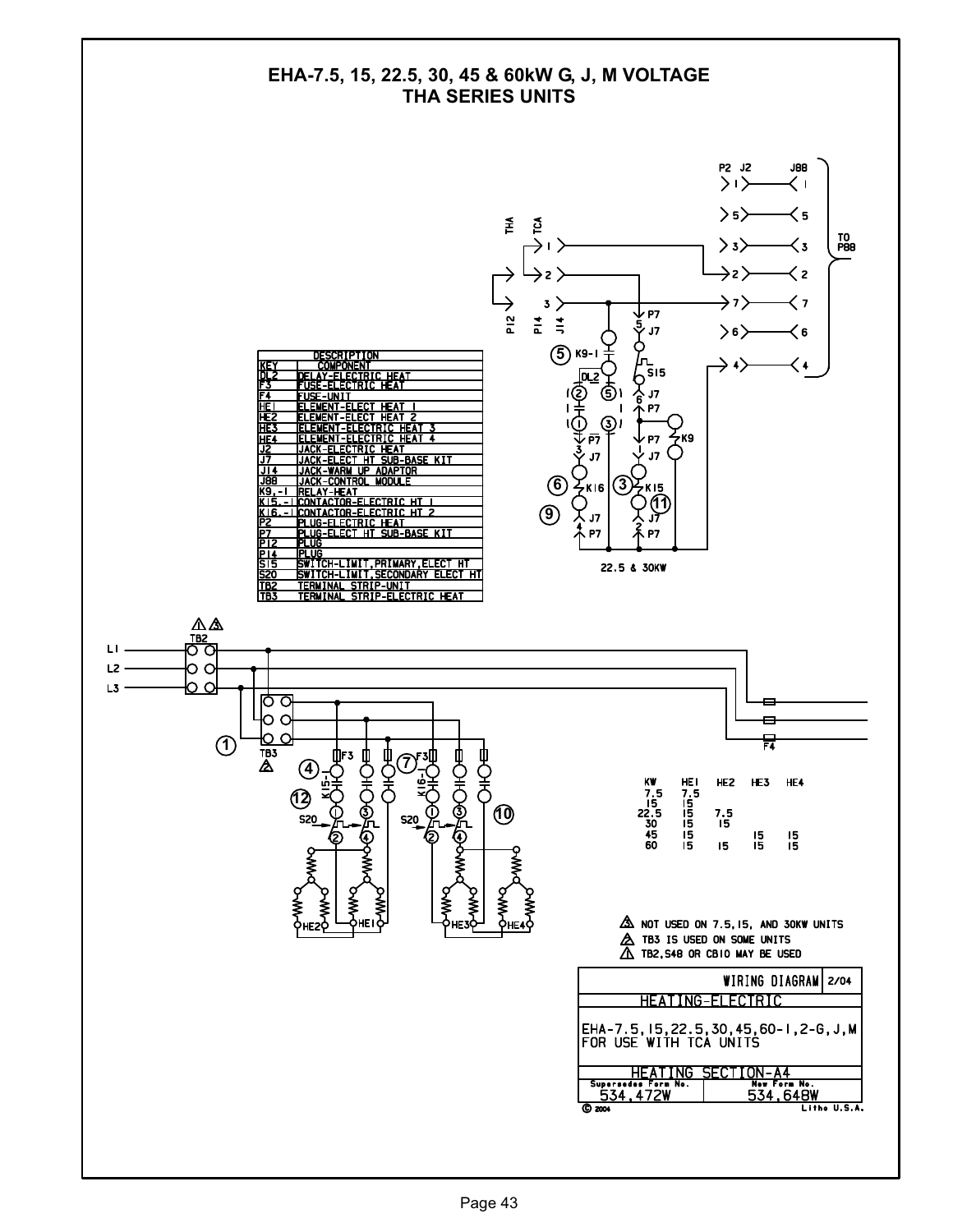# EHA-7.5, 15, 22.5, 30, 45 & 60kW G, J, M VOLTAGE THA SERIES UNITS

| KEY | DESCRIPTION COMPONENT |
|---|---|
| DL2 | DELAY-ELECTRIC HEAT |
| F3 | FUSE-ELECTRIC HEAT |
| F4 | FUSE-UNIT |
| HE1 | ELEMENT-ELECT HEAT 1 |
| HE2 | ELEMENT-ELECT HEAT 2 |
| HE3 | ELEMENT-ELECTRIC HEAT 3 |
| HE4 | ELEMENT-ELECTRIC HEAT 4 |
| J2 | JACK-ELECTRIC HEAT |
| J7 | JACK-ELECT HT SUB-BASE KIT |
| J14 | JACK-WARM UP ADAPTOR |
| J88 | JACK-CONTROL MODULE |
| K9,-1 | RELAY-HEAT |
| K15,-1 | CONTACTOR-ELECTRIC HT 1 |
| K16,-1 | CONTACTOR-ELECTRIC HT 2 |
| P2 | PLUG-ELECTRIC HEAT |
| P7 | PLUG-ELECT HT SUB-BASE KIT |
| P12 | PLUG |
| P14 | PLUG |
| S15 | SWITCH-LIMIT, PRIMARY, ELECT HT |
| S20 | SWITCH-LIMIT, SECONDARY ELECT HT |
| TB2 | TERMINAL STRIP-UNIT |
| TB3 | TERMINAL STRIP-ELECTRIC HEAT |

22.5 & 30KW

TO P88

| KW | HE1 | HE2 | HE3 | HE4 |
|---|---|---|---|---|
| 7.5 | 7.5 | | | |
| 15 | 15 | | | |
| 22.5 | 15 | 7.5 | | |
| 30 | 15 | 15 | | |
| 45 | 15 | | 15 | 15 |
| 60 | 15 | 15 | 15 | 15 |

3 NOT USED ON 7.5, 15, AND 30KW UNITS

2 TB3 IS USED ON SOME UNITS

1 TB2, S48 OR CB10 MAY BE USED

WIRING DIAGRAM 2/04

HEATING-ELECTRIC

EHA-7.5, 15, 22.5, 30, 45, 60-1, 2-G, J, M FOR USE WITH TCA UNITS

HEATING SECTION-A4

| Supersedes Form No. | New Form No. |
|---|---|
| 534,472W | 534,648W |

© 2004 Litho U.S.A.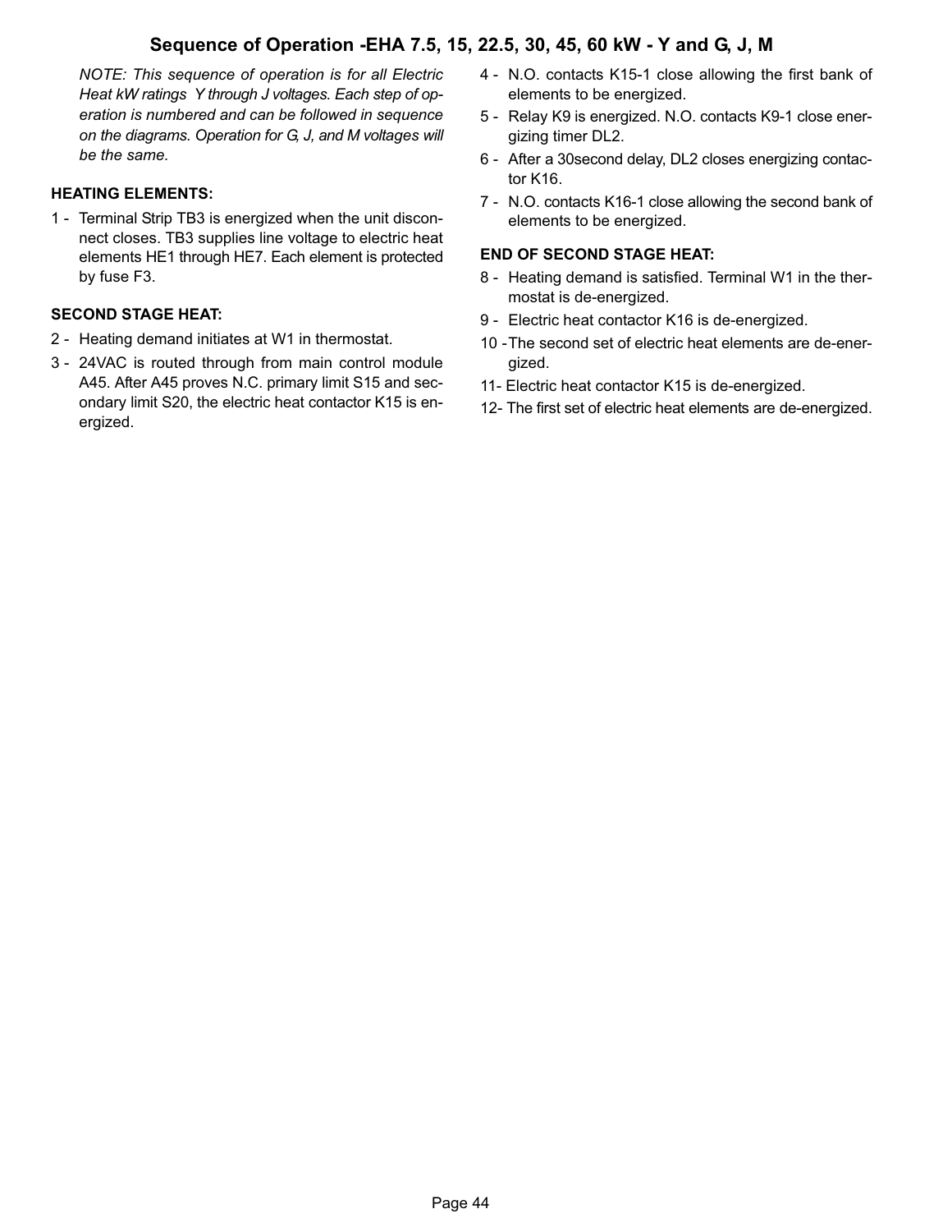## Sequence of Operation -EHA 7.5, 15, 22.5, 30, 45, 60 kW - Y and G, J, M

*NOTE: This sequence of operation is for all Electric Heat kW ratings Y through J voltages. Each step of operation is numbered and can be followed in sequence on the diagrams. Operation for G, J, and M voltages will be the same.*

**HEATING ELEMENTS:**

1 - Terminal Strip TB3 is energized when the unit disconnect closes. TB3 supplies line voltage to electric heat elements HE1 through HE7. Each element is protected by fuse F3.

**SECOND STAGE HEAT:**

2 - Heating demand initiates at W1 in thermostat.

3 - 24VAC is routed through from main control module A45. After A45 proves N.C. primary limit S15 and secondary limit S20, the electric heat contactor K15 is energized.

4 - N.O. contacts K15-1 close allowing the first bank of elements to be energized.

5 - Relay K9 is energized. N.O. contacts K9-1 close energizing timer DL2.

6 - After a 30second delay, DL2 closes energizing contactor K16.

7 - N.O. contacts K16-1 close allowing the second bank of elements to be energized.

**END OF SECOND STAGE HEAT:**

8 - Heating demand is satisfied. Terminal W1 in the thermostat is de-energized.

9 - Electric heat contactor K16 is de-energized.

10 - The second set of electric heat elements are de-energized.

11- Electric heat contactor K15 is de-energized.

12- The first set of electric heat elements are de-energized.